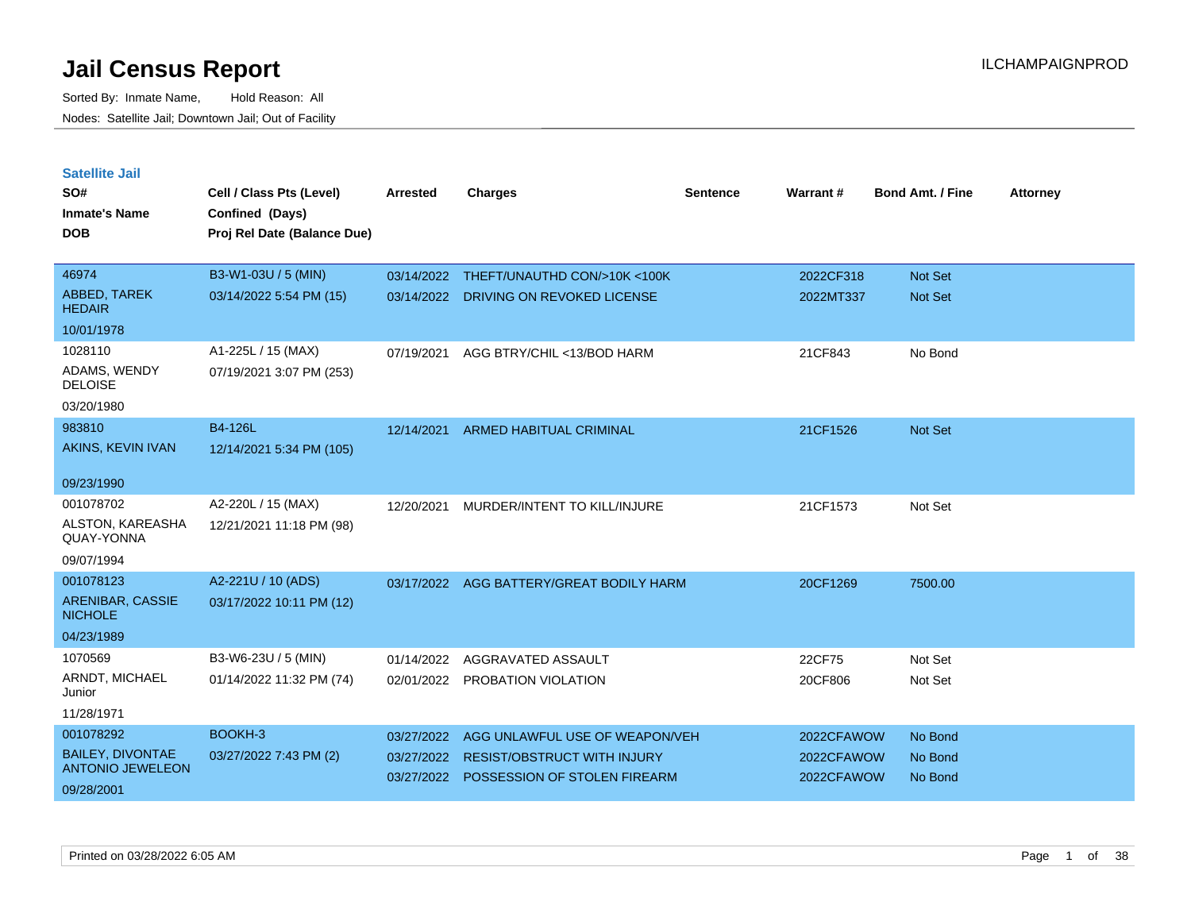# Jail Census Report

Sorted By: Inmate Name, Hold Reason: All

Nodes: Satellite Jail; Downtown Jail; Out of Facility

ILCHAMPAIGNPROD

## Satellite Jail

| SO# / Inmate's Name / DOB | Cell / Class Pts (Level) / Confined (Days) / Proj Rel Date (Balance Due) | Arrested | Charges | Sentence | Warrant # | Bond Amt. / Fine | Attorney |
|---|---|---|---|---|---|---|---|
| 46974<br>ABBED, TAREK HEDAIR<br>10/01/1978 | B3-W1-03U / 5 (MIN)<br>03/14/2022 5:54 PM (15) | 03/14/2022<br>03/14/2022 | THEFT/UNAUTHD CON/>10K <100K<br>DRIVING ON REVOKED LICENSE | | 2022CF318<br>2022MT337 | Not Set<br>Not Set | |
| 1028110<br>ADAMS, WENDY DELOISE<br>03/20/1980 | A1-225L / 15 (MAX)<br>07/19/2021 3:07 PM (253) | 07/19/2021 | AGG BTRY/CHIL <13/BOD HARM | | 21CF843 | No Bond | |
| 983810<br>AKINS, KEVIN IVAN<br>09/23/1990 | B4-126L<br>12/14/2021 5:34 PM (105) | 12/14/2021 | ARMED HABITUAL CRIMINAL | | 21CF1526 | Not Set | |
| 001078702<br>ALSTON, KAREASHA QUAY-YONNA<br>09/07/1994 | A2-220L / 15 (MAX)<br>12/21/2021 11:18 PM (98) | 12/20/2021 | MURDER/INTENT TO KILL/INJURE | | 21CF1573 | Not Set | |
| 001078123<br>ARENIBAR, CASSIE NICHOLE<br>04/23/1989 | A2-221U / 10 (ADS)<br>03/17/2022 10:11 PM (12) | 03/17/2022 | AGG BATTERY/GREAT BODILY HARM | | 20CF1269 | 7500.00 | |
| 1070569<br>ARNDT, MICHAEL Junior<br>11/28/1971 | B3-W6-23U / 5 (MIN)<br>01/14/2022 11:32 PM (74) | 01/14/2022<br>02/01/2022 | AGGRAVATED ASSAULT<br>PROBATION VIOLATION | | 22CF75<br>20CF806 | Not Set<br>Not Set | |
| 001078292<br>BAILEY, DIVONTAE ANTONIO JEWELEON<br>09/28/2001 | BOOKH-3<br>03/27/2022 7:43 PM (2) | 03/27/2022<br>03/27/2022<br>03/27/2022 | AGG UNLAWFUL USE OF WEAPON/VEH<br>RESIST/OBSTRUCT WITH INJURY<br>POSSESSION OF STOLEN FIREARM | | 2022CFAWOW<br>2022CFAWOW<br>2022CFAWOW | No Bond<br>No Bond<br>No Bond | |

Printed on 03/28/2022 6:05 AM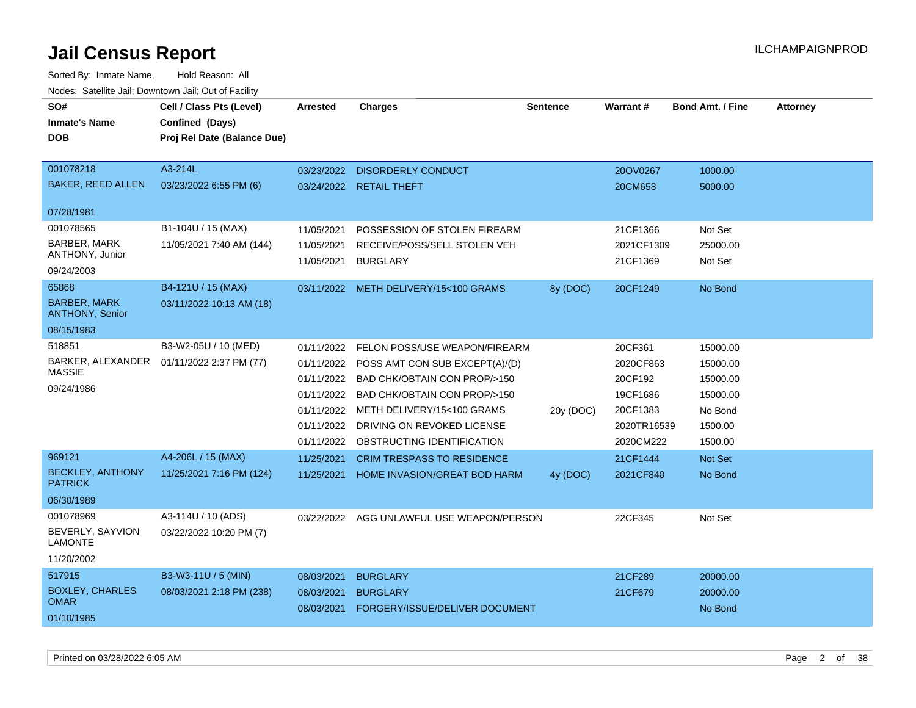# Jail Census Report

Sorted By: Inmate Name, Hold Reason: All

Nodes: Satellite Jail; Downtown Jail; Out of Facility

| SO# / Inmate's Name / DOB | Cell / Class Pts (Level) / Confined (Days) / Proj Rel Date (Balance Due) | Arrested | Charges | Sentence | Warrant # | Bond Amt. / Fine | Attorney |
|---|---|---|---|---|---|---|---|
| 001078218 BAKER, REED ALLEN 07/28/1981 | A3-214L 03/23/2022 6:55 PM (6) | 03/23/2022 | DISORDERLY CONDUCT | | 20OV0267 | 1000.00 | |
| | | 03/24/2022 | RETAIL THEFT | | 20CM658 | 5000.00 | |
| 001078565 BARBER, MARK ANTHONY, Junior 09/24/2003 | B1-104U / 15 (MAX) 11/05/2021 7:40 AM (144) | 11/05/2021 | POSSESSION OF STOLEN FIREARM | | 21CF1366 | Not Set | |
| | | 11/05/2021 | RECEIVE/POSS/SELL STOLEN VEH | | 2021CF1309 | 25000.00 | |
| | | 11/05/2021 | BURGLARY | | 21CF1369 | Not Set | |
| 65868 BARBER, MARK ANTHONY, Senior 08/15/1983 | B4-121U / 15 (MAX) 03/11/2022 10:13 AM (18) | 03/11/2022 | METH DELIVERY/15<100 GRAMS | 8y (DOC) | 20CF1249 | No Bond | |
| 518851 BARKER, ALEXANDER MASSIE 09/24/1986 | B3-W2-05U / 10 (MED) 01/11/2022 2:37 PM (77) | 01/11/2022 | FELON POSS/USE WEAPON/FIREARM | | 20CF361 | 15000.00 | |
| | | 01/11/2022 | POSS AMT CON SUB EXCEPT(A)/(D) | | 2020CF863 | 15000.00 | |
| | | 01/11/2022 | BAD CHK/OBTAIN CON PROP/>150 | | 20CF192 | 15000.00 | |
| | | 01/11/2022 | BAD CHK/OBTAIN CON PROP/>150 | | 19CF1686 | 15000.00 | |
| | | 01/11/2022 | METH DELIVERY/15<100 GRAMS | 20y (DOC) | 20CF1383 | No Bond | |
| | | 01/11/2022 | DRIVING ON REVOKED LICENSE | | 2020TR16539 | 1500.00 | |
| | | 01/11/2022 | OBSTRUCTING IDENTIFICATION | | 2020CM222 | 1500.00 | |
| 969121 BECKLEY, ANTHONY PATRICK 06/30/1989 | A4-206L / 15 (MAX) 11/25/2021 7:16 PM (124) | 11/25/2021 | CRIM TRESPASS TO RESIDENCE | | 21CF1444 | Not Set | |
| | | 11/25/2021 | HOME INVASION/GREAT BOD HARM | 4y (DOC) | 2021CF840 | No Bond | |
| 001078969 BEVERLY, SAYVION LAMONTE 11/20/2002 | A3-114U / 10 (ADS) 03/22/2022 10:20 PM (7) | 03/22/2022 | AGG UNLAWFUL USE WEAPON/PERSON | | 22CF345 | Not Set | |
| 517915 BOXLEY, CHARLES OMAR 01/10/1985 | B3-W3-11U / 5 (MIN) 08/03/2021 2:18 PM (238) | 08/03/2021 | BURGLARY | | 21CF289 | 20000.00 | |
| | | 08/03/2021 | BURGLARY | | 21CF679 | 20000.00 | |
| | | 08/03/2021 | FORGERY/ISSUE/DELIVER DOCUMENT | | | No Bond | |

Printed on 03/28/2022 6:05 AM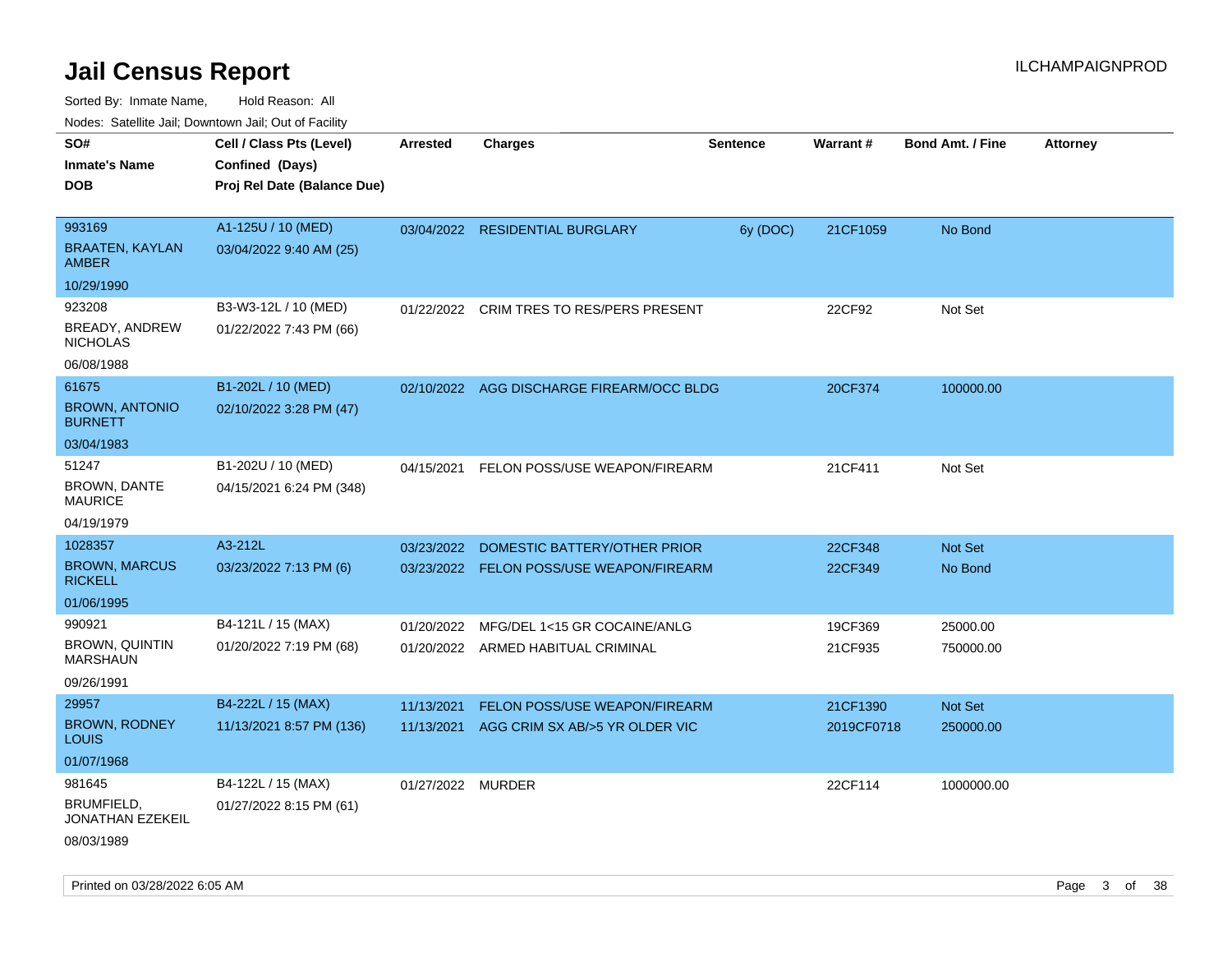# Jail Census Report

ILCHAMPAIGNPROD

Sorted By: Inmate Name, Hold Reason: All

Nodes: Satellite Jail; Downtown Jail; Out of Facility

| SO# / Inmate's Name / DOB | Cell / Class Pts (Level) / Confined (Days) / Proj Rel Date (Balance Due) | Arrested | Charges | Sentence | Warrant # | Bond Amt. / Fine | Attorney |
|---|---|---|---|---|---|---|---|
| 993169<br>BRAATEN, KAYLAN AMBER<br>10/29/1990 | A1-125U / 10 (MED)<br>03/04/2022 9:40 AM (25) | 03/04/2022 | RESIDENTIAL BURGLARY | 6y (DOC) | 21CF1059 | No Bond | |
| 923208<br>BREADY, ANDREW NICHOLAS<br>06/08/1988 | B3-W3-12L / 10 (MED)<br>01/22/2022 7:43 PM (66) | 01/22/2022 | CRIM TRES TO RES/PERS PRESENT | | 22CF92 | Not Set | |
| 61675<br>BROWN, ANTONIO BURNETT<br>03/04/1983 | B1-202L / 10 (MED)<br>02/10/2022 3:28 PM (47) | 02/10/2022 | AGG DISCHARGE FIREARM/OCC BLDG | | 20CF374 | 100000.00 | |
| 51247<br>BROWN, DANTE MAURICE<br>04/19/1979 | B1-202U / 10 (MED)<br>04/15/2021 6:24 PM (348) | 04/15/2021 | FELON POSS/USE WEAPON/FIREARM | | 21CF411 | Not Set | |
| 1028357<br>BROWN, MARCUS RICKELL<br>01/06/1995 | A3-212L<br>03/23/2022 7:13 PM (6) | 03/23/2022<br>03/23/2022 | DOMESTIC BATTERY/OTHER PRIOR<br>FELON POSS/USE WEAPON/FIREARM | | 22CF348<br>22CF349 | Not Set<br>No Bond | |
| 990921<br>BROWN, QUINTIN MARSHAUN<br>09/26/1991 | B4-121L / 15 (MAX)<br>01/20/2022 7:19 PM (68) | 01/20/2022<br>01/20/2022 | MFG/DEL 1<15 GR COCAINE/ANLG<br>ARMED HABITUAL CRIMINAL | | 19CF369<br>21CF935 | 25000.00<br>750000.00 | |
| 29957<br>BROWN, RODNEY LOUIS<br>01/07/1968 | B4-222L / 15 (MAX)<br>11/13/2021 8:57 PM (136) | 11/13/2021<br>11/13/2021 | FELON POSS/USE WEAPON/FIREARM<br>AGG CRIM SX AB/>5 YR OLDER VIC | | 21CF1390<br>2019CF0718 | Not Set<br>250000.00 | |
| 981645<br>BRUMFIELD, JONATHAN EZEKEIL<br>08/03/1989 | B4-122L / 15 (MAX)<br>01/27/2022 8:15 PM (61) | 01/27/2022 | MURDER | | 22CF114 | 1000000.00 | |

Printed on 03/28/2022 6:05 AM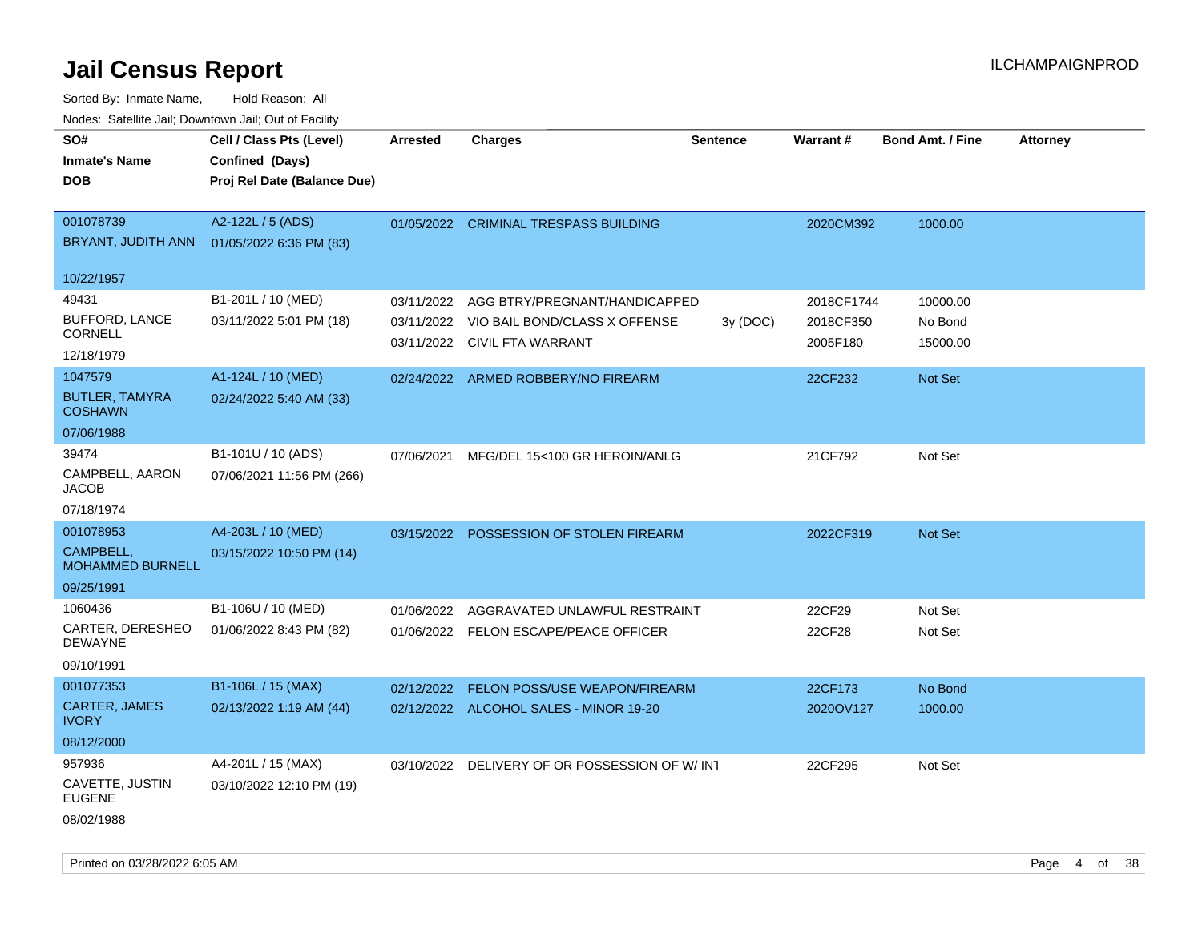# Jail Census Report

ILCHAMPAIGNPROD

Sorted By: Inmate Name, Hold Reason: All

Nodes: Satellite Jail; Downtown Jail; Out of Facility

| SO# / Inmate's Name / DOB | Cell / Class Pts (Level) / Confined (Days) / Proj Rel Date (Balance Due) | Arrested | Charges | Sentence | Warrant # | Bond Amt. / Fine | Attorney |
|---|---|---|---|---|---|---|---|
| 001078739<br>BRYANT, JUDITH ANN<br>10/22/1957 | A2-122L / 5 (ADS)<br>01/05/2022 6:36 PM (83) | 01/05/2022 | CRIMINAL TRESPASS BUILDING | | 2020CM392 | 1000.00 | |
| 49431<br>BUFFORD, LANCE CORNELL<br>12/18/1979 | B1-201L / 10 (MED)<br>03/11/2022 5:01 PM (18) | 03/11/2022 | AGG BTRY/PREGNANT/HANDICAPPED | | 2018CF1744 | 10000.00 | |
| | | 03/11/2022 | VIO BAIL BOND/CLASS X OFFENSE | 3y (DOC) | 2018CF350 | No Bond | |
| | | 03/11/2022 | CIVIL FTA WARRANT | | 2005F180 | 15000.00 | |
| 1047579<br>BUTLER, TAMYRA COSHAWN<br>07/06/1988 | A1-124L / 10 (MED)<br>02/24/2022 5:40 AM (33) | 02/24/2022 | ARMED ROBBERY/NO FIREARM | | 22CF232 | Not Set | |
| 39474<br>CAMPBELL, AARON JACOB<br>07/18/1974 | B1-101U / 10 (ADS)<br>07/06/2021 11:56 PM (266) | 07/06/2021 | MFG/DEL 15<100 GR HEROIN/ANLG | | 21CF792 | Not Set | |
| 001078953<br>CAMPBELL, MOHAMMED BURNELL<br>09/25/1991 | A4-203L / 10 (MED)<br>03/15/2022 10:50 PM (14) | 03/15/2022 | POSSESSION OF STOLEN FIREARM | | 2022CF319 | Not Set | |
| 1060436<br>CARTER, DERESHEO DEWAYNE<br>09/10/1991 | B1-106U / 10 (MED)<br>01/06/2022 8:43 PM (82) | 01/06/2022 | AGGRAVATED UNLAWFUL RESTRAINT | | 22CF29 | Not Set | |
| | | 01/06/2022 | FELON ESCAPE/PEACE OFFICER | | 22CF28 | Not Set | |
| 001077353<br>CARTER, JAMES IVORY<br>08/12/2000 | B1-106L / 15 (MAX)<br>02/13/2022 1:19 AM (44) | 02/12/2022 | FELON POSS/USE WEAPON/FIREARM | | 22CF173 | No Bond | |
| | | 02/12/2022 | ALCOHOL SALES - MINOR 19-20 | | 2020OV127 | 1000.00 | |
| 957936<br>CAVETTE, JUSTIN EUGENE<br>08/02/1988 | A4-201L / 15 (MAX)<br>03/10/2022 12:10 PM (19) | 03/10/2022 | DELIVERY OF OR POSSESSION OF W/ INT | | 22CF295 | Not Set | |

Printed on 03/28/2022 6:05 AM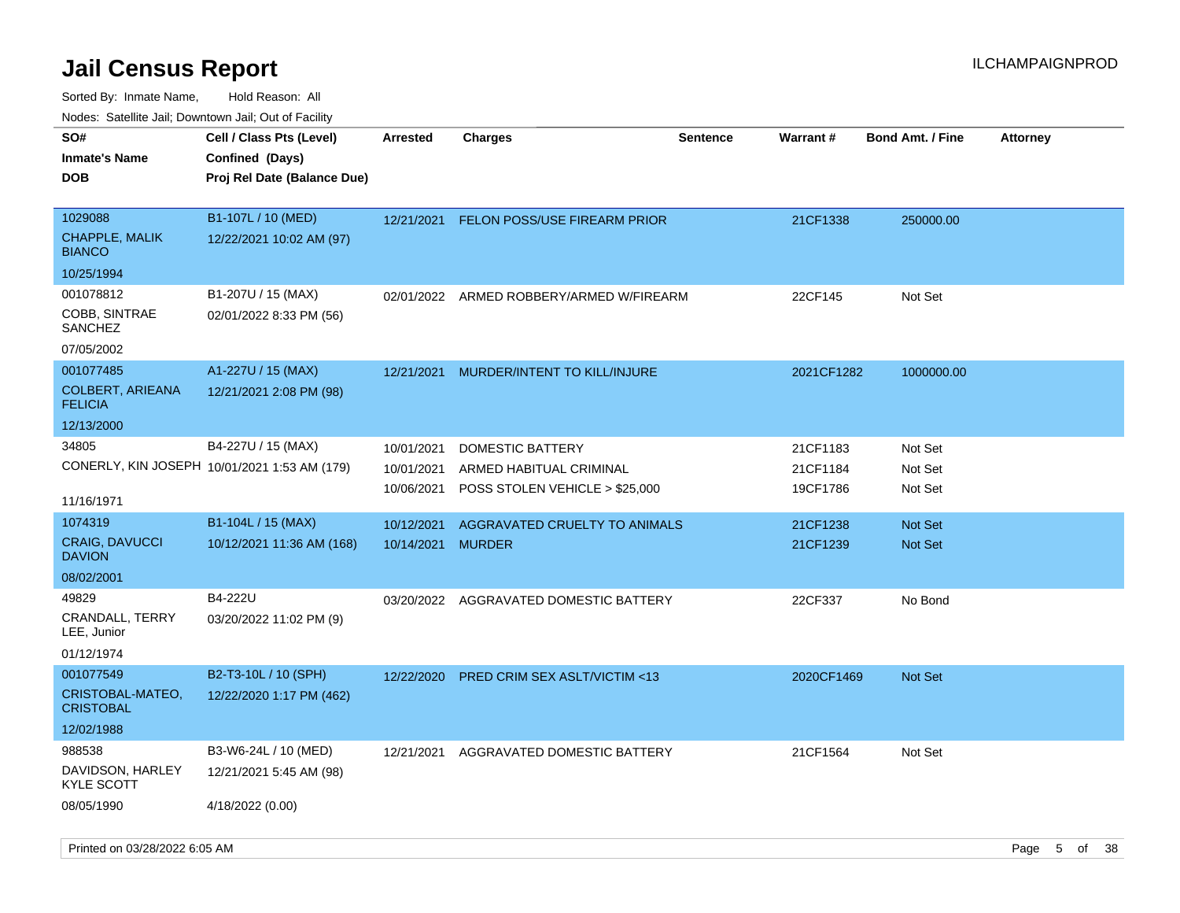# Jail Census Report

ILCHAMPAIGNPROD

Sorted By: Inmate Name, Hold Reason: All

Nodes: Satellite Jail; Downtown Jail; Out of Facility

| SO# / Inmate's Name / DOB | Cell / Class Pts (Level) / Confined (Days) / Proj Rel Date (Balance Due) | Arrested | Charges | Sentence | Warrant # | Bond Amt. / Fine | Attorney |
|---|---|---|---|---|---|---|---|
| 1029088 CHAPPLE, MALIK BIANCO 10/25/1994 | B1-107L / 10 (MED) 12/22/2021 10:02 AM (97) | 12/21/2021 | FELON POSS/USE FIREARM PRIOR | | 21CF1338 | 250000.00 | |
| 001078812 COBB, SINTRAE SANCHEZ 07/05/2002 | B1-207U / 15 (MAX) 02/01/2022 8:33 PM (56) | 02/01/2022 | ARMED ROBBERY/ARMED W/FIREARM | | 22CF145 | Not Set | |
| 001077485 COLBERT, ARIEANA FELICIA 12/13/2000 | A1-227U / 15 (MAX) 12/21/2021 2:08 PM (98) | 12/21/2021 | MURDER/INTENT TO KILL/INJURE | | 2021CF1282 | 1000000.00 | |
| 34805 CONERLY, KIN JOSEPH 11/16/1971 | B4-227U / 15 (MAX) 10/01/2021 1:53 AM (179) | 10/01/2021 | DOMESTIC BATTERY | | 21CF1183 | Not Set | |
| | | 10/01/2021 | ARMED HABITUAL CRIMINAL | | 21CF1184 | Not Set | |
| | | 10/06/2021 | POSS STOLEN VEHICLE > $25,000 | | 19CF1786 | Not Set | |
| 1074319 CRAIG, DAVUCCI DAVION 08/02/2001 | B1-104L / 15 (MAX) 10/12/2021 11:36 AM (168) | 10/12/2021 | AGGRAVATED CRUELTY TO ANIMALS | | 21CF1238 | Not Set | |
| | | 10/14/2021 | MURDER | | 21CF1239 | Not Set | |
| 49829 CRANDALL, TERRY LEE, Junior 01/12/1974 | B4-222U 03/20/2022 11:02 PM (9) | 03/20/2022 | AGGRAVATED DOMESTIC BATTERY | | 22CF337 | No Bond | |
| 001077549 CRISTOBAL-MATEO, CRISTOBAL 12/02/1988 | B2-T3-10L / 10 (SPH) 12/22/2020 1:17 PM (462) | 12/22/2020 | PRED CRIM SEX ASLT/VICTIM <13 | | 2020CF1469 | Not Set | |
| 988538 DAVIDSON, HARLEY KYLE SCOTT 08/05/1990 | B3-W6-24L / 10 (MED) 12/21/2021 5:45 AM (98) 4/18/2022 (0.00) | 12/21/2021 | AGGRAVATED DOMESTIC BATTERY | | 21CF1564 | Not Set | |

Printed on 03/28/2022 6:05 AM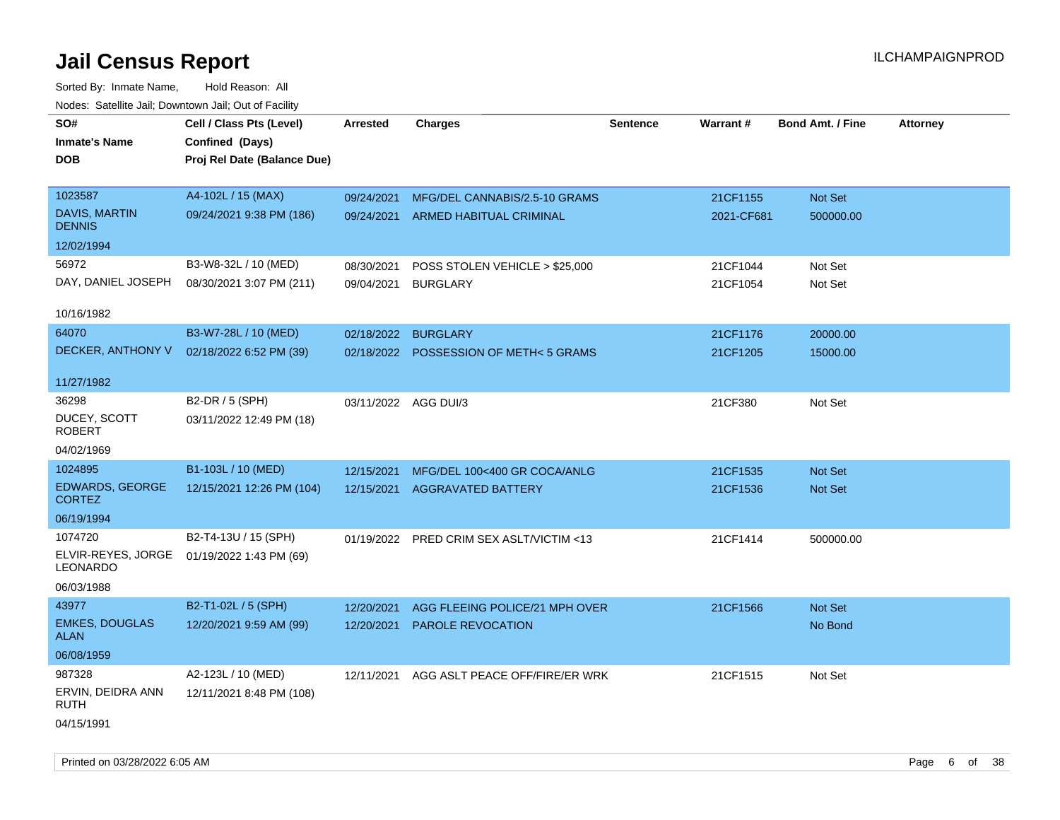# Jail Census Report

ILCHAMPAIGNPROD

Sorted By: Inmate Name, Hold Reason: All

Nodes: Satellite Jail; Downtown Jail; Out of Facility

| SO# / Inmate's Name / DOB | Cell / Class Pts (Level) / Confined (Days) / Proj Rel Date (Balance Due) | Arrested | Charges | Sentence | Warrant # | Bond Amt. / Fine | Attorney |
|---|---|---|---|---|---|---|---|
| 1023587<br>DAVIS, MARTIN DENNIS<br>12/02/1994 | A4-102L / 15 (MAX)<br>09/24/2021 9:38 PM (186) | 09/24/2021<br>09/24/2021 | MFG/DEL CANNABIS/2.5-10 GRAMS<br>ARMED HABITUAL CRIMINAL | | 21CF1155<br>2021-CF681 | Not Set<br>500000.00 | |
| 56972<br>DAY, DANIEL JOSEPH<br>10/16/1982 | B3-W8-32L / 10 (MED)<br>08/30/2021 3:07 PM (211) | 08/30/2021<br>09/04/2021 | POSS STOLEN VEHICLE > $25,000<br>BURGLARY | | 21CF1044<br>21CF1054 | Not Set<br>Not Set | |
| 64070<br>DECKER, ANTHONY V<br>11/27/1982 | B3-W7-28L / 10 (MED)<br>02/18/2022 6:52 PM (39) | 02/18/2022<br>02/18/2022 | BURGLARY<br>POSSESSION OF METH< 5 GRAMS | | 21CF1176<br>21CF1205 | 20000.00<br>15000.00 | |
| 36298<br>DUCEY, SCOTT ROBERT<br>04/02/1969 | B2-DR / 5 (SPH)<br>03/11/2022 12:49 PM (18) | 03/11/2022 | AGG DUI/3 | | 21CF380 | Not Set | |
| 1024895<br>EDWARDS, GEORGE CORTEZ<br>06/19/1994 | B1-103L / 10 (MED)<br>12/15/2021 12:26 PM (104) | 12/15/2021<br>12/15/2021 | MFG/DEL 100<400 GR COCA/ANLG<br>AGGRAVATED BATTERY | | 21CF1535<br>21CF1536 | Not Set<br>Not Set | |
| 1074720<br>ELVIR-REYES, JORGE LEONARDO<br>06/03/1988 | B2-T4-13U / 15 (SPH)<br>01/19/2022 1:43 PM (69) | 01/19/2022 | PRED CRIM SEX ASLT/VICTIM <13 | | 21CF1414 | 500000.00 | |
| 43977<br>EMKES, DOUGLAS ALAN<br>06/08/1959 | B2-T1-02L / 5 (SPH)<br>12/20/2021 9:59 AM (99) | 12/20/2021<br>12/20/2021 | AGG FLEEING POLICE/21 MPH OVER<br>PAROLE REVOCATION | | 21CF1566 | Not Set<br>No Bond | |
| 987328<br>ERVIN, DEIDRA ANN RUTH<br>04/15/1991 | A2-123L / 10 (MED)<br>12/11/2021 8:48 PM (108) | 12/11/2021 | AGG ASLT PEACE OFF/FIRE/ER WRK | | 21CF1515 | Not Set | |

Printed on 03/28/2022 6:05 AM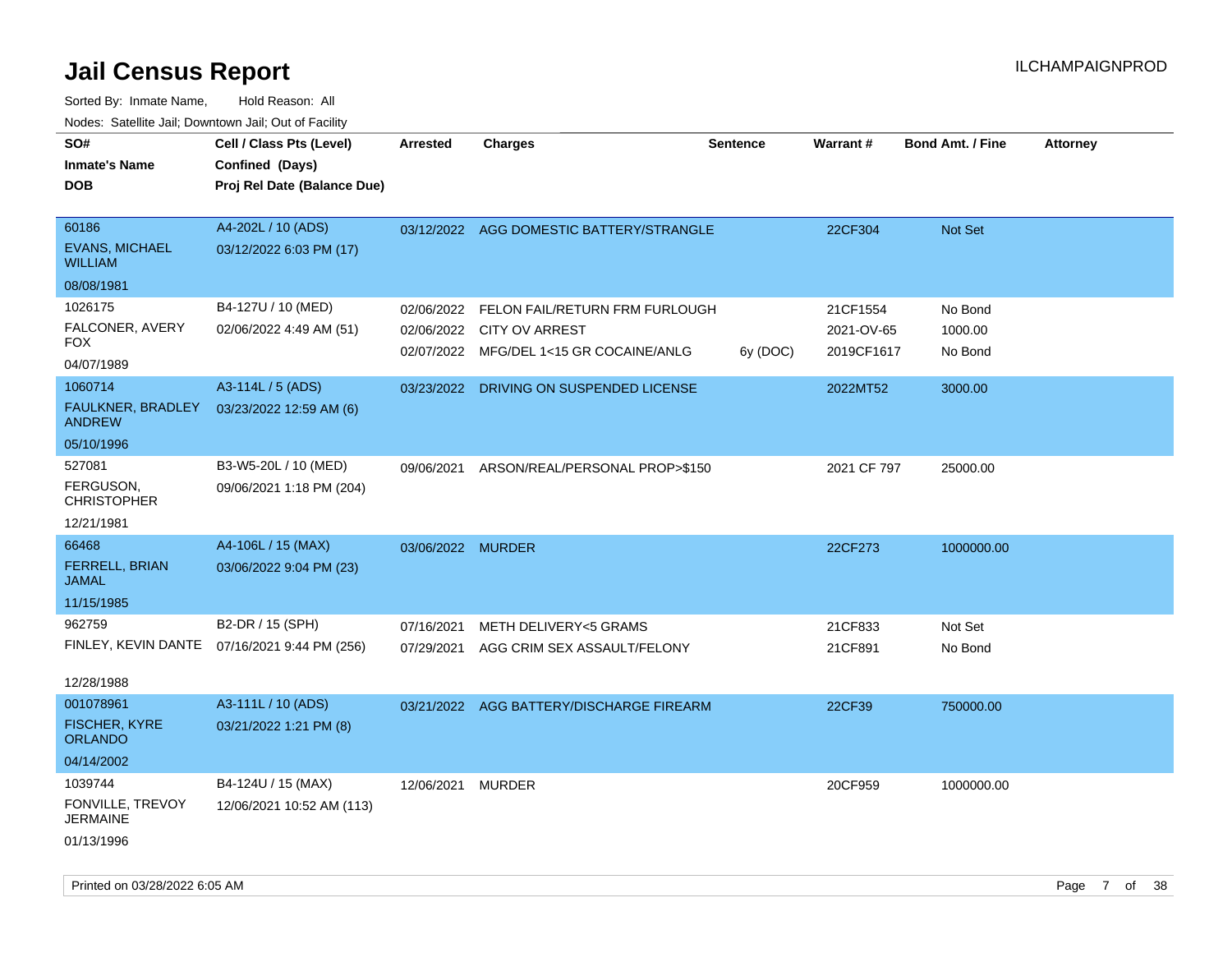# Jail Census Report

ILCHAMPAIGNPROD

Sorted By: Inmate Name, Hold Reason: All

Nodes: Satellite Jail; Downtown Jail; Out of Facility

| SO# / Inmate's Name / DOB | Cell / Class Pts (Level) / Confined (Days) / Proj Rel Date (Balance Due) | Arrested | Charges | Sentence | Warrant # | Bond Amt. / Fine | Attorney |
|---|---|---|---|---|---|---|---|
| 60186<br>EVANS, MICHAEL WILLIAM<br>08/08/1981 | A4-202L / 10 (ADS)<br>03/12/2022 6:03 PM (17) | 03/12/2022 | AGG DOMESTIC BATTERY/STRANGLE | | 22CF304 | Not Set | |
| 1026175<br>FALCONER, AVERY FOX<br>04/07/1989 | B4-127U / 10 (MED)<br>02/06/2022 4:49 AM (51) | 02/06/2022 | FELON FAIL/RETURN FRM FURLOUGH | | 21CF1554 | No Bond | |
| | | 02/06/2022 | CITY OV ARREST | | 2021-OV-65 | 1000.00 | |
| | | 02/07/2022 | MFG/DEL 1<15 GR COCAINE/ANLG | 6y (DOC) | 2019CF1617 | No Bond | |
| 1060714<br>FAULKNER, BRADLEY ANDREW<br>05/10/1996 | A3-114L / 5 (ADS)<br>03/23/2022 12:59 AM (6) | 03/23/2022 | DRIVING ON SUSPENDED LICENSE | | 2022MT52 | 3000.00 | |
| 527081<br>FERGUSON, CHRISTOPHER<br>12/21/1981 | B3-W5-20L / 10 (MED)<br>09/06/2021 1:18 PM (204) | 09/06/2021 | ARSON/REAL/PERSONAL PROP>$150 | | 2021 CF 797 | 25000.00 | |
| 66468<br>FERRELL, BRIAN JAMAL<br>11/15/1985 | A4-106L / 15 (MAX)<br>03/06/2022 9:04 PM (23) | 03/06/2022 | MURDER | | 22CF273 | 1000000.00 | |
| 962759<br>FINLEY, KEVIN DANTE<br>12/28/1988 | B2-DR / 15 (SPH)<br>07/16/2021 9:44 PM (256) | 07/16/2021 | METH DELIVERY<5 GRAMS | | 21CF833 | Not Set | |
| | | 07/29/2021 | AGG CRIM SEX ASSAULT/FELONY | | 21CF891 | No Bond | |
| 001078961<br>FISCHER, KYRE ORLANDO<br>04/14/2002 | A3-111L / 10 (ADS)<br>03/21/2022 1:21 PM (8) | 03/21/2022 | AGG BATTERY/DISCHARGE FIREARM | | 22CF39 | 750000.00 | |
| 1039744<br>FONVILLE, TREVOY JERMAINE<br>01/13/1996 | B4-124U / 15 (MAX)<br>12/06/2021 10:52 AM (113) | 12/06/2021 | MURDER | | 20CF959 | 1000000.00 | |

Printed on 03/28/2022 6:05 AM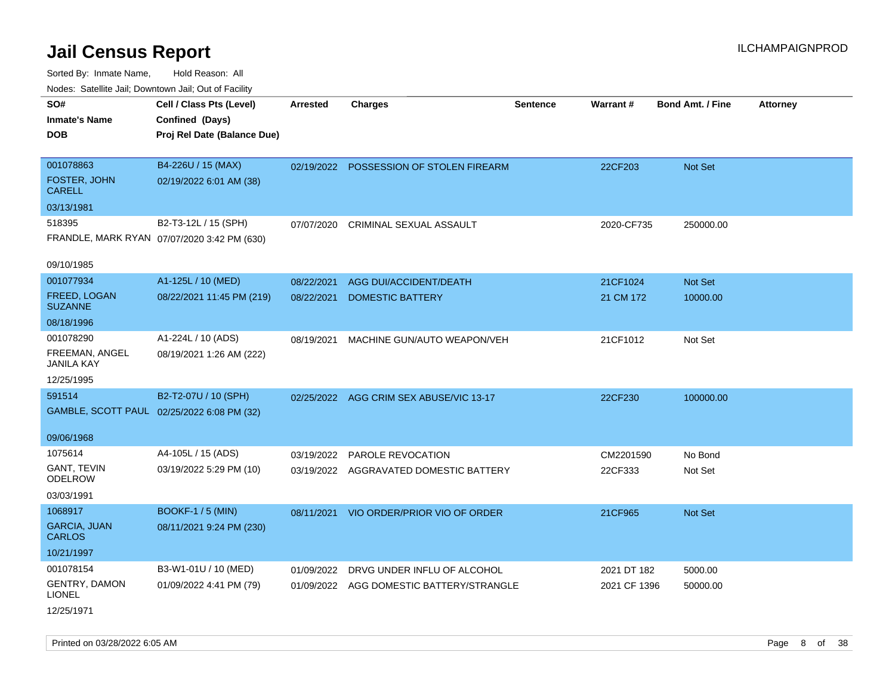# Jail Census Report

Sorted By: Inmate Name, Hold Reason: All

Nodes: Satellite Jail; Downtown Jail; Out of Facility

| SO# / Inmate's Name / DOB | Cell / Class Pts (Level) / Confined (Days) / Proj Rel Date (Balance Due) | Arrested | Charges | Sentence | Warrant # | Bond Amt. / Fine | Attorney |
|---|---|---|---|---|---|---|---|
| 001078863 FOSTER, JOHN CARELL 03/13/1981 | B4-226U / 15 (MAX) 02/19/2022 6:01 AM (38) | 02/19/2022 | POSSESSION OF STOLEN FIREARM | | 22CF203 | Not Set | |
| 518395 FRANDLE, MARK RYAN 09/10/1985 | B2-T3-12L / 15 (SPH) 07/07/2020 3:42 PM (630) | 07/07/2020 | CRIMINAL SEXUAL ASSAULT | | 2020-CF735 | 250000.00 | |
| 001077934 FREED, LOGAN SUZANNE 08/18/1996 | A1-125L / 10 (MED) 08/22/2021 11:45 PM (219) | 08/22/2021 | AGG DUI/ACCIDENT/DEATH | | 21CF1024 | Not Set | |
| | | 08/22/2021 | DOMESTIC BATTERY | | 21 CM 172 | 10000.00 | |
| 001078290 FREEMAN, ANGEL JANILA KAY 12/25/1995 | A1-224L / 10 (ADS) 08/19/2021 1:26 AM (222) | 08/19/2021 | MACHINE GUN/AUTO WEAPON/VEH | | 21CF1012 | Not Set | |
| 591514 GAMBLE, SCOTT PAUL 09/06/1968 | B2-T2-07U / 10 (SPH) 02/25/2022 6:08 PM (32) | 02/25/2022 | AGG CRIM SEX ABUSE/VIC 13-17 | | 22CF230 | 100000.00 | |
| 1075614 GANT, TEVIN ODELROW 03/03/1991 | A4-105L / 15 (ADS) 03/19/2022 5:29 PM (10) | 03/19/2022 | PAROLE REVOCATION | | CM2201590 | No Bond | |
| | | 03/19/2022 | AGGRAVATED DOMESTIC BATTERY | | 22CF333 | Not Set | |
| 1068917 GARCIA, JUAN CARLOS 10/21/1997 | BOOKF-1 / 5 (MIN) 08/11/2021 9:24 PM (230) | 08/11/2021 | VIO ORDER/PRIOR VIO OF ORDER | | 21CF965 | Not Set | |
| 001078154 GENTRY, DAMON LIONEL 12/25/1971 | B3-W1-01U / 10 (MED) 01/09/2022 4:41 PM (79) | 01/09/2022 | DRVG UNDER INFLU OF ALCOHOL | | 2021 DT 182 | 5000.00 | |
| | | 01/09/2022 | AGG DOMESTIC BATTERY/STRANGLE | | 2021 CF 1396 | 50000.00 | |

Printed on 03/28/2022 6:05 AM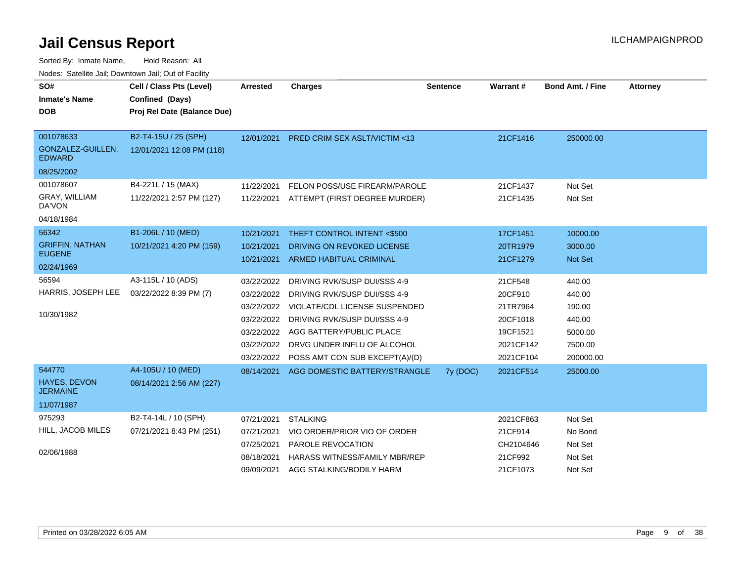# Jail Census Report

ILCHAMPAIGNPROD

Sorted By: Inmate Name, Hold Reason: All

Nodes: Satellite Jail; Downtown Jail; Out of Facility

| SO# / Inmate's Name / DOB | Cell / Class Pts (Level) / Confined (Days) / Proj Rel Date (Balance Due) | Arrested | Charges | Sentence | Warrant # | Bond Amt. / Fine | Attorney |
|---|---|---|---|---|---|---|---|
| 001078633 GONZALEZ-GUILLEN, EDWARD 08/25/2002 | B2-T4-15U / 25 (SPH) 12/01/2021 12:08 PM (118) | 12/01/2021 | PRED CRIM SEX ASLT/VICTIM <13 | | 21CF1416 | 250000.00 | |
| 001078607 GRAY, WILLIAM DA'VON 04/18/1984 | B4-221L / 15 (MAX) 11/22/2021 2:57 PM (127) | 11/22/2021 | FELON POSS/USE FIREARM/PAROLE | | 21CF1437 | Not Set | |
| | | 11/22/2021 | ATTEMPT (FIRST DEGREE MURDER) | | 21CF1435 | Not Set | |
| 56342 GRIFFIN, NATHAN EUGENE 02/24/1969 | B1-206L / 10 (MED) 10/21/2021 4:20 PM (159) | 10/21/2021 | THEFT CONTROL INTENT <$500 | | 17CF1451 | 10000.00 | |
| | | 10/21/2021 | DRIVING ON REVOKED LICENSE | | 20TR1979 | 3000.00 | |
| | | 10/21/2021 | ARMED HABITUAL CRIMINAL | | 21CF1279 | Not Set | |
| 56594 HARRIS, JOSEPH LEE 10/30/1982 | A3-115L / 10 (ADS) 03/22/2022 8:39 PM (7) | 03/22/2022 | DRIVING RVK/SUSP DUI/SSS 4-9 | | 21CF548 | 440.00 | |
| | | 03/22/2022 | DRIVING RVK/SUSP DUI/SSS 4-9 | | 20CF910 | 440.00 | |
| | | 03/22/2022 | VIOLATE/CDL LICENSE SUSPENDED | | 21TR7964 | 190.00 | |
| | | 03/22/2022 | DRIVING RVK/SUSP DUI/SSS 4-9 | | 20CF1018 | 440.00 | |
| | | 03/22/2022 | AGG BATTERY/PUBLIC PLACE | | 19CF1521 | 5000.00 | |
| | | 03/22/2022 | DRVG UNDER INFLU OF ALCOHOL | | 2021CF142 | 7500.00 | |
| | | 03/22/2022 | POSS AMT CON SUB EXCEPT(A)/(D) | | 2021CF104 | 200000.00 | |
| 544770 HAYES, DEVON JERMAINE 11/07/1987 | A4-105U / 10 (MED) 08/14/2021 2:56 AM (227) | 08/14/2021 | AGG DOMESTIC BATTERY/STRANGLE | 7y (DOC) | 2021CF514 | 25000.00 | |
| 975293 HILL, JACOB MILES 02/06/1988 | B2-T4-14L / 10 (SPH) 07/21/2021 8:43 PM (251) | 07/21/2021 | STALKING | | 2021CF863 | Not Set | |
| | | 07/21/2021 | VIO ORDER/PRIOR VIO OF ORDER | | 21CF914 | No Bond | |
| | | 07/25/2021 | PAROLE REVOCATION | | CH2104646 | Not Set | |
| | | 08/18/2021 | HARASS WITNESS/FAMILY MBR/REP | | 21CF992 | Not Set | |
| | | 09/09/2021 | AGG STALKING/BODILY HARM | | 21CF1073 | Not Set | |

Printed on 03/28/2022 6:05 AM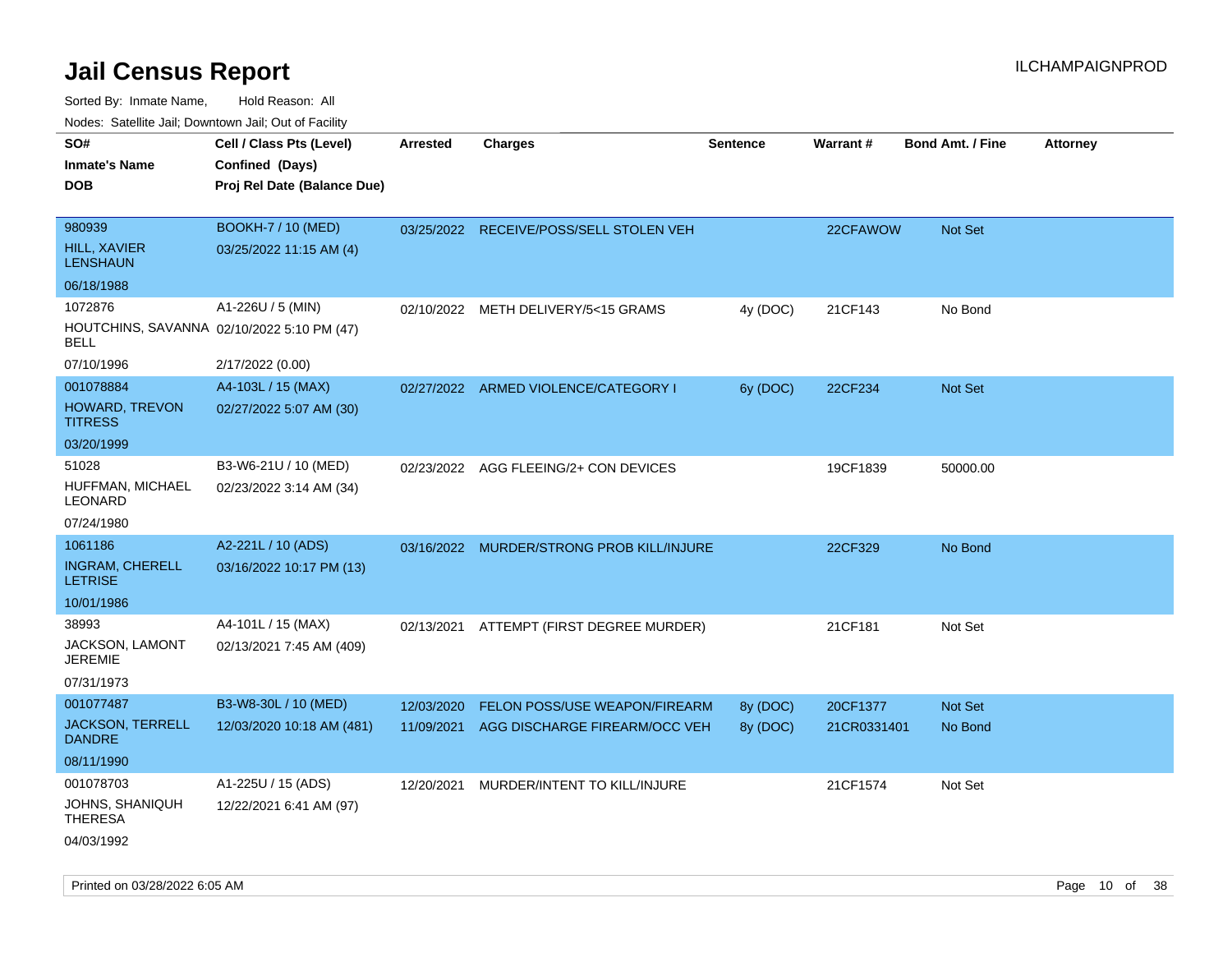# Jail Census Report

Sorted By: Inmate Name, Hold Reason: All

Nodes: Satellite Jail; Downtown Jail; Out of Facility

| SO# / Inmate's Name / DOB | Cell / Class Pts (Level) / Confined (Days) / Proj Rel Date (Balance Due) | Arrested | Charges | Sentence | Warrant # | Bond Amt. / Fine | Attorney |
|---|---|---|---|---|---|---|---|
| 980939<br>HILL, XAVIER LENSHAUN<br>06/18/1988 | BOOKH-7 / 10 (MED)<br>03/25/2022 11:15 AM (4) | 03/25/2022 | RECEIVE/POSS/SELL STOLEN VEH | | 22CFAWOW | Not Set | |
| 1072876<br>HOUTCHINS, SAVANNA BELL<br>07/10/1996 | A1-226U / 5 (MIN)<br>02/10/2022 5:10 PM (47)<br>2/17/2022 (0.00) | 02/10/2022 | METH DELIVERY/5<15 GRAMS | 4y (DOC) | 21CF143 | No Bond | |
| 001078884<br>HOWARD, TREVON TITRESS<br>03/20/1999 | A4-103L / 15 (MAX)<br>02/27/2022 5:07 AM (30) | 02/27/2022 | ARMED VIOLENCE/CATEGORY I | 6y (DOC) | 22CF234 | Not Set | |
| 51028<br>HUFFMAN, MICHAEL LEONARD<br>07/24/1980 | B3-W6-21U / 10 (MED)<br>02/23/2022 3:14 AM (34) | 02/23/2022 | AGG FLEEING/2+ CON DEVICES | | 19CF1839 | 50000.00 | |
| 1061186<br>INGRAM, CHERELL LETRISE<br>10/01/1986 | A2-221L / 10 (ADS)<br>03/16/2022 10:17 PM (13) | 03/16/2022 | MURDER/STRONG PROB KILL/INJURE | | 22CF329 | No Bond | |
| 38993<br>JACKSON, LAMONT JEREMIE<br>07/31/1973 | A4-101L / 15 (MAX)<br>02/13/2021 7:45 AM (409) | 02/13/2021 | ATTEMPT (FIRST DEGREE MURDER) | | 21CF181 | Not Set | |
| 001077487<br>JACKSON, TERRELL DANDRE<br>08/11/1990 | B3-W8-30L / 10 (MED)<br>12/03/2020 10:18 AM (481) | 12/03/2020<br>11/09/2021 | FELON POSS/USE WEAPON/FIREARM<br>AGG DISCHARGE FIREARM/OCC VEH | 8y (DOC)<br>8y (DOC) | 20CF1377<br>21CR0331401 | Not Set<br>No Bond | |
| 001078703<br>JOHNS, SHANIQUH THERESA<br>04/03/1992 | A1-225U / 15 (ADS)<br>12/22/2021 6:41 AM (97) | 12/20/2021 | MURDER/INTENT TO KILL/INJURE | | 21CF1574 | Not Set | |

Printed on 03/28/2022 6:05 AM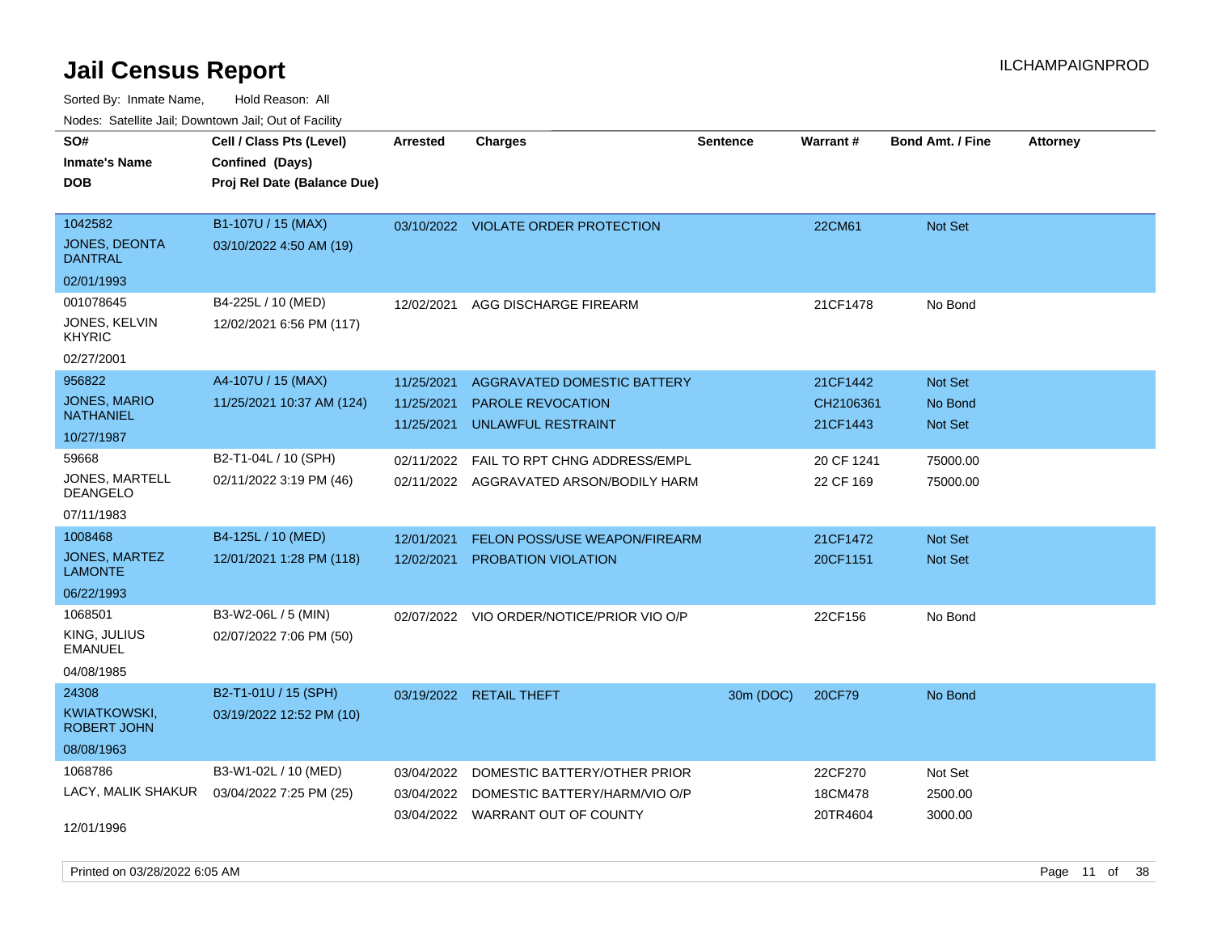# Jail Census Report

ILCHAMPAIGNPROD

Sorted By: Inmate Name, Hold Reason: All

Nodes: Satellite Jail; Downtown Jail; Out of Facility

| SO# / Inmate's Name / DOB | Cell / Class Pts (Level) / Confined (Days) / Proj Rel Date (Balance Due) | Arrested | Charges | Sentence | Warrant # | Bond Amt. / Fine | Attorney |
|---|---|---|---|---|---|---|---|
| 1042582 JONES, DEONTA DANTRAL 02/01/1993 | B1-107U / 15 (MAX) 03/10/2022 4:50 AM (19) | 03/10/2022 | VIOLATE ORDER PROTECTION | | 22CM61 | Not Set | |
| 001078645 JONES, KELVIN KHYRIC 02/27/2001 | B4-225L / 10 (MED) 12/02/2021 6:56 PM (117) | 12/02/2021 | AGG DISCHARGE FIREARM | | 21CF1478 | No Bond | |
| 956822 JONES, MARIO NATHANIEL 10/27/1987 | A4-107U / 15 (MAX) 11/25/2021 10:37 AM (124) | 11/25/2021 | AGGRAVATED DOMESTIC BATTERY | | 21CF1442 | Not Set | |
| | | 11/25/2021 | PAROLE REVOCATION | | CH2106361 | No Bond | |
| | | 11/25/2021 | UNLAWFUL RESTRAINT | | 21CF1443 | Not Set | |
| 59668 JONES, MARTELL DEANGELO 07/11/1983 | B2-T1-04L / 10 (SPH) 02/11/2022 3:19 PM (46) | 02/11/2022 | FAIL TO RPT CHNG ADDRESS/EMPL | | 20 CF 1241 | 75000.00 | |
| | | 02/11/2022 | AGGRAVATED ARSON/BODILY HARM | | 22 CF 169 | 75000.00 | |
| 1008468 JONES, MARTEZ LAMONTE 06/22/1993 | B4-125L / 10 (MED) 12/01/2021 1:28 PM (118) | 12/01/2021 | FELON POSS/USE WEAPON/FIREARM | | 21CF1472 | Not Set | |
| | | 12/02/2021 | PROBATION VIOLATION | | 20CF1151 | Not Set | |
| 1068501 KING, JULIUS EMANUEL 04/08/1985 | B3-W2-06L / 5 (MIN) 02/07/2022 7:06 PM (50) | 02/07/2022 | VIO ORDER/NOTICE/PRIOR VIO O/P | | 22CF156 | No Bond | |
| 24308 KWIATKOWSKI, ROBERT JOHN 08/08/1963 | B2-T1-01U / 15 (SPH) 03/19/2022 12:52 PM (10) | 03/19/2022 | RETAIL THEFT | 30m (DOC) | 20CF79 | No Bond | |
| 1068786 LACY, MALIK SHAKUR 12/01/1996 | B3-W1-02L / 10 (MED) 03/04/2022 7:25 PM (25) | 03/04/2022 | DOMESTIC BATTERY/OTHER PRIOR | | 22CF270 | Not Set | |
| | | 03/04/2022 | DOMESTIC BATTERY/HARM/VIO O/P | | 18CM478 | 2500.00 | |
| | | 03/04/2022 | WARRANT OUT OF COUNTY | | 20TR4604 | 3000.00 | |

Printed on 03/28/2022 6:05 AM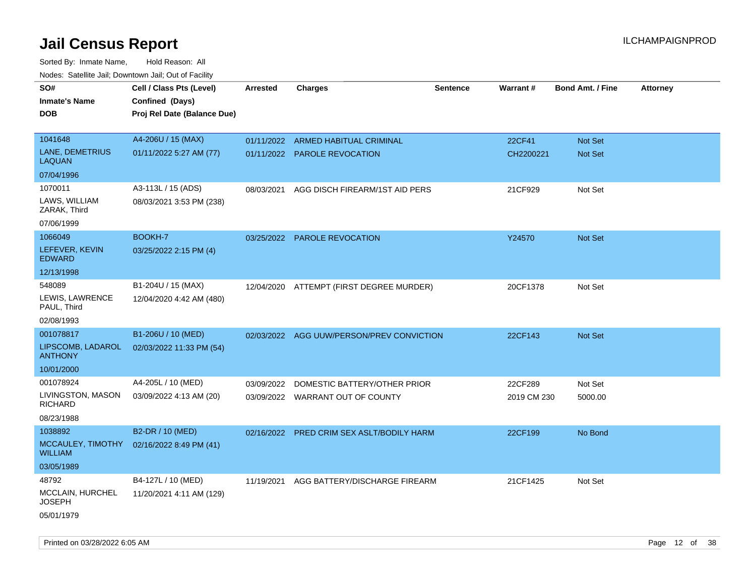# Jail Census Report

Sorted By: Inmate Name, Hold Reason: All

Nodes: Satellite Jail; Downtown Jail; Out of Facility

| SO# / Inmate's Name / DOB | Cell / Class Pts (Level) / Confined (Days) / Proj Rel Date (Balance Due) | Arrested | Charges | Sentence | Warrant # | Bond Amt. / Fine | Attorney |
|---|---|---|---|---|---|---|---|
| 1041648<br>LANE, DEMETRIUS LAQUAN<br>07/04/1996 | A4-206U / 15 (MAX)<br>01/11/2022 5:27 AM (77) | 01/11/2022 | ARMED HABITUAL CRIMINAL | | 22CF41 | Not Set | |
| | | 01/11/2022 | PAROLE REVOCATION | | CH2200221 | Not Set | |
| 1070011<br>LAWS, WILLIAM ZARAK, Third<br>07/06/1999 | A3-113L / 15 (ADS)<br>08/03/2021 3:53 PM (238) | 08/03/2021 | AGG DISCH FIREARM/1ST AID PERS | | 21CF929 | Not Set | |
| 1066049<br>LEFEVER, KEVIN EDWARD<br>12/13/1998 | BOOKH-7<br>03/25/2022 2:15 PM (4) | 03/25/2022 | PAROLE REVOCATION | | Y24570 | Not Set | |
| 548089<br>LEWIS, LAWRENCE PAUL, Third<br>02/08/1993 | B1-204U / 15 (MAX)<br>12/04/2020 4:42 AM (480) | 12/04/2020 | ATTEMPT (FIRST DEGREE MURDER) | | 20CF1378 | Not Set | |
| 001078817<br>LIPSCOMB, LADAROL ANTHONY<br>10/01/2000 | B1-206U / 10 (MED)<br>02/03/2022 11:33 PM (54) | 02/03/2022 | AGG UUW/PERSON/PREV CONVICTION | | 22CF143 | Not Set | |
| 001078924<br>LIVINGSTON, MASON RICHARD<br>08/23/1988 | A4-205L / 10 (MED)<br>03/09/2022 4:13 AM (20) | 03/09/2022 | DOMESTIC BATTERY/OTHER PRIOR | | 22CF289 | Not Set | |
| | | 03/09/2022 | WARRANT OUT OF COUNTY | | 2019 CM 230 | 5000.00 | |
| 1038892<br>MCCAULEY, TIMOTHY WILLIAM<br>03/05/1989 | B2-DR / 10 (MED)<br>02/16/2022 8:49 PM (41) | 02/16/2022 | PRED CRIM SEX ASLT/BODILY HARM | | 22CF199 | No Bond | |
| 48792<br>MCCLAIN, HURCHEL JOSEPH<br>05/01/1979 | B4-127L / 10 (MED)<br>11/20/2021 4:11 AM (129) | 11/19/2021 | AGG BATTERY/DISCHARGE FIREARM | | 21CF1425 | Not Set | |

Printed on 03/28/2022 6:05 AM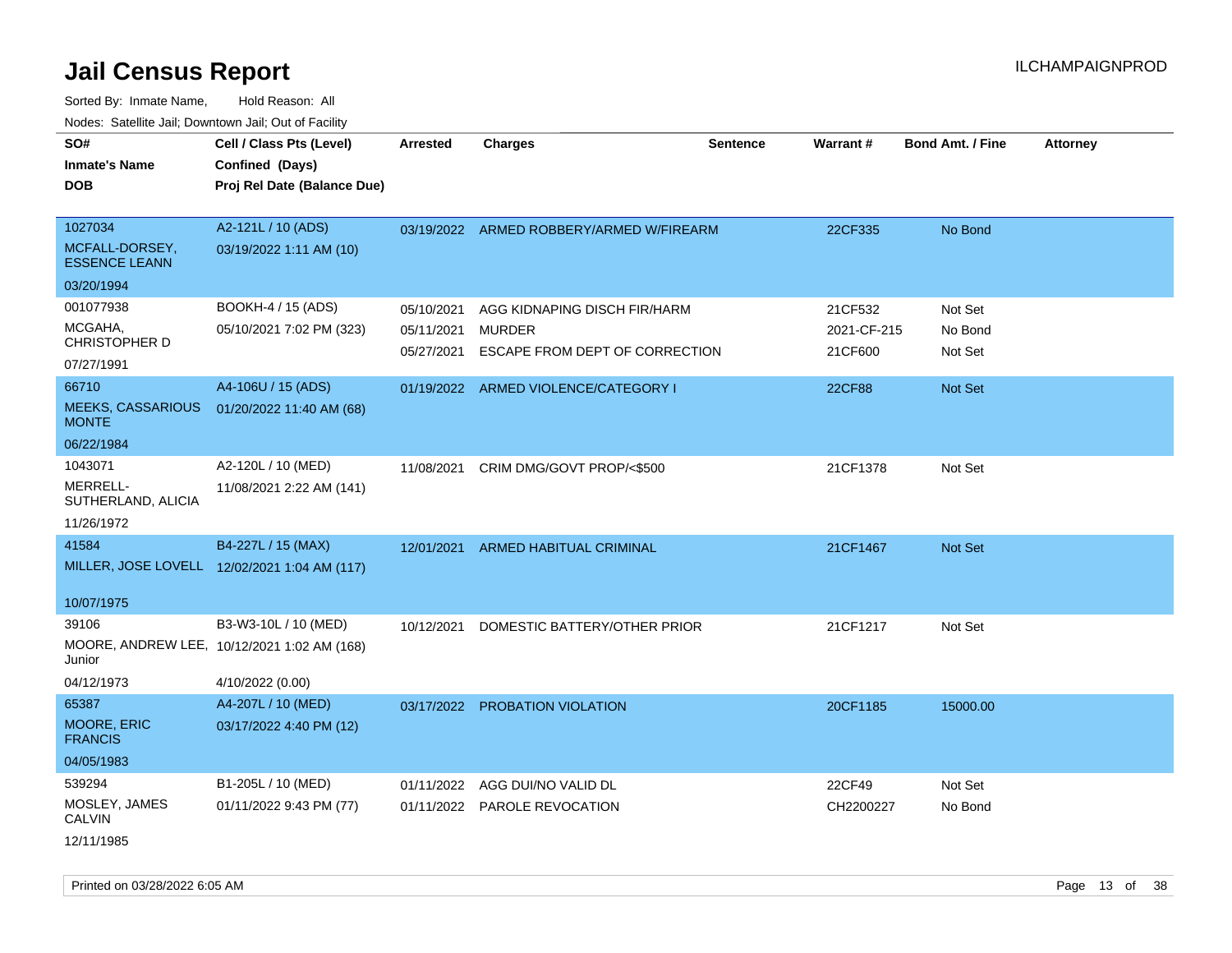# Jail Census Report

ILCHAMPAIGNPROD

Sorted By: Inmate Name, Hold Reason: All

Nodes: Satellite Jail; Downtown Jail; Out of Facility

| SO# / Inmate's Name / DOB | Cell / Class Pts (Level) / Confined (Days) / Proj Rel Date (Balance Due) | Arrested | Charges | Sentence | Warrant # | Bond Amt. / Fine | Attorney |
|---|---|---|---|---|---|---|---|
| 1027034<br>MCFALL-DORSEY, ESSENCE LEANN<br>03/20/1994 | A2-121L / 10 (ADS)<br>03/19/2022 1:11 AM (10) | 03/19/2022 | ARMED ROBBERY/ARMED W/FIREARM | | 22CF335 | No Bond | |
| 001077938<br>MCGAHA, CHRISTOPHER D<br>07/27/1991 | BOOKH-4 / 15 (ADS)<br>05/10/2021 7:02 PM (323) | 05/10/2021<br>05/11/2021<br>05/27/2021 | AGG KIDNAPING DISCH FIR/HARM<br>MURDER<br>ESCAPE FROM DEPT OF CORRECTION | | 21CF532<br>2021-CF-215<br>21CF600 | Not Set<br>No Bond<br>Not Set | |
| 66710<br>MEEKS, CASSARIOUS MONTE<br>06/22/1984 | A4-106U / 15 (ADS)<br>01/20/2022 11:40 AM (68) | 01/19/2022 | ARMED VIOLENCE/CATEGORY I | | 22CF88 | Not Set | |
| 1043071<br>MERRELL-SUTHERLAND, ALICIA<br>11/26/1972 | A2-120L / 10 (MED)<br>11/08/2021 2:22 AM (141) | 11/08/2021 | CRIM DMG/GOVT PROP/<$500 | | 21CF1378 | Not Set | |
| 41584<br>MILLER, JOSE LOVELL<br>10/07/1975 | B4-227L / 15 (MAX)<br>12/02/2021 1:04 AM (117) | 12/01/2021 | ARMED HABITUAL CRIMINAL | | 21CF1467 | Not Set | |
| 39106<br>MOORE, ANDREW LEE, Junior<br>04/12/1973 | B3-W3-10L / 10 (MED)<br>10/12/2021 1:02 AM (168)<br>4/10/2022 (0.00) | 10/12/2021 | DOMESTIC BATTERY/OTHER PRIOR | | 21CF1217 | Not Set | |
| 65387<br>MOORE, ERIC FRANCIS<br>04/05/1983 | A4-207L / 10 (MED)<br>03/17/2022 4:40 PM (12) | 03/17/2022 | PROBATION VIOLATION | | 20CF1185 | 15000.00 | |
| 539294<br>MOSLEY, JAMES CALVIN<br>12/11/1985 | B1-205L / 10 (MED)<br>01/11/2022 9:43 PM (77) | 01/11/2022<br>01/11/2022 | AGG DUI/NO VALID DL<br>PAROLE REVOCATION | | 22CF49<br>CH2200227 | Not Set<br>No Bond | |

Printed on 03/28/2022 6:05 AM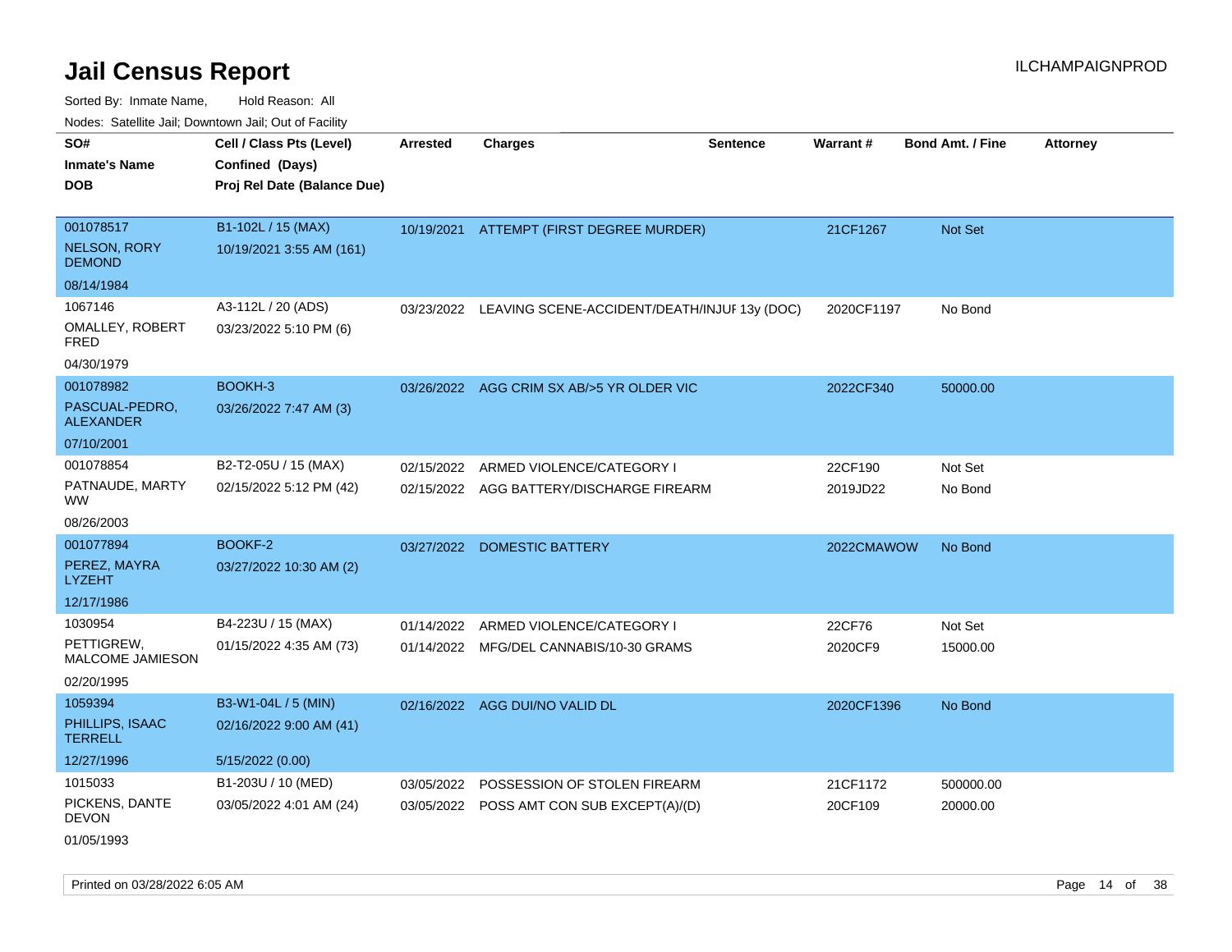# Jail Census Report

ILCHAMPAIGNPROD

Sorted By: Inmate Name, Hold Reason: All

Nodes: Satellite Jail; Downtown Jail; Out of Facility

| SO# / Inmate's Name / DOB | Cell / Class Pts (Level) / Confined (Days) / Proj Rel Date (Balance Due) | Arrested | Charges | Sentence | Warrant # | Bond Amt. / Fine | Attorney |
|---|---|---|---|---|---|---|---|
| 001078517<br>NELSON, RORY DEMOND<br>08/14/1984 | B1-102L / 15 (MAX)<br>10/19/2021 3:55 AM (161) | 10/19/2021 | ATTEMPT (FIRST DEGREE MURDER) | | 21CF1267 | Not Set | |
| 1067146<br>OMALLEY, ROBERT FRED<br>04/30/1979 | A3-112L / 20 (ADS)<br>03/23/2022 5:10 PM (6) | 03/23/2022 | LEAVING SCENE-ACCIDENT/DEATH/INJUF | 13y (DOC) | 2020CF1197 | No Bond | |
| 001078982<br>PASCUAL-PEDRO, ALEXANDER<br>07/10/2001 | BOOKH-3<br>03/26/2022 7:47 AM (3) | 03/26/2022 | AGG CRIM SX AB/>5 YR OLDER VIC | | 2022CF340 | 50000.00 | |
| 001078854<br>PATNAUDE, MARTY WW<br>08/26/2003 | B2-T2-05U / 15 (MAX)<br>02/15/2022 5:12 PM (42) | 02/15/2022<br>02/15/2022 | ARMED VIOLENCE/CATEGORY I<br>AGG BATTERY/DISCHARGE FIREARM | | 22CF190<br>2019JD22 | Not Set<br>No Bond | |
| 001077894<br>PEREZ, MAYRA LYZEHT<br>12/17/1986 | BOOKF-2<br>03/27/2022 10:30 AM (2) | 03/27/2022 | DOMESTIC BATTERY | | 2022CMAWOW | No Bond | |
| 1030954<br>PETTIGREW, MALCOME JAMIESON<br>02/20/1995 | B4-223U / 15 (MAX)<br>01/15/2022 4:35 AM (73) | 01/14/2022<br>01/14/2022 | ARMED VIOLENCE/CATEGORY I<br>MFG/DEL CANNABIS/10-30 GRAMS | | 22CF76<br>2020CF9 | Not Set<br>15000.00 | |
| 1059394<br>PHILLIPS, ISAAC TERRELL<br>12/27/1996 | B3-W1-04L / 5 (MIN)<br>02/16/2022 9:00 AM (41)<br>5/15/2022 (0.00) | 02/16/2022 | AGG DUI/NO VALID DL | | 2020CF1396 | No Bond | |
| 1015033<br>PICKENS, DANTE DEVON<br>01/05/1993 | B1-203U / 10 (MED)<br>03/05/2022 4:01 AM (24) | 03/05/2022<br>03/05/2022 | POSSESSION OF STOLEN FIREARM<br>POSS AMT CON SUB EXCEPT(A)/(D) | | 21CF1172<br>20CF109 | 500000.00<br>20000.00 | |

Printed on 03/28/2022 6:05 AM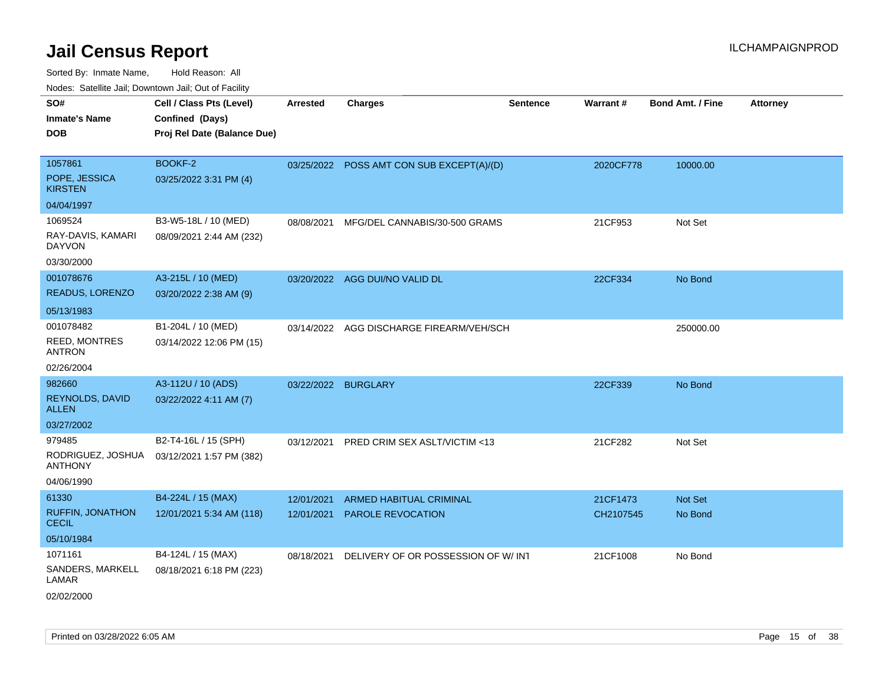# Jail Census Report

ILCHAMPAIGNPROD

Sorted By: Inmate Name, Hold Reason: All

Nodes: Satellite Jail; Downtown Jail; Out of Facility

| SO# / Inmate's Name / DOB | Cell / Class Pts (Level) / Confined (Days) / Proj Rel Date (Balance Due) | Arrested | Charges | Sentence | Warrant # | Bond Amt. / Fine | Attorney |
|---|---|---|---|---|---|---|---|
| 1057861 POPE, JESSICA KIRSTEN 04/04/1997 | BOOKF-2 03/25/2022 3:31 PM (4) | 03/25/2022 | POSS AMT CON SUB EXCEPT(A)/(D) | | 2020CF778 | 10000.00 | |
| 1069524 RAY-DAVIS, KAMARI DAYVON 03/30/2000 | B3-W5-18L / 10 (MED) 08/09/2021 2:44 AM (232) | 08/08/2021 | MFG/DEL CANNABIS/30-500 GRAMS | | 21CF953 | Not Set | |
| 001078676 READUS, LORENZO 05/13/1983 | A3-215L / 10 (MED) 03/20/2022 2:38 AM (9) | 03/20/2022 | AGG DUI/NO VALID DL | | 22CF334 | No Bond | |
| 001078482 REED, MONTRES ANTRON 02/26/2004 | B1-204L / 10 (MED) 03/14/2022 12:06 PM (15) | 03/14/2022 | AGG DISCHARGE FIREARM/VEH/SCH | | | 250000.00 | |
| 982660 REYNOLDS, DAVID ALLEN 03/27/2002 | A3-112U / 10 (ADS) 03/22/2022 4:11 AM (7) | 03/22/2022 | BURGLARY | | 22CF339 | No Bond | |
| 979485 RODRIGUEZ, JOSHUA ANTHONY 04/06/1990 | B2-T4-16L / 15 (SPH) 03/12/2021 1:57 PM (382) | 03/12/2021 | PRED CRIM SEX ASLT/VICTIM <13 | | 21CF282 | Not Set | |
| 61330 RUFFIN, JONATHON CECIL 05/10/1984 | B4-224L / 15 (MAX) 12/01/2021 5:34 AM (118) | 12/01/2021 | ARMED HABITUAL CRIMINAL | | 21CF1473 | Not Set | |
| | | 12/01/2021 | PAROLE REVOCATION | | CH2107545 | No Bond | |
| 1071161 SANDERS, MARKELL LAMAR 02/02/2000 | B4-124L / 15 (MAX) 08/18/2021 6:18 PM (223) | 08/18/2021 | DELIVERY OF OR POSSESSION OF W/ INT | | 21CF1008 | No Bond | |

Printed on 03/28/2022 6:05 AM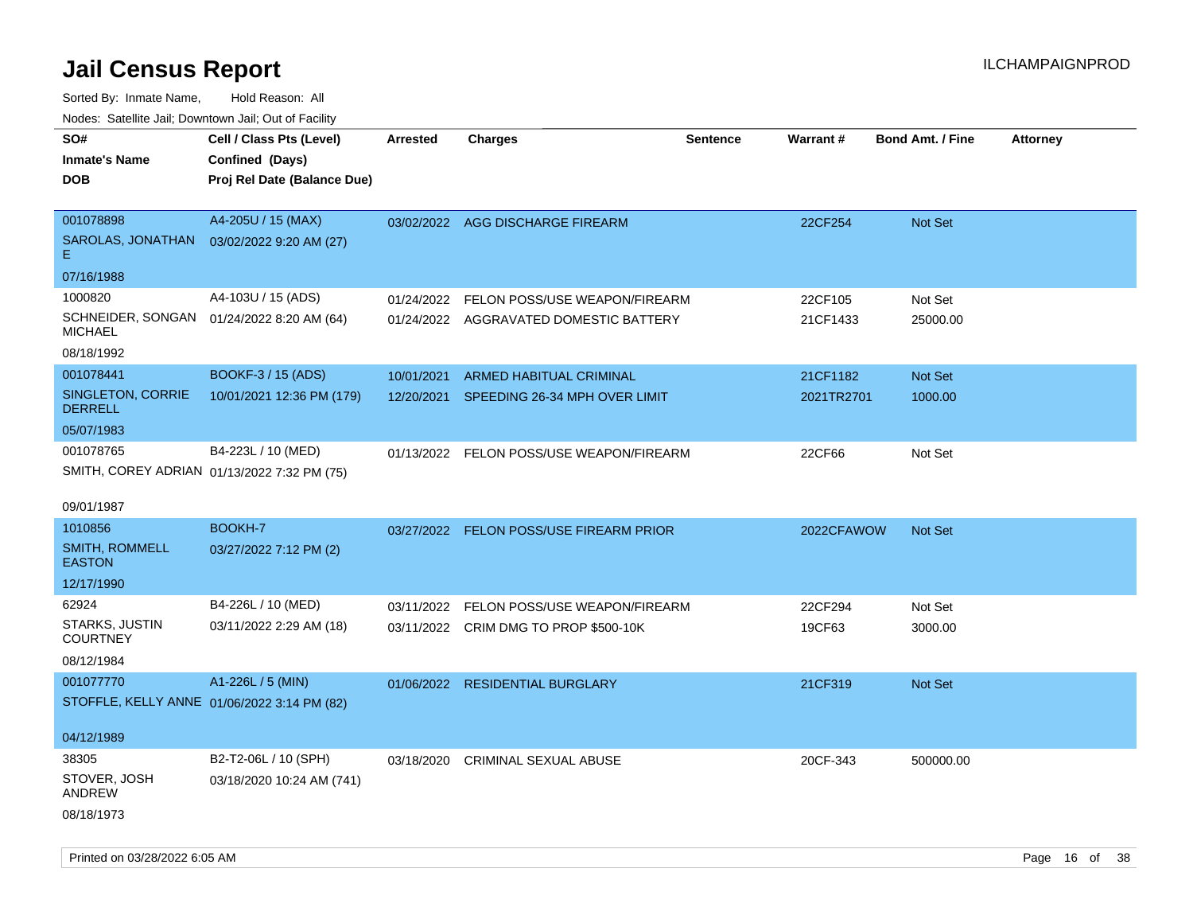# Jail Census Report

ILCHAMPAIGNPROD

Sorted By: Inmate Name, Hold Reason: All

Nodes: Satellite Jail; Downtown Jail; Out of Facility

| SO# / Inmate's Name / DOB | Cell / Class Pts (Level) / Confined (Days) / Proj Rel Date (Balance Due) | Arrested | Charges | Sentence | Warrant # | Bond Amt. / Fine | Attorney |
|---|---|---|---|---|---|---|---|
| 001078898<br>SAROLAS, JONATHAN E<br>07/16/1988 | A4-205U / 15 (MAX)<br>03/02/2022 9:20 AM (27) | 03/02/2022 | AGG DISCHARGE FIREARM | | 22CF254 | Not Set | |
| 1000820<br>SCHNEIDER, SONGAN MICHAEL<br>08/18/1992 | A4-103U / 15 (ADS)<br>01/24/2022 8:20 AM (64) | 01/24/2022<br>01/24/2022 | FELON POSS/USE WEAPON/FIREARM<br>AGGRAVATED DOMESTIC BATTERY | | 22CF105<br>21CF1433 | Not Set<br>25000.00 | |
| 001078441<br>SINGLETON, CORRIE DERRELL<br>05/07/1983 | BOOKF-3 / 15 (ADS)<br>10/01/2021 12:36 PM (179) | 10/01/2021<br>12/20/2021 | ARMED HABITUAL CRIMINAL<br>SPEEDING 26-34 MPH OVER LIMIT | | 21CF1182<br>2021TR2701 | Not Set<br>1000.00 | |
| 001078765<br>SMITH, COREY ADRIAN<br>09/01/1987 | B4-223L / 10 (MED)<br>01/13/2022 7:32 PM (75) | 01/13/2022 | FELON POSS/USE WEAPON/FIREARM | | 22CF66 | Not Set | |
| 1010856<br>SMITH, ROMMELL EASTON<br>12/17/1990 | BOOKH-7<br>03/27/2022 7:12 PM (2) | 03/27/2022 | FELON POSS/USE FIREARM PRIOR | | 2022CFAWOW | Not Set | |
| 62924<br>STARKS, JUSTIN COURTNEY<br>08/12/1984 | B4-226L / 10 (MED)<br>03/11/2022 2:29 AM (18) | 03/11/2022<br>03/11/2022 | FELON POSS/USE WEAPON/FIREARM<br>CRIM DMG TO PROP $500-10K | | 22CF294<br>19CF63 | Not Set<br>3000.00 | |
| 001077770<br>STOFFLE, KELLY ANNE<br>04/12/1989 | A1-226L / 5 (MIN)<br>01/06/2022 3:14 PM (82) | 01/06/2022 | RESIDENTIAL BURGLARY | | 21CF319 | Not Set | |
| 38305<br>STOVER, JOSH ANDREW<br>08/18/1973 | B2-T2-06L / 10 (SPH)<br>03/18/2020 10:24 AM (741) | 03/18/2020 | CRIMINAL SEXUAL ABUSE | | 20CF-343 | 500000.00 | |

Printed on 03/28/2022 6:05 AM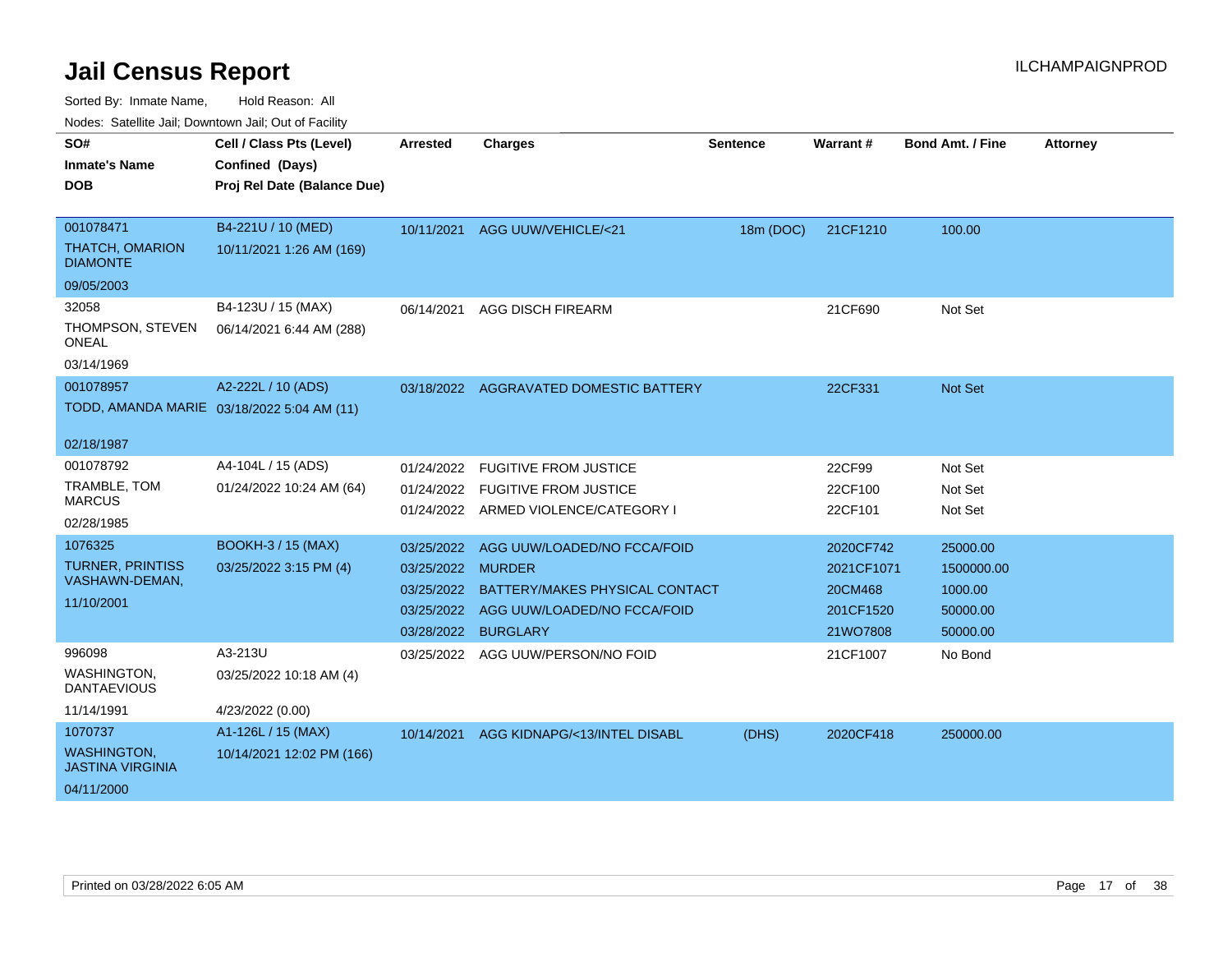# Jail Census Report

ILCHAMPAIGNPROD

Sorted By: Inmate Name, Hold Reason: All

Nodes: Satellite Jail; Downtown Jail; Out of Facility

| SO# / Inmate's Name / DOB | Cell / Class Pts (Level) / Confined (Days) / Proj Rel Date (Balance Due) | Arrested | Charges | Sentence | Warrant # | Bond Amt. / Fine | Attorney |
|---|---|---|---|---|---|---|---|
| 001078471 THATCH, OMARION DIAMONTE 09/05/2003 | B4-221U / 10 (MED) 10/11/2021 1:26 AM (169) | 10/11/2021 | AGG UUW/VEHICLE/<21 | 18m (DOC) | 21CF1210 | 100.00 | |
| 32058 THOMPSON, STEVEN ONEAL 03/14/1969 | B4-123U / 15 (MAX) 06/14/2021 6:44 AM (288) | 06/14/2021 | AGG DISCH FIREARM | | 21CF690 | Not Set | |
| 001078957 TODD, AMANDA MARIE 02/18/1987 | A2-222L / 10 (ADS) 03/18/2022 5:04 AM (11) | 03/18/2022 | AGGRAVATED DOMESTIC BATTERY | | 22CF331 | Not Set | |
| 001078792 TRAMBLE, TOM MARCUS 02/28/1985 | A4-104L / 15 (ADS) 01/24/2022 10:24 AM (64) | 01/24/2022 | FUGITIVE FROM JUSTICE | | 22CF99 | Not Set | |
| | | 01/24/2022 | FUGITIVE FROM JUSTICE | | 22CF100 | Not Set | |
| | | 01/24/2022 | ARMED VIOLENCE/CATEGORY I | | 22CF101 | Not Set | |
| 1076325 TURNER, PRINTISS VASHAWN-DEMAN, 11/10/2001 | BOOKH-3 / 15 (MAX) 03/25/2022 3:15 PM (4) | 03/25/2022 | AGG UUW/LOADED/NO FCCA/FOID | | 2020CF742 | 25000.00 | |
| | | 03/25/2022 | MURDER | | 2021CF1071 | 1500000.00 | |
| | | 03/25/2022 | BATTERY/MAKES PHYSICAL CONTACT | | 20CM468 | 1000.00 | |
| | | 03/25/2022 | AGG UUW/LOADED/NO FCCA/FOID | | 201CF1520 | 50000.00 | |
| | | 03/28/2022 | BURGLARY | | 21WO7808 | 50000.00 | |
| 996098 WASHINGTON, DANTAEVIOUS 11/14/1991 | A3-213U 03/25/2022 10:18 AM (4) 4/23/2022 (0.00) | 03/25/2022 | AGG UUW/PERSON/NO FOID | | 21CF1007 | No Bond | |
| 1070737 WASHINGTON, JASTINA VIRGINIA 04/11/2000 | A1-126L / 15 (MAX) 10/14/2021 12:02 PM (166) | 10/14/2021 | AGG KIDNAPG/<13/INTEL DISABL | (DHS) | 2020CF418 | 250000.00 | |

Printed on 03/28/2022 6:05 AM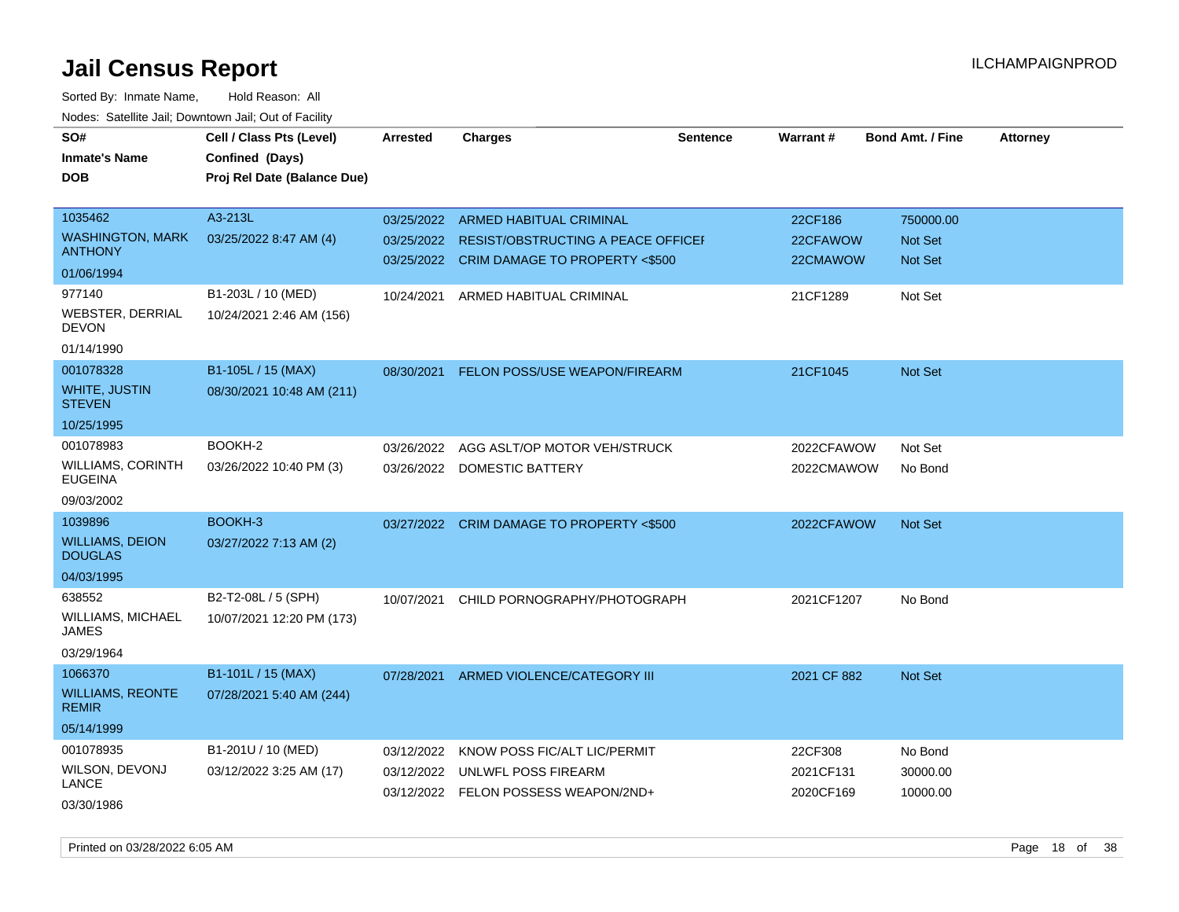# Jail Census Report

ILCHAMPAIGNPROD

Sorted By: Inmate Name, Hold Reason: All

Nodes: Satellite Jail; Downtown Jail; Out of Facility

| SO# / Inmate's Name / DOB | Cell / Class Pts (Level) / Confined (Days) / Proj Rel Date (Balance Due) | Arrested | Charges | Sentence | Warrant # | Bond Amt. / Fine | Attorney |
|---|---|---|---|---|---|---|---|
| 1035462<br>WASHINGTON, MARK ANTHONY<br>01/06/1994 | A3-213L<br>03/25/2022 8:47 AM (4) | 03/25/2022<br>03/25/2022<br>03/25/2022 | ARMED HABITUAL CRIMINAL<br>RESIST/OBSTRUCTING A PEACE OFFICEI<br>CRIM DAMAGE TO PROPERTY <$500 | | 22CF186<br>22CFAWOW<br>22CMAWOW | 750000.00<br>Not Set<br>Not Set | |
| 977140<br>WEBSTER, DERRIAL DEVON<br>01/14/1990 | B1-203L / 10 (MED)<br>10/24/2021 2:46 AM (156) | 10/24/2021 | ARMED HABITUAL CRIMINAL | | 21CF1289 | Not Set | |
| 001078328<br>WHITE, JUSTIN STEVEN<br>10/25/1995 | B1-105L / 15 (MAX)<br>08/30/2021 10:48 AM (211) | 08/30/2021 | FELON POSS/USE WEAPON/FIREARM | | 21CF1045 | Not Set | |
| 001078983<br>WILLIAMS, CORINTH EUGEINA<br>09/03/2002 | BOOKH-2<br>03/26/2022 10:40 PM (3) | 03/26/2022<br>03/26/2022 | AGG ASLT/OP MOTOR VEH/STRUCK<br>DOMESTIC BATTERY | | 2022CFAWOW<br>2022CMAWOW | Not Set<br>No Bond | |
| 1039896<br>WILLIAMS, DEION DOUGLAS<br>04/03/1995 | BOOKH-3<br>03/27/2022 7:13 AM (2) | 03/27/2022 | CRIM DAMAGE TO PROPERTY <$500 | | 2022CFAWOW | Not Set | |
| 638552<br>WILLIAMS, MICHAEL JAMES<br>03/29/1964 | B2-T2-08L / 5 (SPH)<br>10/07/2021 12:20 PM (173) | 10/07/2021 | CHILD PORNOGRAPHY/PHOTOGRAPH | | 2021CF1207 | No Bond | |
| 1066370<br>WILLIAMS, REONTE REMIR<br>05/14/1999 | B1-101L / 15 (MAX)<br>07/28/2021 5:40 AM (244) | 07/28/2021 | ARMED VIOLENCE/CATEGORY III | | 2021 CF 882 | Not Set | |
| 001078935<br>WILSON, DEVONJ LANCE<br>03/30/1986 | B1-201U / 10 (MED)<br>03/12/2022 3:25 AM (17) | 03/12/2022<br>03/12/2022<br>03/12/2022 | KNOW POSS FIC/ALT LIC/PERMIT<br>UNLWFL POSS FIREARM<br>FELON POSSESS WEAPON/2ND+ | | 22CF308<br>2021CF131<br>2020CF169 | No Bond<br>30000.00<br>10000.00 | |

Printed on 03/28/2022 6:05 AM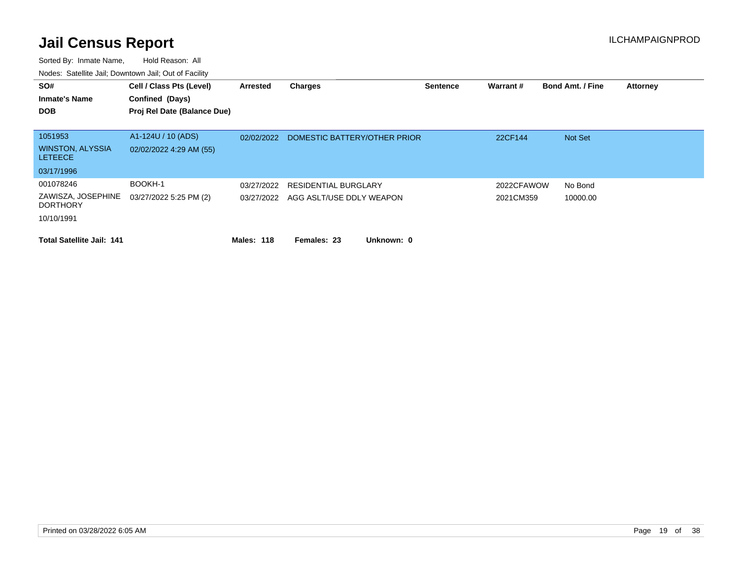# Jail Census Report

Sorted By: Inmate Name, Hold Reason: All

Nodes: Satellite Jail; Downtown Jail; Out of Facility

| SO# / Inmate's Name / DOB | Cell / Class Pts (Level) / Confined (Days) / Proj Rel Date (Balance Due) | Arrested | Charges | Sentence | Warrant # | Bond Amt. / Fine | Attorney |
|---|---|---|---|---|---|---|---|
| 1051953 | A1-124U / 10 (ADS) | 02/02/2022 | DOMESTIC BATTERY/OTHER PRIOR | | 22CF144 | Not Set | |
| WINSTON, ALYSSIA LETEECE | 02/02/2022 4:29 AM (55) | | | | | | |
| 03/17/1996 | | | | | | | |
| 001078246 | BOOKH-1 | 03/27/2022 | RESIDENTIAL BURGLARY | | 2022CFAWOW | No Bond | |
| ZAWISZA, JOSEPHINE DORTHORY | 03/27/2022 5:25 PM (2) | 03/27/2022 | AGG ASLT/USE DDLY WEAPON | | 2021CM359 | 10000.00 | |
| 10/10/1991 | | | | | | | |

**Total Satellite Jail: 141** **Males: 118** **Females: 23** **Unknown: 0**

Printed on 03/28/2022 6:05 AM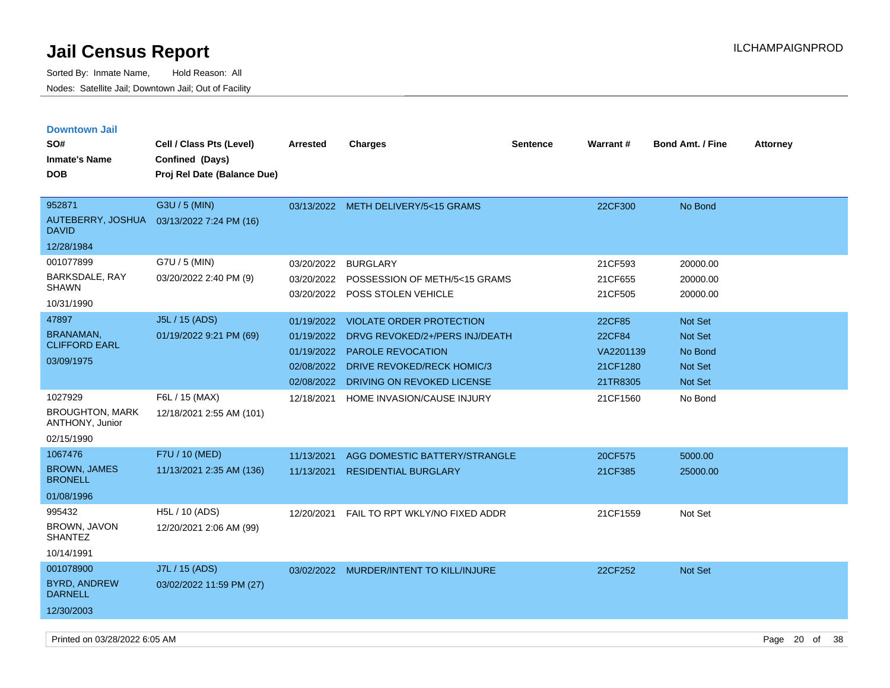# Jail Census Report

Sorted By: Inmate Name, Hold Reason: All

Nodes: Satellite Jail; Downtown Jail; Out of Facility

## Downtown Jail

| SO# / Inmate's Name / DOB | Cell / Class Pts (Level) / Confined (Days) / Proj Rel Date (Balance Due) | Arrested | Charges | Sentence | Warrant # | Bond Amt. / Fine | Attorney |
|---|---|---|---|---|---|---|---|
| 952871<br>AUTEBERRY, JOSHUA DAVID<br>12/28/1984 | G3U / 5 (MIN)<br>03/13/2022 7:24 PM (16) | 03/13/2022 | METH DELIVERY/5<15 GRAMS | | 22CF300 | No Bond | |
| 001077899<br>BARKSDALE, RAY SHAWN<br>10/31/1990 | G7U / 5 (MIN)<br>03/20/2022 2:40 PM (9) | 03/20/2022 | BURGLARY | | 21CF593 | 20000.00 | |
| | | 03/20/2022 | POSSESSION OF METH/5<15 GRAMS | | 21CF655 | 20000.00 | |
| | | 03/20/2022 | POSS STOLEN VEHICLE | | 21CF505 | 20000.00 | |
| 47897<br>BRANAMAN, CLIFFORD EARL<br>03/09/1975 | J5L / 15 (ADS)<br>01/19/2022 9:21 PM (69) | 01/19/2022 | VIOLATE ORDER PROTECTION | | 22CF85 | Not Set | |
| | | 01/19/2022 | DRVG REVOKED/2+/PERS INJ/DEATH | | 22CF84 | Not Set | |
| | | 01/19/2022 | PAROLE REVOCATION | | VA2201139 | No Bond | |
| | | 02/08/2022 | DRIVE REVOKED/RECK HOMIC/3 | | 21CF1280 | Not Set | |
| | | 02/08/2022 | DRIVING ON REVOKED LICENSE | | 21TR8305 | Not Set | |
| 1027929<br>BROUGHTON, MARK ANTHONY, Junior<br>02/15/1990 | F6L / 15 (MAX)<br>12/18/2021 2:55 AM (101) | 12/18/2021 | HOME INVASION/CAUSE INJURY | | 21CF1560 | No Bond | |
| 1067476<br>BROWN, JAMES BRONELL<br>01/08/1996 | F7U / 10 (MED)<br>11/13/2021 2:35 AM (136) | 11/13/2021 | AGG DOMESTIC BATTERY/STRANGLE | | 20CF575 | 5000.00 | |
| | | 11/13/2021 | RESIDENTIAL BURGLARY | | 21CF385 | 25000.00 | |
| 995432<br>BROWN, JAVON SHANTEZ<br>10/14/1991 | H5L / 10 (ADS)<br>12/20/2021 2:06 AM (99) | 12/20/2021 | FAIL TO RPT WKLY/NO FIXED ADDR | | 21CF1559 | Not Set | |
| 001078900<br>BYRD, ANDREW DARNELL<br>12/30/2003 | J7L / 15 (ADS)<br>03/02/2022 11:59 PM (27) | 03/02/2022 | MURDER/INTENT TO KILL/INJURE | | 22CF252 | Not Set | |

Printed on 03/28/2022 6:05 AM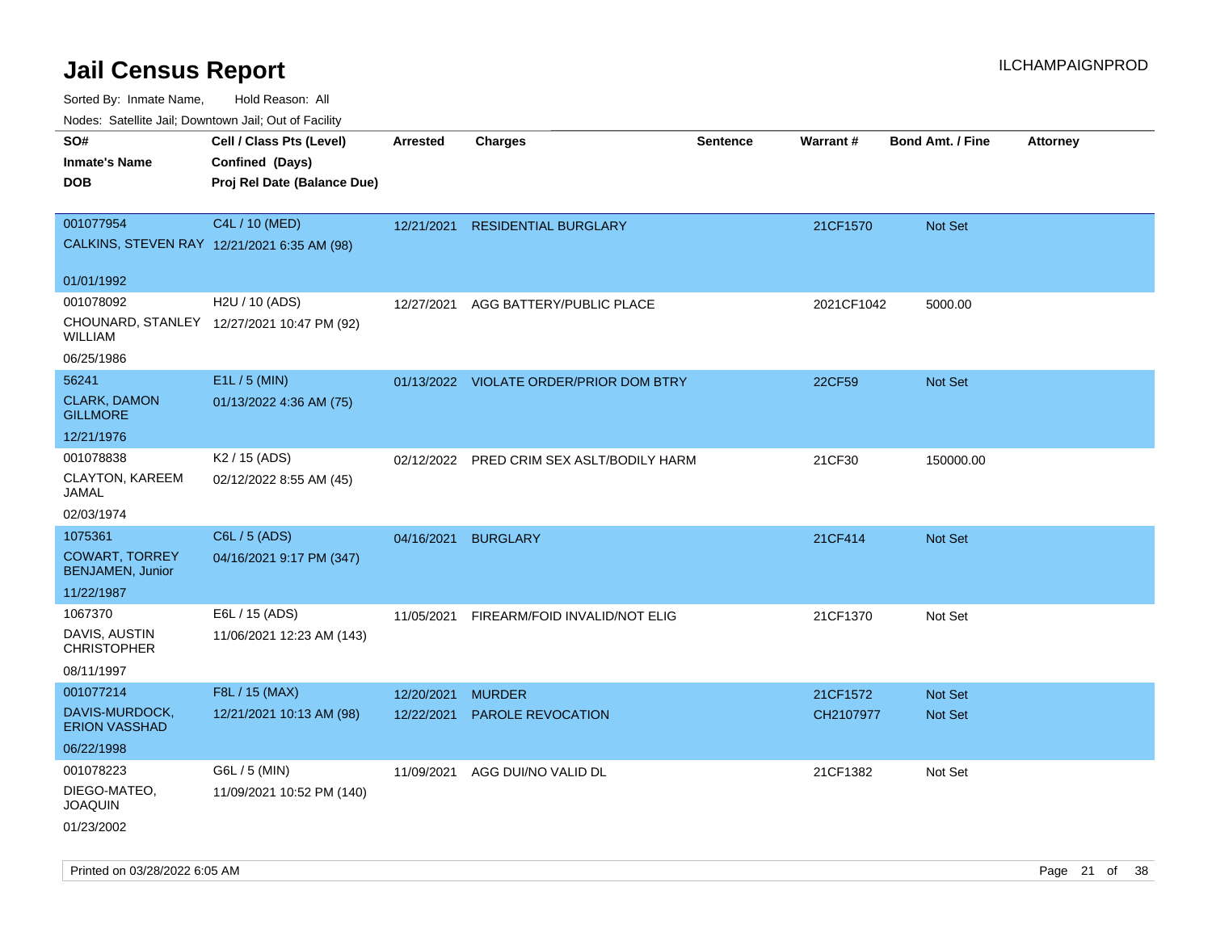# Jail Census Report

ILCHAMPAIGNPROD

Sorted By: Inmate Name, Hold Reason: All

Nodes: Satellite Jail; Downtown Jail; Out of Facility

| SO# / Inmate's Name / DOB | Cell / Class Pts (Level) / Confined (Days) / Proj Rel Date (Balance Due) | Arrested | Charges | Sentence | Warrant # | Bond Amt. / Fine | Attorney |
|---|---|---|---|---|---|---|---|
| 001077954<br>CALKINS, STEVEN RAY<br>01/01/1992 | C4L / 10 (MED)<br>12/21/2021 6:35 AM (98) | 12/21/2021 | RESIDENTIAL BURGLARY | | 21CF1570 | Not Set | |
| 001078092<br>CHOUNARD, STANLEY WILLIAM<br>06/25/1986 | H2U / 10 (ADS)<br>12/27/2021 10:47 PM (92) | 12/27/2021 | AGG BATTERY/PUBLIC PLACE | | 2021CF1042 | 5000.00 | |
| 56241<br>CLARK, DAMON GILLMORE<br>12/21/1976 | E1L / 5 (MIN)<br>01/13/2022 4:36 AM (75) | 01/13/2022 | VIOLATE ORDER/PRIOR DOM BTRY | | 22CF59 | Not Set | |
| 001078838<br>CLAYTON, KAREEM JAMAL<br>02/03/1974 | K2 / 15 (ADS)<br>02/12/2022 8:55 AM (45) | 02/12/2022 | PRED CRIM SEX ASLT/BODILY HARM | | 21CF30 | 150000.00 | |
| 1075361<br>COWART, TORREY BENJAMEN, Junior<br>11/22/1987 | C6L / 5 (ADS)<br>04/16/2021 9:17 PM (347) | 04/16/2021 | BURGLARY | | 21CF414 | Not Set | |
| 1067370<br>DAVIS, AUSTIN CHRISTOPHER<br>08/11/1997 | E6L / 15 (ADS)<br>11/06/2021 12:23 AM (143) | 11/05/2021 | FIREARM/FOID INVALID/NOT ELIG | | 21CF1370 | Not Set | |
| 001077214<br>DAVIS-MURDOCK, ERION VASSHAD<br>06/22/1998 | F8L / 15 (MAX)<br>12/21/2021 10:13 AM (98) | 12/20/2021<br>12/22/2021 | MURDER<br>PAROLE REVOCATION | | 21CF1572<br>CH2107977 | Not Set<br>Not Set | |
| 001078223<br>DIEGO-MATEO, JOAQUIN<br>01/23/2002 | G6L / 5 (MIN)<br>11/09/2021 10:52 PM (140) | 11/09/2021 | AGG DUI/NO VALID DL | | 21CF1382 | Not Set | |

Printed on 03/28/2022 6:05 AM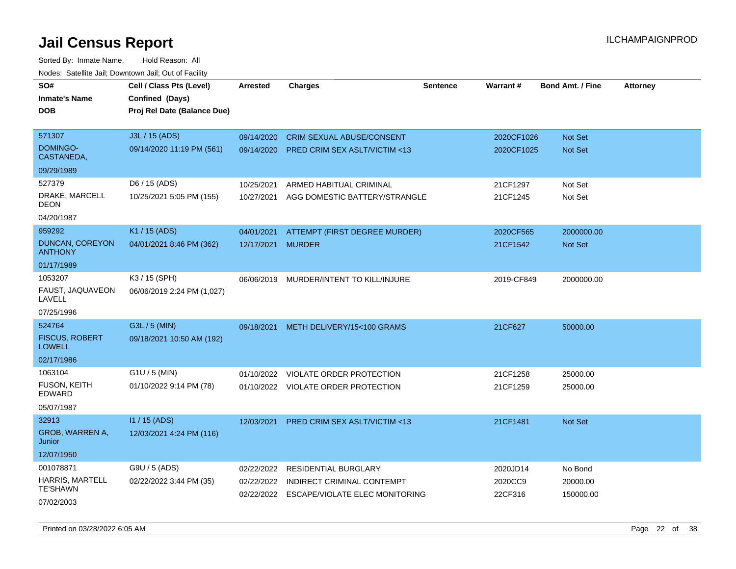# Jail Census Report

ILCHAMPAIGNPROD

Sorted By: Inmate Name, Hold Reason: All

Nodes: Satellite Jail; Downtown Jail; Out of Facility

| SO# / Inmate's Name / DOB | Cell / Class Pts (Level) / Confined (Days) / Proj Rel Date (Balance Due) | Arrested | Charges | Sentence | Warrant # | Bond Amt. / Fine | Attorney |
|---|---|---|---|---|---|---|---|
| 571307<br>DOMINGO-CASTANEDA,<br>09/29/1989 | J3L / 15 (ADS)<br>09/14/2020 11:19 PM (561) | 09/14/2020<br>09/14/2020 | CRIM SEXUAL ABUSE/CONSENT<br>PRED CRIM SEX ASLT/VICTIM <13 | | 2020CF1026<br>2020CF1025 | Not Set<br>Not Set | |
| 527379<br>DRAKE, MARCELL DEON<br>04/20/1987 | D6 / 15 (ADS)<br>10/25/2021 5:05 PM (155) | 10/25/2021<br>10/27/2021 | ARMED HABITUAL CRIMINAL<br>AGG DOMESTIC BATTERY/STRANGLE | | 21CF1297<br>21CF1245 | Not Set<br>Not Set | |
| 959292<br>DUNCAN, COREYON ANTHONY<br>01/17/1989 | K1 / 15 (ADS)<br>04/01/2021 8:46 PM (362) | 04/01/2021<br>12/17/2021 | ATTEMPT (FIRST DEGREE MURDER)<br>MURDER | | 2020CF565<br>21CF1542 | 2000000.00<br>Not Set | |
| 1053207<br>FAUST, JAQUAVEON LAVELL<br>07/25/1996 | K3 / 15 (SPH)<br>06/06/2019 2:24 PM (1,027) | 06/06/2019 | MURDER/INTENT TO KILL/INJURE | | 2019-CF849 | 2000000.00 | |
| 524764<br>FISCUS, ROBERT LOWELL<br>02/17/1986 | G3L / 5 (MIN)<br>09/18/2021 10:50 AM (192) | 09/18/2021 | METH DELIVERY/15<100 GRAMS | | 21CF627 | 50000.00 | |
| 1063104<br>FUSON, KEITH EDWARD<br>05/07/1987 | G1U / 5 (MIN)<br>01/10/2022 9:14 PM (78) | 01/10/2022<br>01/10/2022 | VIOLATE ORDER PROTECTION<br>VIOLATE ORDER PROTECTION | | 21CF1258<br>21CF1259 | 25000.00<br>25000.00 | |
| 32913<br>GROB, WARREN A, Junior<br>12/07/1950 | I1 / 15 (ADS)<br>12/03/2021 4:24 PM (116) | 12/03/2021 | PRED CRIM SEX ASLT/VICTIM <13 | | 21CF1481 | Not Set | |
| 001078871<br>HARRIS, MARTELL TE'SHAWN<br>07/02/2003 | G9U / 5 (ADS)<br>02/22/2022 3:44 PM (35) | 02/22/2022<br>02/22/2022<br>02/22/2022 | RESIDENTIAL BURGLARY<br>INDIRECT CRIMINAL CONTEMPT<br>ESCAPE/VIOLATE ELEC MONITORING | | 2020JD14<br>2020CC9<br>22CF316 | No Bond<br>20000.00<br>150000.00 | |

Printed on 03/28/2022 6:05 AM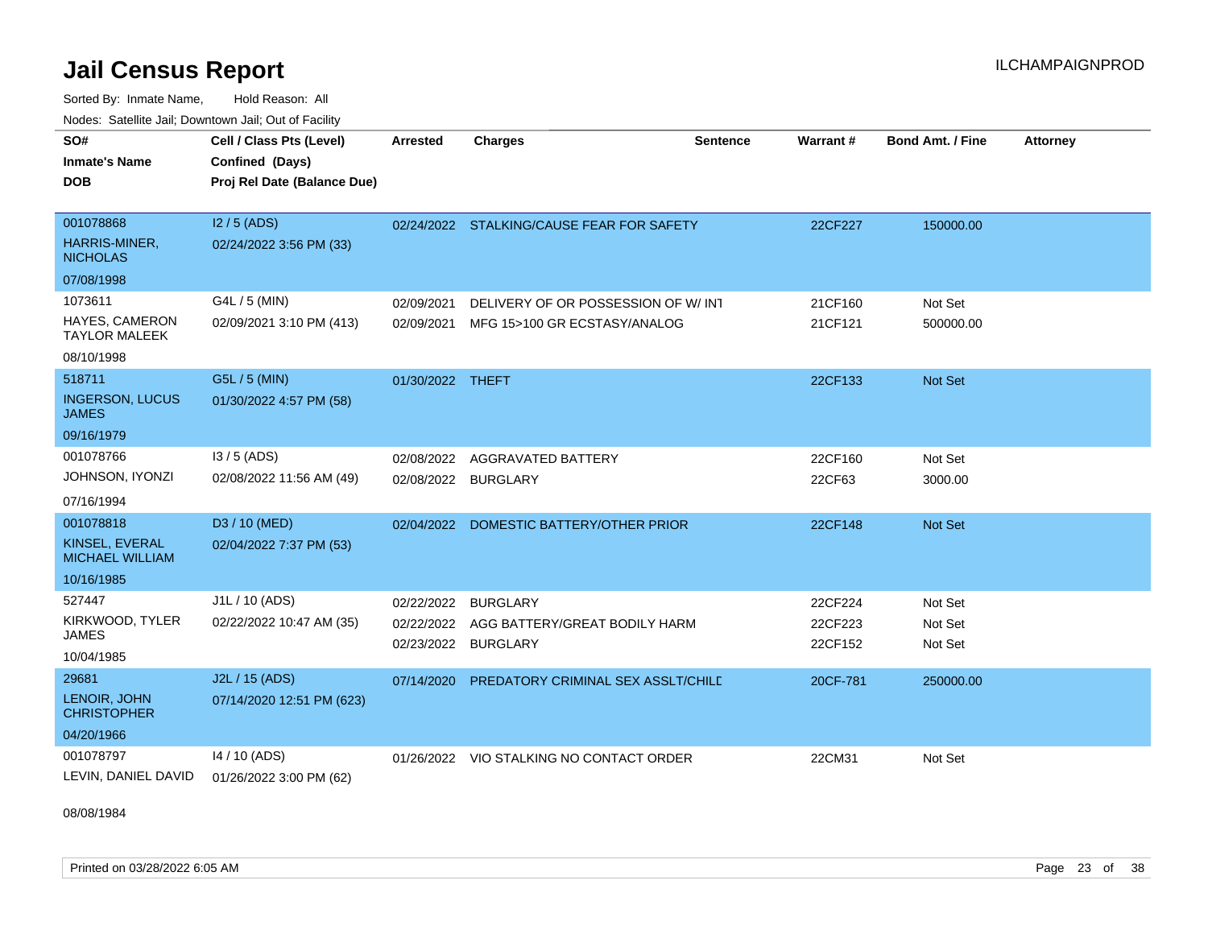# Jail Census Report

ILCHAMPAIGNPROD

Sorted By: Inmate Name, Hold Reason: All

Nodes: Satellite Jail; Downtown Jail; Out of Facility

| SO# / Inmate's Name / DOB | Cell / Class Pts (Level) / Confined (Days) / Proj Rel Date (Balance Due) | Arrested | Charges | Sentence | Warrant # | Bond Amt. / Fine | Attorney |
|---|---|---|---|---|---|---|---|
| 001078868<br>HARRIS-MINER, NICHOLAS<br>07/08/1998 | I2 / 5 (ADS)<br>02/24/2022 3:56 PM (33) | 02/24/2022 | STALKING/CAUSE FEAR FOR SAFETY | | 22CF227 | 150000.00 | |
| 1073611<br>HAYES, CAMERON TAYLOR MALEEK<br>08/10/1998 | G4L / 5 (MIN)<br>02/09/2021 3:10 PM (413) | 02/09/2021<br>02/09/2021 | DELIVERY OF OR POSSESSION OF W/ INT<br>MFG 15>100 GR ECSTASY/ANALOG | | 21CF160<br>21CF121 | Not Set<br>500000.00 | |
| 518711<br>INGERSON, LUCUS JAMES<br>09/16/1979 | G5L / 5 (MIN)<br>01/30/2022 4:57 PM (58) | 01/30/2022 | THEFT | | 22CF133 | Not Set | |
| 001078766<br>JOHNSON, IYONZI<br>07/16/1994 | I3 / 5 (ADS)<br>02/08/2022 11:56 AM (49) | 02/08/2022<br>02/08/2022 | AGGRAVATED BATTERY<br>BURGLARY | | 22CF160<br>22CF63 | Not Set<br>3000.00 | |
| 001078818<br>KINSEL, EVERAL MICHAEL WILLIAM<br>10/16/1985 | D3 / 10 (MED)<br>02/04/2022 7:37 PM (53) | 02/04/2022 | DOMESTIC BATTERY/OTHER PRIOR | | 22CF148 | Not Set | |
| 527447<br>KIRKWOOD, TYLER JAMES<br>10/04/1985 | J1L / 10 (ADS)<br>02/22/2022 10:47 AM (35) | 02/22/2022<br>02/22/2022<br>02/23/2022 | BURGLARY<br>AGG BATTERY/GREAT BODILY HARM<br>BURGLARY | | 22CF224<br>22CF223<br>22CF152 | Not Set<br>Not Set<br>Not Set | |
| 29681<br>LENOIR, JOHN CHRISTOPHER<br>04/20/1966 | J2L / 15 (ADS)<br>07/14/2020 12:51 PM (623) | 07/14/2020 | PREDATORY CRIMINAL SEX ASSLT/CHILD | | 20CF-781 | 250000.00 | |
| 001078797<br>LEVIN, DANIEL DAVID<br>08/08/1984 | I4 / 10 (ADS)<br>01/26/2022 3:00 PM (62) | 01/26/2022 | VIO STALKING NO CONTACT ORDER | | 22CM31 | Not Set | |

Printed on 03/28/2022 6:05 AM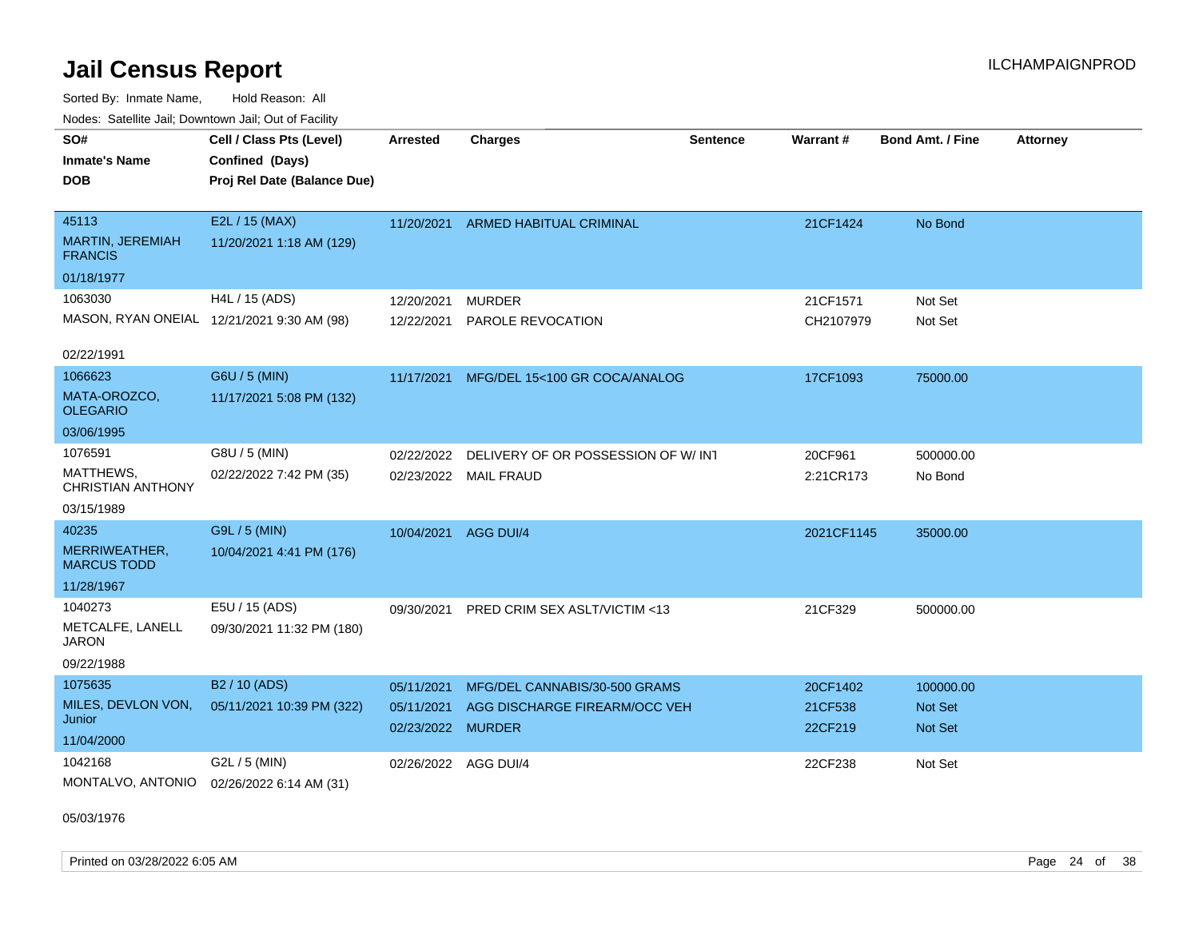# Jail Census Report

ILCHAMPAIGNPROD

Sorted By: Inmate Name, Hold Reason: All

Nodes: Satellite Jail; Downtown Jail; Out of Facility

| SO# / Inmate's Name / DOB | Cell / Class Pts (Level) / Confined (Days) / Proj Rel Date (Balance Due) | Arrested | Charges | Sentence | Warrant # | Bond Amt. / Fine | Attorney |
|---|---|---|---|---|---|---|---|
| 45113<br>MARTIN, JEREMIAH FRANCIS<br>01/18/1977 | E2L / 15 (MAX)<br>11/20/2021 1:18 AM (129) | 11/20/2021 | ARMED HABITUAL CRIMINAL | | 21CF1424 | No Bond | |
| 1063030<br>MASON, RYAN ONEIAL<br>02/22/1991 | H4L / 15 (ADS)<br>12/21/2021 9:30 AM (98) | 12/20/2021<br>12/22/2021 | MURDER<br>PAROLE REVOCATION | | 21CF1571<br>CH2107979 | Not Set<br>Not Set | |
| 1066623<br>MATA-OROZCO, OLEGARIO<br>03/06/1995 | G6U / 5 (MIN)<br>11/17/2021 5:08 PM (132) | 11/17/2021 | MFG/DEL 15<100 GR COCA/ANALOG | | 17CF1093 | 75000.00 | |
| 1076591<br>MATTHEWS, CHRISTIAN ANTHONY<br>03/15/1989 | G8U / 5 (MIN)<br>02/22/2022 7:42 PM (35) | 02/22/2022<br>02/23/2022 | DELIVERY OF OR POSSESSION OF W/ INT<br>MAIL FRAUD | | 20CF961<br>2:21CR173 | 500000.00<br>No Bond | |
| 40235<br>MERRIWEATHER, MARCUS TODD<br>11/28/1967 | G9L / 5 (MIN)<br>10/04/2021 4:41 PM (176) | 10/04/2021 | AGG DUI/4 | | 2021CF1145 | 35000.00 | |
| 1040273<br>METCALFE, LANELL JARON<br>09/22/1988 | E5U / 15 (ADS)<br>09/30/2021 11:32 PM (180) | 09/30/2021 | PRED CRIM SEX ASLT/VICTIM <13 | | 21CF329 | 500000.00 | |
| 1075635<br>MILES, DEVLON VON, Junior<br>11/04/2000 | B2 / 10 (ADS)<br>05/11/2021 10:39 PM (322) | 05/11/2021<br>05/11/2021<br>02/23/2022 | MFG/DEL CANNABIS/30-500 GRAMS<br>AGG DISCHARGE FIREARM/OCC VEH<br>MURDER | | 20CF1402<br>21CF538<br>22CF219 | 100000.00<br>Not Set<br>Not Set | |
| 1042168<br>MONTALVO, ANTONIO<br>05/03/1976 | G2L / 5 (MIN)<br>02/26/2022 6:14 AM (31) | 02/26/2022 | AGG DUI/4 | | 22CF238 | Not Set | |

Printed on 03/28/2022 6:05 AM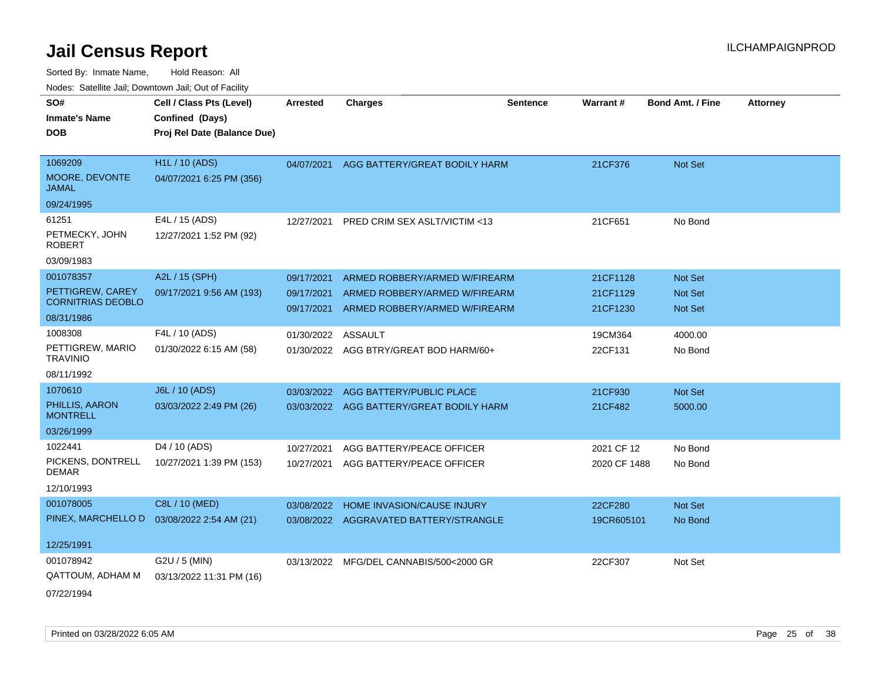# Jail Census Report

ILCHAMPAIGNPROD

Sorted By: Inmate Name, Hold Reason: All

Nodes: Satellite Jail; Downtown Jail; Out of Facility

| SO# / Inmate's Name / DOB | Cell / Class Pts (Level) / Confined (Days) / Proj Rel Date (Balance Due) | Arrested | Charges | Sentence | Warrant # | Bond Amt. / Fine | Attorney |
|---|---|---|---|---|---|---|---|
| 1069209<br>MOORE, DEVONTE JAMAL<br>09/24/1995 | H1L / 10 (ADS)<br>04/07/2021 6:25 PM (356) | 04/07/2021 | AGG BATTERY/GREAT BODILY HARM | | 21CF376 | Not Set | |
| 61251<br>PETMECKY, JOHN ROBERT<br>03/09/1983 | E4L / 15 (ADS)<br>12/27/2021 1:52 PM (92) | 12/27/2021 | PRED CRIM SEX ASLT/VICTIM <13 | | 21CF651 | No Bond | |
| 001078357<br>PETTIGREW, CAREY CORNITRIAS DEOBLO<br>08/31/1986 | A2L / 15 (SPH)<br>09/17/2021 9:56 AM (193) | 09/17/2021<br>09/17/2021<br>09/17/2021 | ARMED ROBBERY/ARMED W/FIREARM<br>ARMED ROBBERY/ARMED W/FIREARM<br>ARMED ROBBERY/ARMED W/FIREARM | | 21CF1128<br>21CF1129<br>21CF1230 | Not Set<br>Not Set<br>Not Set | |
| 1008308<br>PETTIGREW, MARIO TRAVINIO<br>08/11/1992 | F4L / 10 (ADS)<br>01/30/2022 6:15 AM (58) | 01/30/2022<br>01/30/2022 | ASSAULT<br>AGG BTRY/GREAT BOD HARM/60+ | | 19CM364<br>22CF131 | 4000.00<br>No Bond | |
| 1070610<br>PHILLIS, AARON MONTRELL<br>03/26/1999 | J6L / 10 (ADS)<br>03/03/2022 2:49 PM (26) | 03/03/2022<br>03/03/2022 | AGG BATTERY/PUBLIC PLACE<br>AGG BATTERY/GREAT BODILY HARM | | 21CF930<br>21CF482 | Not Set<br>5000.00 | |
| 1022441<br>PICKENS, DONTRELL DEMAR<br>12/10/1993 | D4 / 10 (ADS)<br>10/27/2021 1:39 PM (153) | 10/27/2021<br>10/27/2021 | AGG BATTERY/PEACE OFFICER<br>AGG BATTERY/PEACE OFFICER | | 2021 CF 12<br>2020 CF 1488 | No Bond<br>No Bond | |
| 001078005<br>PINEX, MARCHELLO D<br>12/25/1991 | C8L / 10 (MED)<br>03/08/2022 2:54 AM (21) | 03/08/2022<br>03/08/2022 | HOME INVASION/CAUSE INJURY<br>AGGRAVATED BATTERY/STRANGLE | | 22CF280<br>19CR605101 | Not Set<br>No Bond | |
| 001078942<br>QATTOUM, ADHAM M<br>07/22/1994 | G2U / 5 (MIN)<br>03/13/2022 11:31 PM (16) | 03/13/2022 | MFG/DEL CANNABIS/500<2000 GR | | 22CF307 | Not Set | |

Printed on 03/28/2022 6:05 AM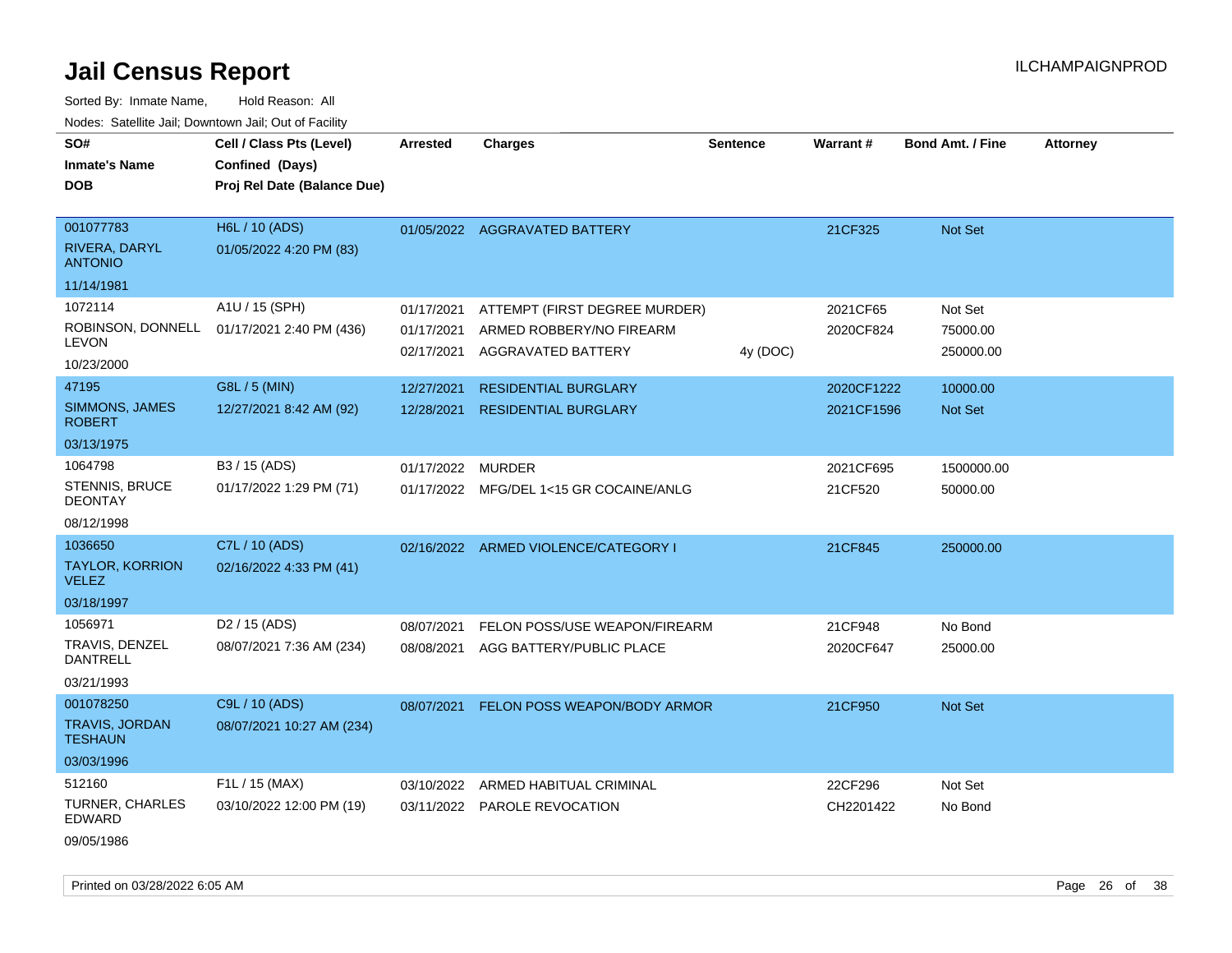# Jail Census Report

ILCHAMPAIGNPROD

Sorted By: Inmate Name, Hold Reason: All

Nodes: Satellite Jail; Downtown Jail; Out of Facility

| SO# / Inmate's Name / DOB | Cell / Class Pts (Level) / Confined (Days) / Proj Rel Date (Balance Due) | Arrested | Charges | Sentence | Warrant # | Bond Amt. / Fine | Attorney |
|---|---|---|---|---|---|---|---|
| 001077783<br>RIVERA, DARYL ANTONIO<br>11/14/1981 | H6L / 10 (ADS)<br>01/05/2022 4:20 PM (83) | 01/05/2022 | AGGRAVATED BATTERY | | 21CF325 | Not Set | |
| 1072114<br>ROBINSON, DONNELL LEVON<br>10/23/2000 | A1U / 15 (SPH)<br>01/17/2021 2:40 PM (436) | 01/17/2021 | ATTEMPT (FIRST DEGREE MURDER) | | 2021CF65 | Not Set | |
| | | 01/17/2021 | ARMED ROBBERY/NO FIREARM | | 2020CF824 | 75000.00 | |
| | | 02/17/2021 | AGGRAVATED BATTERY | 4y (DOC) | | 250000.00 | |
| 47195<br>SIMMONS, JAMES ROBERT<br>03/13/1975 | G8L / 5 (MIN)<br>12/27/2021 8:42 AM (92) | 12/27/2021 | RESIDENTIAL BURGLARY | | 2020CF1222 | 10000.00 | |
| | | 12/28/2021 | RESIDENTIAL BURGLARY | | 2021CF1596 | Not Set | |
| 1064798<br>STENNIS, BRUCE DEONTAY<br>08/12/1998 | B3 / 15 (ADS)<br>01/17/2022 1:29 PM (71) | 01/17/2022 | MURDER | | 2021CF695 | 1500000.00 | |
| | | 01/17/2022 | MFG/DEL 1<15 GR COCAINE/ANLG | | 21CF520 | 50000.00 | |
| 1036650<br>TAYLOR, KORRION VELEZ<br>03/18/1997 | C7L / 10 (ADS)<br>02/16/2022 4:33 PM (41) | 02/16/2022 | ARMED VIOLENCE/CATEGORY I | | 21CF845 | 250000.00 | |
| 1056971<br>TRAVIS, DENZEL DANTRELL<br>03/21/1993 | D2 / 15 (ADS)<br>08/07/2021 7:36 AM (234) | 08/07/2021 | FELON POSS/USE WEAPON/FIREARM | | 21CF948 | No Bond | |
| | | 08/08/2021 | AGG BATTERY/PUBLIC PLACE | | 2020CF647 | 25000.00 | |
| 001078250<br>TRAVIS, JORDAN TESHAUN<br>03/03/1996 | C9L / 10 (ADS)<br>08/07/2021 10:27 AM (234) | 08/07/2021 | FELON POSS WEAPON/BODY ARMOR | | 21CF950 | Not Set | |
| 512160<br>TURNER, CHARLES EDWARD<br>09/05/1986 | F1L / 15 (MAX)<br>03/10/2022 12:00 PM (19) | 03/10/2022 | ARMED HABITUAL CRIMINAL | | 22CF296 | Not Set | |
| | | 03/11/2022 | PAROLE REVOCATION | | CH2201422 | No Bond | |

Printed on 03/28/2022 6:05 AM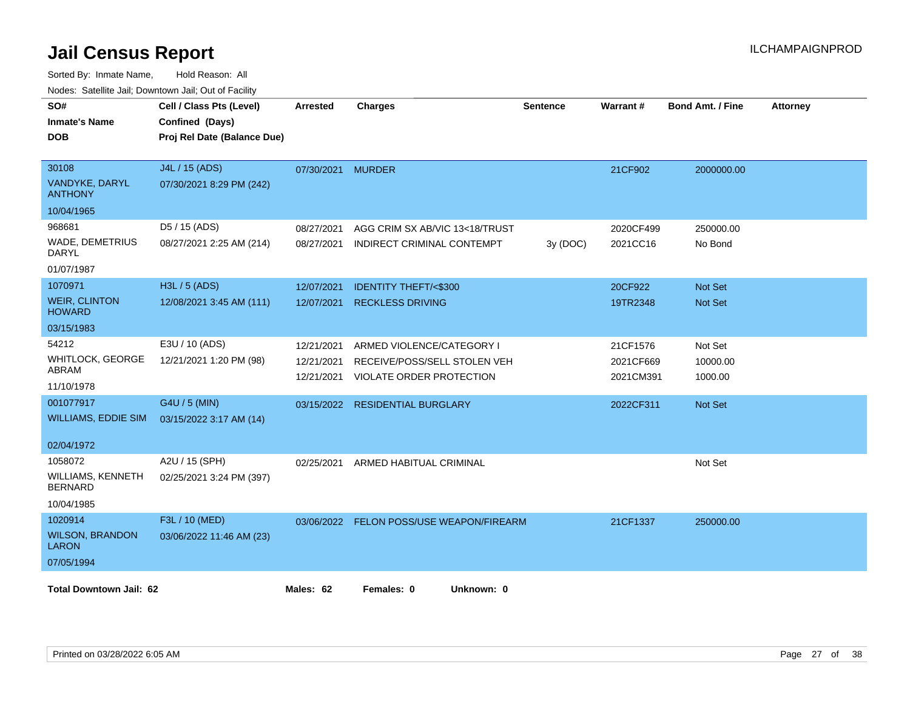# Jail Census Report

ILCHAMPAIGNPROD

Sorted By: Inmate Name, Hold Reason: All

Nodes: Satellite Jail; Downtown Jail; Out of Facility

| SO# / Inmate's Name / DOB | Cell / Class Pts (Level) / Confined (Days) / Proj Rel Date (Balance Due) | Arrested | Charges | Sentence | Warrant # | Bond Amt. / Fine | Attorney |
|---|---|---|---|---|---|---|---|
| 30108 VANDYKE, DARYL ANTHONY 10/04/1965 | J4L / 15 (ADS) 07/30/2021 8:29 PM (242) | 07/30/2021 | MURDER | | 21CF902 | 2000000.00 | |
| 968681 WADE, DEMETRIUS DARYL 01/07/1987 | D5 / 15 (ADS) 08/27/2021 2:25 AM (214) | 08/27/2021 | AGG CRIM SX AB/VIC 13<18/TRUST | | 2020CF499 | 250000.00 | |
| | | 08/27/2021 | INDIRECT CRIMINAL CONTEMPT | 3y (DOC) | 2021CC16 | No Bond | |
| 1070971 WEIR, CLINTON HOWARD 03/15/1983 | H3L / 5 (ADS) 12/08/2021 3:45 AM (111) | 12/07/2021 | IDENTITY THEFT/<$300 | | 20CF922 | Not Set | |
| | | 12/07/2021 | RECKLESS DRIVING | | 19TR2348 | Not Set | |
| 54212 WHITLOCK, GEORGE ABRAM 11/10/1978 | E3U / 10 (ADS) 12/21/2021 1:20 PM (98) | 12/21/2021 | ARMED VIOLENCE/CATEGORY I | | 21CF1576 | Not Set | |
| | | 12/21/2021 | RECEIVE/POSS/SELL STOLEN VEH | | 2021CF669 | 10000.00 | |
| | | 12/21/2021 | VIOLATE ORDER PROTECTION | | 2021CM391 | 1000.00 | |
| 001077917 WILLIAMS, EDDIE SIM 02/04/1972 | G4U / 5 (MIN) 03/15/2022 3:17 AM (14) | 03/15/2022 | RESIDENTIAL BURGLARY | | 2022CF311 | Not Set | |
| 1058072 WILLIAMS, KENNETH BERNARD 10/04/1985 | A2U / 15 (SPH) 02/25/2021 3:24 PM (397) | 02/25/2021 | ARMED HABITUAL CRIMINAL | | | Not Set | |
| 1020914 WILSON, BRANDON LARON 07/05/1994 | F3L / 10 (MED) 03/06/2022 11:46 AM (23) | 03/06/2022 | FELON POSS/USE WEAPON/FIREARM | | 21CF1337 | 250000.00 | |

**Total Downtown Jail: 62** **Males: 62** **Females: 0** **Unknown: 0**

Printed on 03/28/2022 6:05 AM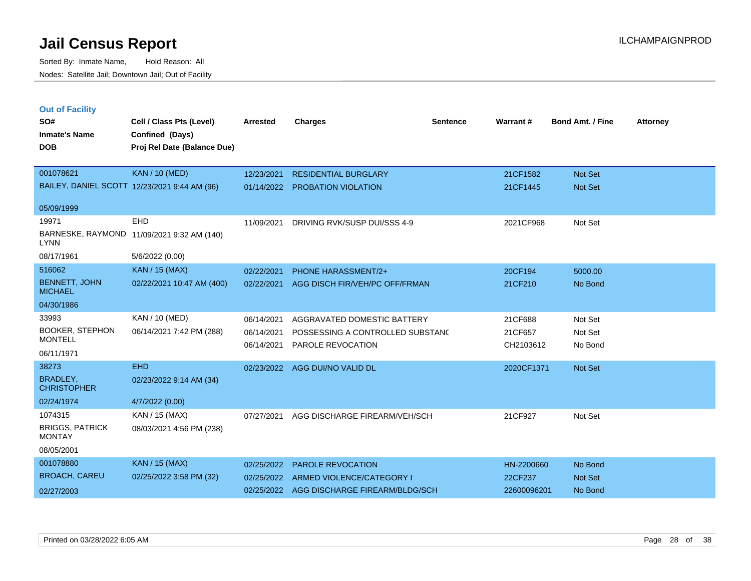# Jail Census Report

ILCHAMPAIGNPROD

Sorted By: Inmate Name, Hold Reason: All

Nodes: Satellite Jail; Downtown Jail; Out of Facility

## Out of Facility

| SO# / Inmate's Name / DOB | Cell / Class Pts (Level) / Confined (Days) / Proj Rel Date (Balance Due) | Arrested | Charges | Sentence | Warrant # | Bond Amt. / Fine | Attorney |
|---|---|---|---|---|---|---|---|
| 001078621 BAILEY, DANIEL SCOTT 05/09/1999 | KAN / 10 (MED) 12/23/2021 9:44 AM (96) | 12/23/2021 | RESIDENTIAL BURGLARY | | 21CF1582 | Not Set | |
| | | 01/14/2022 | PROBATION VIOLATION | | 21CF1445 | Not Set | |
| 19971 BARNESKE, RAYMOND LYNN 08/17/1961 | EHD 11/09/2021 9:32 AM (140) 5/6/2022 (0.00) | 11/09/2021 | DRIVING RVK/SUSP DUI/SSS 4-9 | | 2021CF968 | Not Set | |
| 516062 BENNETT, JOHN MICHAEL 04/30/1986 | KAN / 15 (MAX) 02/22/2021 10:47 AM (400) | 02/22/2021 | PHONE HARASSMENT/2+ | | 20CF194 | 5000.00 | |
| | | 02/22/2021 | AGG DISCH FIR/VEH/PC OFF/FRMAN | | 21CF210 | No Bond | |
| 33993 BOOKER, STEPHON MONTELL 06/11/1971 | KAN / 10 (MED) 06/14/2021 7:42 PM (288) | 06/14/2021 | AGGRAVATED DOMESTIC BATTERY | | 21CF688 | Not Set | |
| | | 06/14/2021 | POSSESSING A CONTROLLED SUBSTANC | | 21CF657 | Not Set | |
| | | 06/14/2021 | PAROLE REVOCATION | | CH2103612 | No Bond | |
| 38273 BRADLEY, CHRISTOPHER 02/24/1974 | EHD 02/23/2022 9:14 AM (34) 4/7/2022 (0.00) | 02/23/2022 | AGG DUI/NO VALID DL | | 2020CF1371 | Not Set | |
| 1074315 BRIGGS, PATRICK MONTAY 08/05/2001 | KAN / 15 (MAX) 08/03/2021 4:56 PM (238) | 07/27/2021 | AGG DISCHARGE FIREARM/VEH/SCH | | 21CF927 | Not Set | |
| 001078880 BROACH, CAREU 02/27/2003 | KAN / 15 (MAX) 02/25/2022 3:58 PM (32) | 02/25/2022 | PAROLE REVOCATION | | HN-2200660 | No Bond | |
| | | 02/25/2022 | ARMED VIOLENCE/CATEGORY I | | 22CF237 | Not Set | |
| | | 02/25/2022 | AGG DISCHARGE FIREARM/BLDG/SCH | | 22600096201 | No Bond | |

Printed on 03/28/2022 6:05 AM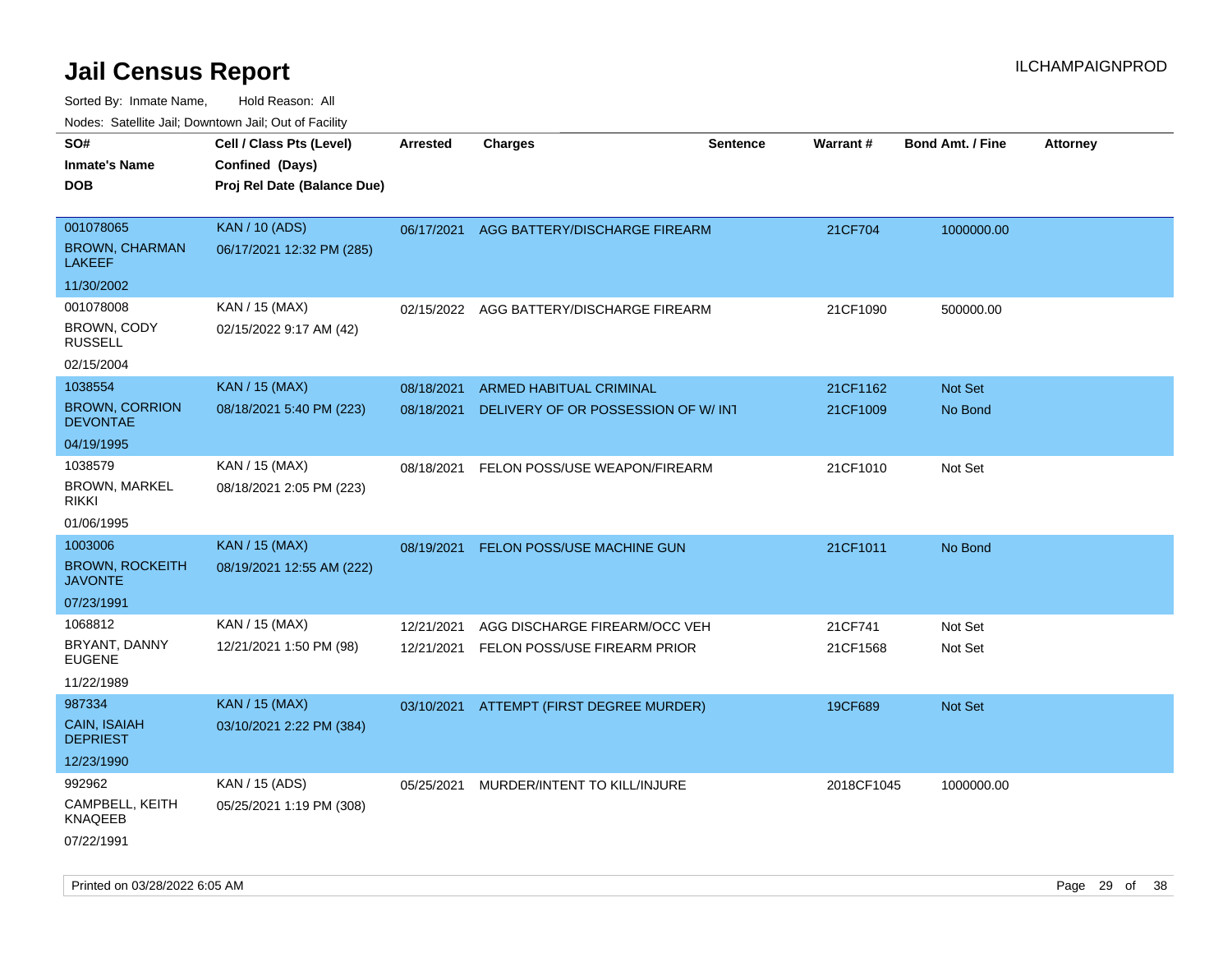# Jail Census Report

Sorted By: Inmate Name, Hold Reason: All

Nodes: Satellite Jail; Downtown Jail; Out of Facility

| SO# / Inmate's Name / DOB | Cell / Class Pts (Level) / Confined (Days) / Proj Rel Date (Balance Due) | Arrested | Charges | Sentence | Warrant # | Bond Amt. / Fine | Attorney |
|---|---|---|---|---|---|---|---|
| 001078065 BROWN, CHARMAN LAKEEF 11/30/2002 | KAN / 10 (ADS) 06/17/2021 12:32 PM (285) | 06/17/2021 | AGG BATTERY/DISCHARGE FIREARM | | 21CF704 | 1000000.00 | |
| 001078008 BROWN, CODY RUSSELL 02/15/2004 | KAN / 15 (MAX) 02/15/2022 9:17 AM (42) | 02/15/2022 | AGG BATTERY/DISCHARGE FIREARM | | 21CF1090 | 500000.00 | |
| 1038554 BROWN, CORRION DEVONTAE 04/19/1995 | KAN / 15 (MAX) 08/18/2021 5:40 PM (223) | 08/18/2021 | ARMED HABITUAL CRIMINAL | | 21CF1162 | Not Set | |
| | | 08/18/2021 | DELIVERY OF OR POSSESSION OF W/ INT | | 21CF1009 | No Bond | |
| 1038579 BROWN, MARKEL RIKKI 01/06/1995 | KAN / 15 (MAX) 08/18/2021 2:05 PM (223) | 08/18/2021 | FELON POSS/USE WEAPON/FIREARM | | 21CF1010 | Not Set | |
| 1003006 BROWN, ROCKEITH JAVONTE 07/23/1991 | KAN / 15 (MAX) 08/19/2021 12:55 AM (222) | 08/19/2021 | FELON POSS/USE MACHINE GUN | | 21CF1011 | No Bond | |
| 1068812 BRYANT, DANNY EUGENE 11/22/1989 | KAN / 15 (MAX) 12/21/2021 1:50 PM (98) | 12/21/2021 | AGG DISCHARGE FIREARM/OCC VEH | | 21CF741 | Not Set | |
| | | 12/21/2021 | FELON POSS/USE FIREARM PRIOR | | 21CF1568 | Not Set | |
| 987334 CAIN, ISAIAH DEPRIEST 12/23/1990 | KAN / 15 (MAX) 03/10/2021 2:22 PM (384) | 03/10/2021 | ATTEMPT (FIRST DEGREE MURDER) | | 19CF689 | Not Set | |
| 992962 CAMPBELL, KEITH KNAQEEB 07/22/1991 | KAN / 15 (ADS) 05/25/2021 1:19 PM (308) | 05/25/2021 | MURDER/INTENT TO KILL/INJURE | | 2018CF1045 | 1000000.00 | |

Printed on 03/28/2022 6:05 AM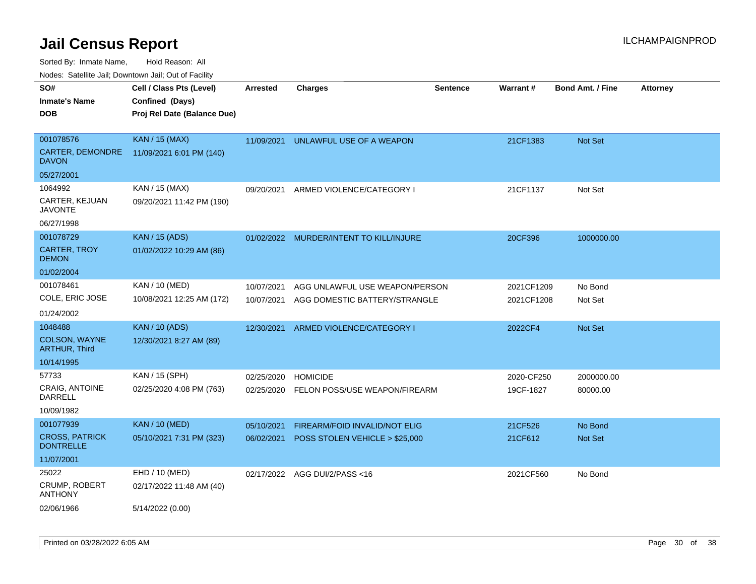# Jail Census Report

ILCHAMPAIGNPROD

Sorted By: Inmate Name, Hold Reason: All

Nodes: Satellite Jail; Downtown Jail; Out of Facility

| SO# / Inmate's Name / DOB | Cell / Class Pts (Level) / Confined (Days) / Proj Rel Date (Balance Due) | Arrested | Charges | Sentence | Warrant # | Bond Amt. / Fine | Attorney |
|---|---|---|---|---|---|---|---|
| 001078576 CARTER, DEMONDRE DAVON 05/27/2001 | KAN / 15 (MAX) 11/09/2021 6:01 PM (140) | 11/09/2021 | UNLAWFUL USE OF A WEAPON | | 21CF1383 | Not Set | |
| 1064992 CARTER, KEJUAN JAVONTE 06/27/1998 | KAN / 15 (MAX) 09/20/2021 11:42 PM (190) | 09/20/2021 | ARMED VIOLENCE/CATEGORY I | | 21CF1137 | Not Set | |
| 001078729 CARTER, TROY DEMON 01/02/2004 | KAN / 15 (ADS) 01/02/2022 10:29 AM (86) | 01/02/2022 | MURDER/INTENT TO KILL/INJURE | | 20CF396 | 1000000.00 | |
| 001078461 COLE, ERIC JOSE 01/24/2002 | KAN / 10 (MED) 10/08/2021 12:25 AM (172) | 10/07/2021 | AGG UNLAWFUL USE WEAPON/PERSON | | 2021CF1209 | No Bond | |
| | | 10/07/2021 | AGG DOMESTIC BATTERY/STRANGLE | | 2021CF1208 | Not Set | |
| 1048488 COLSON, WAYNE ARTHUR, Third 10/14/1995 | KAN / 10 (ADS) 12/30/2021 8:27 AM (89) | 12/30/2021 | ARMED VIOLENCE/CATEGORY I | | 2022CF4 | Not Set | |
| 57733 CRAIG, ANTOINE DARRELL 10/09/1982 | KAN / 15 (SPH) 02/25/2020 4:08 PM (763) | 02/25/2020 | HOMICIDE | | 2020-CF250 | 2000000.00 | |
| | | 02/25/2020 | FELON POSS/USE WEAPON/FIREARM | | 19CF-1827 | 80000.00 | |
| 001077939 CROSS, PATRICK DONTRELLE 11/07/2001 | KAN / 10 (MED) 05/10/2021 7:31 PM (323) | 05/10/2021 | FIREARM/FOID INVALID/NOT ELIG | | 21CF526 | No Bond | |
| | | 06/02/2021 | POSS STOLEN VEHICLE > $25,000 | | 21CF612 | Not Set | |
| 25022 CRUMP, ROBERT ANTHONY 02/06/1966 | EHD / 10 (MED) 02/17/2022 11:48 AM (40) 5/14/2022 (0.00) | 02/17/2022 | AGG DUI/2/PASS <16 | | 2021CF560 | No Bond | |

Printed on 03/28/2022 6:05 AM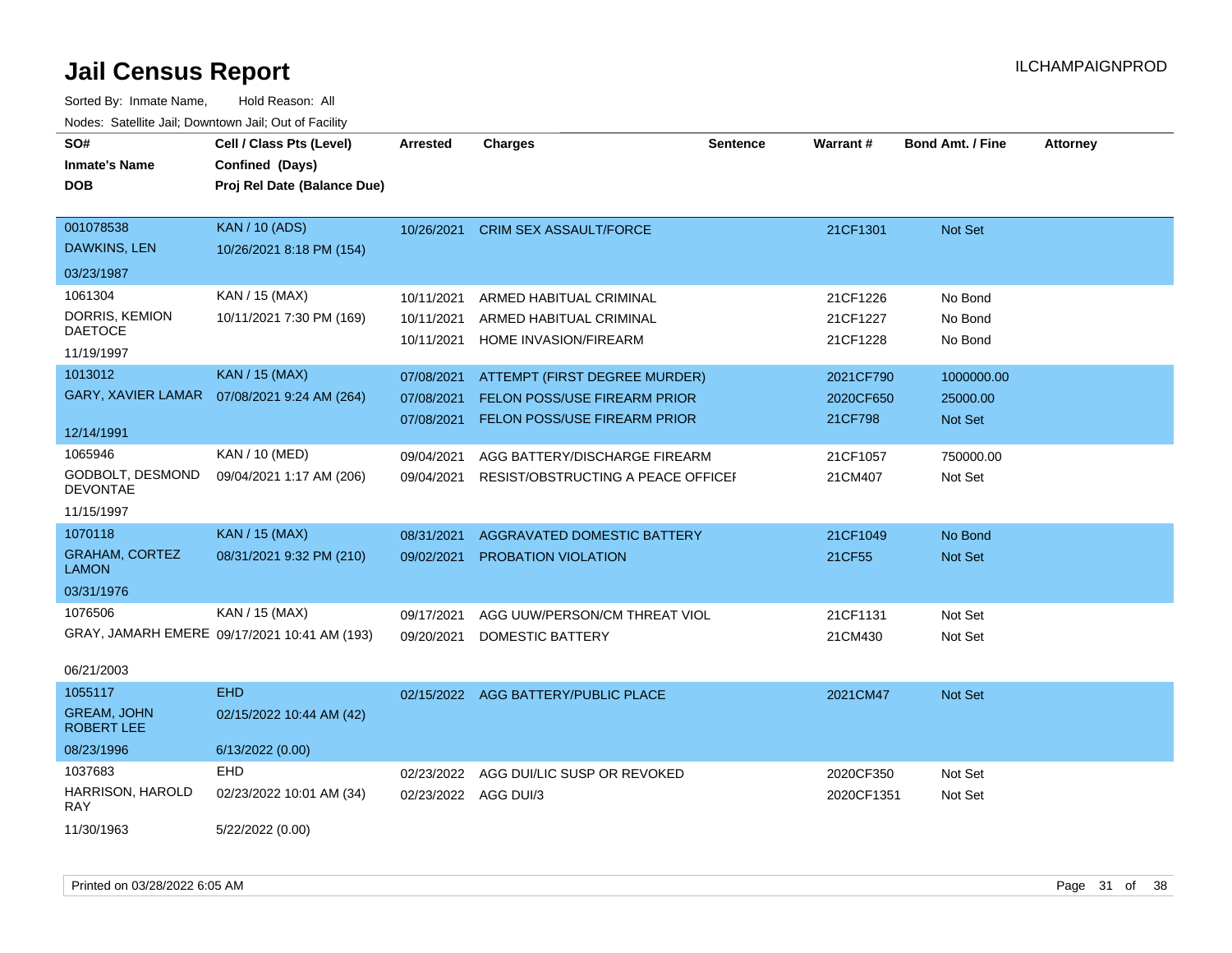# Jail Census Report

ILCHAMPAIGNPROD

Sorted By: Inmate Name, Hold Reason: All

Nodes: Satellite Jail; Downtown Jail; Out of Facility

| SO# / Inmate's Name / DOB | Cell / Class Pts (Level) / Confined (Days) / Proj Rel Date (Balance Due) | Arrested | Charges | Sentence | Warrant # | Bond Amt. / Fine | Attorney |
|---|---|---|---|---|---|---|---|
| 001078538<br>DAWKINS, LEN<br>03/23/1987 | KAN / 10 (ADS)<br>10/26/2021 8:18 PM (154) | 10/26/2021 | CRIM SEX ASSAULT/FORCE | | 21CF1301 | Not Set | |
| 1061304<br>DORRIS, KEMION DAETOCE<br>11/19/1997 | KAN / 15 (MAX)<br>10/11/2021 7:30 PM (169) | 10/11/2021<br>10/11/2021<br>10/11/2021 | ARMED HABITUAL CRIMINAL<br>ARMED HABITUAL CRIMINAL<br>HOME INVASION/FIREARM | | 21CF1226<br>21CF1227<br>21CF1228 | No Bond<br>No Bond<br>No Bond | |
| 1013012<br>GARY, XAVIER LAMAR<br>12/14/1991 | KAN / 15 (MAX)<br>07/08/2021 9:24 AM (264) | 07/08/2021<br>07/08/2021<br>07/08/2021 | ATTEMPT (FIRST DEGREE MURDER)<br>FELON POSS/USE FIREARM PRIOR<br>FELON POSS/USE FIREARM PRIOR | | 2021CF790<br>2020CF650<br>21CF798 | 1000000.00<br>25000.00<br>Not Set | |
| 1065946<br>GODBOLT, DESMOND DEVONTAE<br>11/15/1997 | KAN / 10 (MED)<br>09/04/2021 1:17 AM (206) | 09/04/2021<br>09/04/2021 | AGG BATTERY/DISCHARGE FIREARM<br>RESIST/OBSTRUCTING A PEACE OFFICEI | | 21CF1057<br>21CM407 | 750000.00<br>Not Set | |
| 1070118<br>GRAHAM, CORTEZ LAMON<br>03/31/1976 | KAN / 15 (MAX)<br>08/31/2021 9:32 PM (210) | 08/31/2021<br>09/02/2021 | AGGRAVATED DOMESTIC BATTERY<br>PROBATION VIOLATION | | 21CF1049<br>21CF55 | No Bond<br>Not Set | |
| 1076506<br>GRAY, JAMARH EMERE<br>06/21/2003 | KAN / 15 (MAX)<br>09/17/2021 10:41 AM (193) | 09/17/2021<br>09/20/2021 | AGG UUW/PERSON/CM THREAT VIOL<br>DOMESTIC BATTERY | | 21CF1131<br>21CM430 | Not Set<br>Not Set | |
| 1055117<br>GREAM, JOHN ROBERT LEE<br>08/23/1996 | EHD<br>02/15/2022 10:44 AM (42)<br>6/13/2022 (0.00) | 02/15/2022 | AGG BATTERY/PUBLIC PLACE | | 2021CM47 | Not Set | |
| 1037683<br>HARRISON, HAROLD RAY<br>11/30/1963 | EHD<br>02/23/2022 10:01 AM (34)<br>5/22/2022 (0.00) | 02/23/2022<br>02/23/2022 | AGG DUI/LIC SUSP OR REVOKED<br>AGG DUI/3 | | 2020CF350<br>2020CF1351 | Not Set<br>Not Set | |

Printed on 03/28/2022 6:05 AM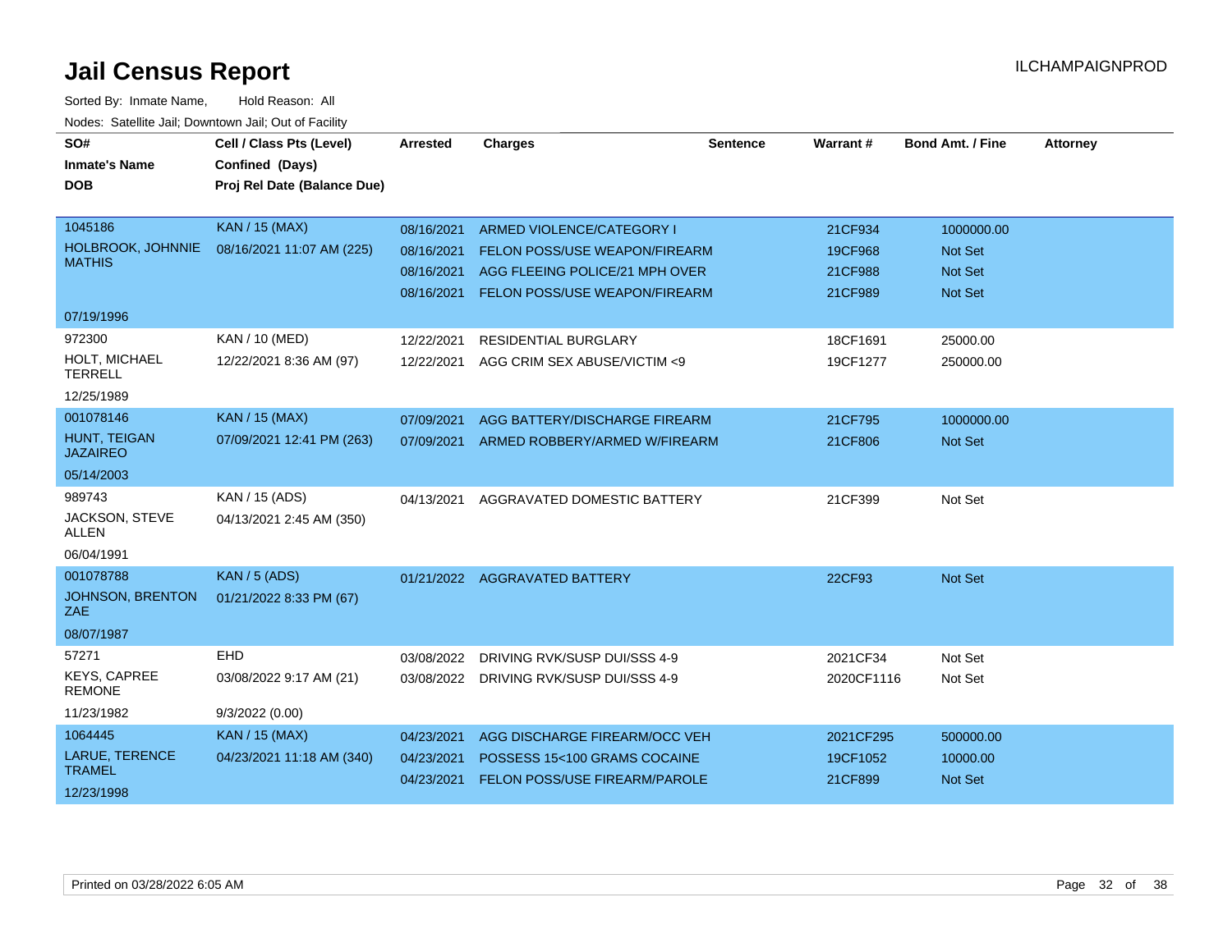# Jail Census Report

ILCHAMPAIGNPROD

Sorted By: Inmate Name, Hold Reason: All

Nodes: Satellite Jail; Downtown Jail; Out of Facility

| SO# / Inmate's Name / DOB | Cell / Class Pts (Level) / Confined (Days) / Proj Rel Date (Balance Due) | Arrested | Charges | Sentence | Warrant # | Bond Amt. / Fine | Attorney |
|---|---|---|---|---|---|---|---|
| 1045186<br>HOLBROOK, JOHNNIE MATHIS<br>07/19/1996 | KAN / 15 (MAX)<br>08/16/2021 11:07 AM (225) | 08/16/2021<br>08/16/2021<br>08/16/2021<br>08/16/2021 | ARMED VIOLENCE/CATEGORY I<br>FELON POSS/USE WEAPON/FIREARM<br>AGG FLEEING POLICE/21 MPH OVER<br>FELON POSS/USE WEAPON/FIREARM | | 21CF934<br>19CF968<br>21CF988<br>21CF989 | 1000000.00<br>Not Set<br>Not Set<br>Not Set | |
| 972300<br>HOLT, MICHAEL TERRELL<br>12/25/1989 | KAN / 10 (MED)<br>12/22/2021 8:36 AM (97) | 12/22/2021<br>12/22/2021 | RESIDENTIAL BURGLARY<br>AGG CRIM SEX ABUSE/VICTIM <9 | | 18CF1691<br>19CF1277 | 25000.00<br>250000.00 | |
| 001078146<br>HUNT, TEIGAN JAZAIREO<br>05/14/2003 | KAN / 15 (MAX)<br>07/09/2021 12:41 PM (263) | 07/09/2021<br>07/09/2021 | AGG BATTERY/DISCHARGE FIREARM<br>ARMED ROBBERY/ARMED W/FIREARM | | 21CF795<br>21CF806 | 1000000.00<br>Not Set | |
| 989743<br>JACKSON, STEVE ALLEN<br>06/04/1991 | KAN / 15 (ADS)<br>04/13/2021 2:45 AM (350) | 04/13/2021 | AGGRAVATED DOMESTIC BATTERY | | 21CF399 | Not Set | |
| 001078788<br>JOHNSON, BRENTON ZAE<br>08/07/1987 | KAN / 5 (ADS)<br>01/21/2022 8:33 PM (67) | 01/21/2022 | AGGRAVATED BATTERY | | 22CF93 | Not Set | |
| 57271<br>KEYS, CAPREE REMONE<br>11/23/1982 | EHD<br>03/08/2022 9:17 AM (21)<br>9/3/2022 (0.00) | 03/08/2022<br>03/08/2022 | DRIVING RVK/SUSP DUI/SSS 4-9<br>DRIVING RVK/SUSP DUI/SSS 4-9 | | 2021CF34<br>2020CF1116 | Not Set<br>Not Set | |
| 1064445<br>LARUE, TERENCE TRAMEL<br>12/23/1998 | KAN / 15 (MAX)<br>04/23/2021 11:18 AM (340) | 04/23/2021<br>04/23/2021<br>04/23/2021 | AGG DISCHARGE FIREARM/OCC VEH<br>POSSESS 15<100 GRAMS COCAINE<br>FELON POSS/USE FIREARM/PAROLE | | 2021CF295<br>19CF1052<br>21CF899 | 500000.00<br>10000.00<br>Not Set | |

Printed on 03/28/2022 6:05 AM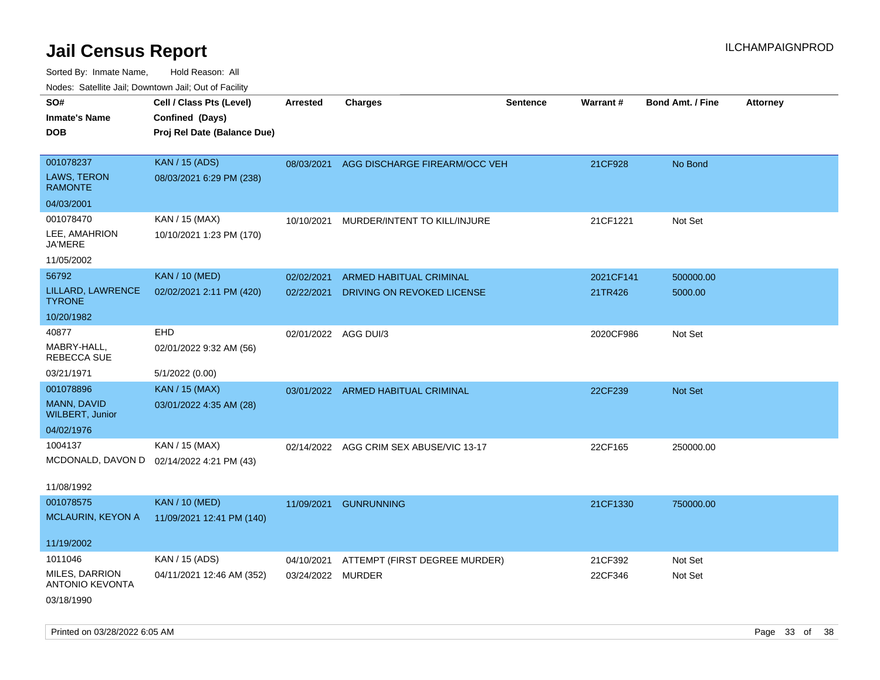# Jail Census Report

ILCHAMPAIGNPROD

Sorted By: Inmate Name, Hold Reason: All

Nodes: Satellite Jail; Downtown Jail; Out of Facility

| SO# / Inmate's Name / DOB | Cell / Class Pts (Level) / Confined (Days) / Proj Rel Date (Balance Due) | Arrested | Charges | Sentence | Warrant # | Bond Amt. / Fine | Attorney |
|---|---|---|---|---|---|---|---|
| 001078237<br>LAWS, TERON RAMONTE<br>04/03/2001 | KAN / 15 (ADS)<br>08/03/2021 6:29 PM (238) | 08/03/2021 | AGG DISCHARGE FIREARM/OCC VEH | | 21CF928 | No Bond | |
| 001078470<br>LEE, AMAHRION JA'MERE<br>11/05/2002 | KAN / 15 (MAX)<br>10/10/2021 1:23 PM (170) | 10/10/2021 | MURDER/INTENT TO KILL/INJURE | | 21CF1221 | Not Set | |
| 56792<br>LILLARD, LAWRENCE TYRONE<br>10/20/1982 | KAN / 10 (MED)<br>02/02/2021 2:11 PM (420) | 02/02/2021<br>02/22/2021 | ARMED HABITUAL CRIMINAL<br>DRIVING ON REVOKED LICENSE | | 2021CF141<br>21TR426 | 500000.00<br>5000.00 | |
| 40877<br>MABRY-HALL, REBECCA SUE<br>03/21/1971 | EHD<br>02/01/2022 9:32 AM (56)<br>5/1/2022 (0.00) | 02/01/2022 | AGG DUI/3 | | 2020CF986 | Not Set | |
| 001078896<br>MANN, DAVID WILBERT, Junior<br>04/02/1976 | KAN / 15 (MAX)<br>03/01/2022 4:35 AM (28) | 03/01/2022 | ARMED HABITUAL CRIMINAL | | 22CF239 | Not Set | |
| 1004137<br>MCDONALD, DAVON D<br>11/08/1992 | KAN / 15 (MAX)<br>02/14/2022 4:21 PM (43) | 02/14/2022 | AGG CRIM SEX ABUSE/VIC 13-17 | | 22CF165 | 250000.00 | |
| 001078575<br>MCLAURIN, KEYON A<br>11/19/2002 | KAN / 10 (MED)<br>11/09/2021 12:41 PM (140) | 11/09/2021 | GUNRUNNING | | 21CF1330 | 750000.00 | |
| 1011046<br>MILES, DARRION ANTONIO KEVONTA<br>03/18/1990 | KAN / 15 (ADS)<br>04/11/2021 12:46 AM (352) | 04/10/2021<br>03/24/2022 | ATTEMPT (FIRST DEGREE MURDER)<br>MURDER | | 21CF392<br>22CF346 | Not Set<br>Not Set | |

Printed on 03/28/2022 6:05 AM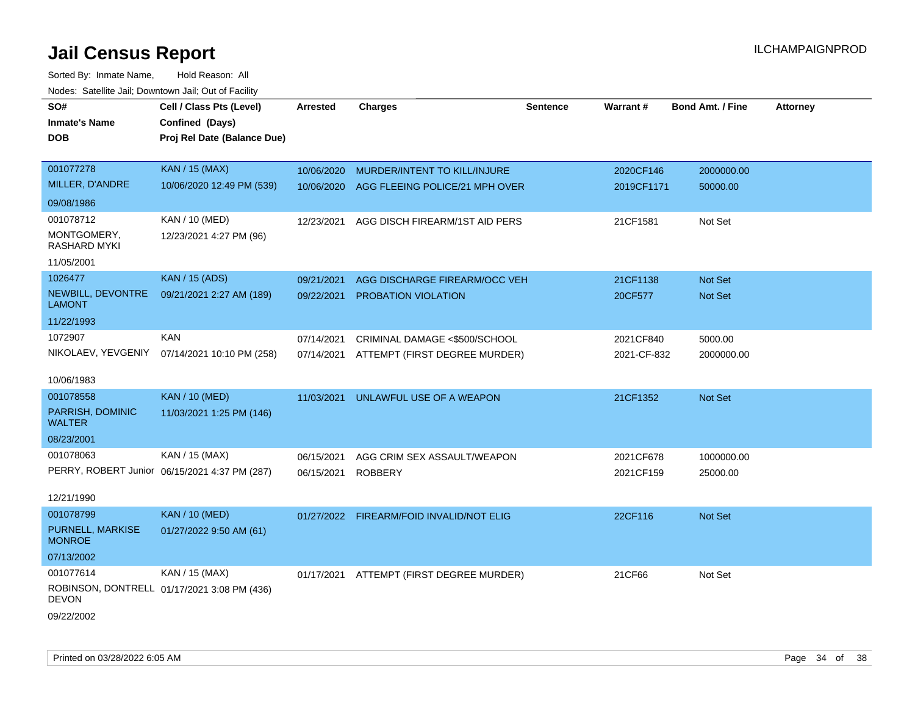# Jail Census Report

Sorted By: Inmate Name, Hold Reason: All

Nodes: Satellite Jail; Downtown Jail; Out of Facility

| SO# / Inmate's Name / DOB | Cell / Class Pts (Level) / Confined (Days) / Proj Rel Date (Balance Due) | Arrested | Charges | Sentence | Warrant # | Bond Amt. / Fine | Attorney |
|---|---|---|---|---|---|---|---|
| 001077278 / MILLER, D'ANDRE / 09/08/1986 | KAN / 15 (MAX) / 10/06/2020 12:49 PM (539) | 10/06/2020 | MURDER/INTENT TO KILL/INJURE | | 2020CF146 | 2000000.00 | |
| | | 10/06/2020 | AGG FLEEING POLICE/21 MPH OVER | | 2019CF1171 | 50000.00 | |
| 001078712 / MONTGOMERY, RASHARD MYKI / 11/05/2001 | KAN / 10 (MED) / 12/23/2021 4:27 PM (96) | 12/23/2021 | AGG DISCH FIREARM/1ST AID PERS | | 21CF1581 | Not Set | |
| 1026477 / NEWBILL, DEVONTRE LAMONT / 11/22/1993 | KAN / 15 (ADS) / 09/21/2021 2:27 AM (189) | 09/21/2021 | AGG DISCHARGE FIREARM/OCC VEH | | 21CF1138 | Not Set | |
| | | 09/22/2021 | PROBATION VIOLATION | | 20CF577 | Not Set | |
| 1072907 / NIKOLAEV, YEVGENIY / 10/06/1983 | KAN / 07/14/2021 10:10 PM (258) | 07/14/2021 | CRIMINAL DAMAGE <$500/SCHOOL | | 2021CF840 | 5000.00 | |
| | | 07/14/2021 | ATTEMPT (FIRST DEGREE MURDER) | | 2021-CF-832 | 2000000.00 | |
| 001078558 / PARRISH, DOMINIC WALTER / 08/23/2001 | KAN / 10 (MED) / 11/03/2021 1:25 PM (146) | 11/03/2021 | UNLAWFUL USE OF A WEAPON | | 21CF1352 | Not Set | |
| 001078063 / PERRY, ROBERT Junior / 12/21/1990 | KAN / 15 (MAX) / 06/15/2021 4:37 PM (287) | 06/15/2021 | AGG CRIM SEX ASSAULT/WEAPON | | 2021CF678 | 1000000.00 | |
| | | 06/15/2021 | ROBBERY | | 2021CF159 | 25000.00 | |
| 001078799 / PURNELL, MARKISE MONROE / 07/13/2002 | KAN / 10 (MED) / 01/27/2022 9:50 AM (61) | 01/27/2022 | FIREARM/FOID INVALID/NOT ELIG | | 22CF116 | Not Set | |
| 001077614 / ROBINSON, DONTRELL DEVON / 09/22/2002 | KAN / 15 (MAX) / 01/17/2021 3:08 PM (436) | 01/17/2021 | ATTEMPT (FIRST DEGREE MURDER) | | 21CF66 | Not Set | |

Printed on 03/28/2022 6:05 AM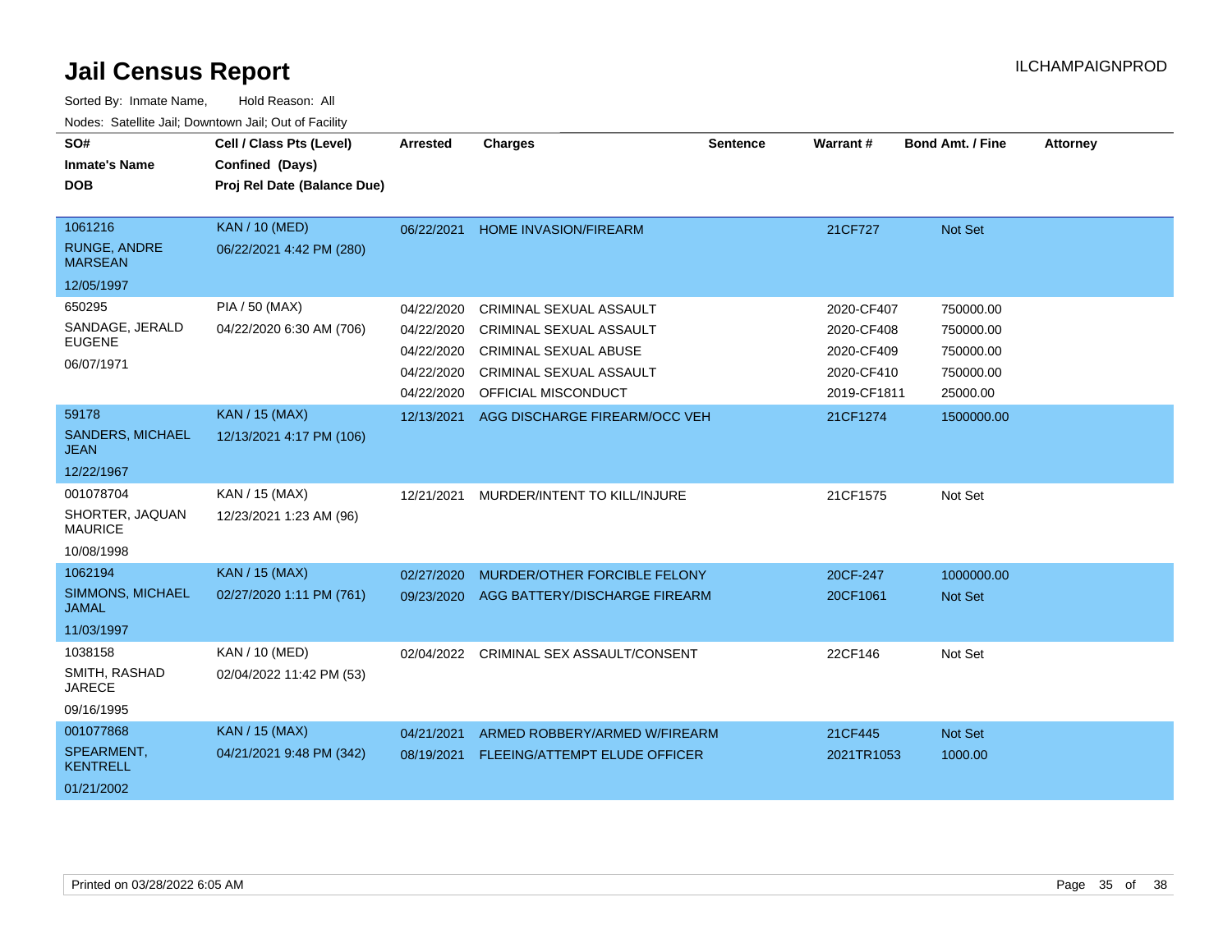# Jail Census Report

ILCHAMPAIGNPROD

Sorted By: Inmate Name, Hold Reason: All

Nodes: Satellite Jail; Downtown Jail; Out of Facility

| SO# / Inmate's Name / DOB | Cell / Class Pts (Level) / Confined (Days) / Proj Rel Date (Balance Due) | Arrested | Charges | Sentence | Warrant # | Bond Amt. / Fine | Attorney |
|---|---|---|---|---|---|---|---|
| 1061216<br>RUNGE, ANDRE MARSEAN<br>12/05/1997 | KAN / 10 (MED)<br>06/22/2021 4:42 PM (280) | 06/22/2021 | HOME INVASION/FIREARM | | 21CF727 | Not Set | |
| 650295<br>SANDAGE, JERALD EUGENE<br>06/07/1971 | PIA / 50 (MAX)<br>04/22/2020 6:30 AM (706) | 04/22/2020 | CRIMINAL SEXUAL ASSAULT | | 2020-CF407 | 750000.00 | |
| | | 04/22/2020 | CRIMINAL SEXUAL ASSAULT | | 2020-CF408 | 750000.00 | |
| | | 04/22/2020 | CRIMINAL SEXUAL ABUSE | | 2020-CF409 | 750000.00 | |
| | | 04/22/2020 | CRIMINAL SEXUAL ASSAULT | | 2020-CF410 | 750000.00 | |
| | | 04/22/2020 | OFFICIAL MISCONDUCT | | 2019-CF1811 | 25000.00 | |
| 59178<br>SANDERS, MICHAEL JEAN<br>12/22/1967 | KAN / 15 (MAX)<br>12/13/2021 4:17 PM (106) | 12/13/2021 | AGG DISCHARGE FIREARM/OCC VEH | | 21CF1274 | 1500000.00 | |
| 001078704<br>SHORTER, JAQUAN MAURICE<br>10/08/1998 | KAN / 15 (MAX)<br>12/23/2021 1:23 AM (96) | 12/21/2021 | MURDER/INTENT TO KILL/INJURE | | 21CF1575 | Not Set | |
| 1062194<br>SIMMONS, MICHAEL JAMAL<br>11/03/1997 | KAN / 15 (MAX)<br>02/27/2020 1:11 PM (761) | 02/27/2020 | MURDER/OTHER FORCIBLE FELONY | | 20CF-247 | 1000000.00 | |
| | | 09/23/2020 | AGG BATTERY/DISCHARGE FIREARM | | 20CF1061 | Not Set | |
| 1038158<br>SMITH, RASHAD JARECE<br>09/16/1995 | KAN / 10 (MED)<br>02/04/2022 11:42 PM (53) | 02/04/2022 | CRIMINAL SEX ASSAULT/CONSENT | | 22CF146 | Not Set | |
| 001077868<br>SPEARMENT, KENTRELL<br>01/21/2002 | KAN / 15 (MAX)<br>04/21/2021 9:48 PM (342) | 04/21/2021 | ARMED ROBBERY/ARMED W/FIREARM | | 21CF445 | Not Set | |
| | | 08/19/2021 | FLEEING/ATTEMPT ELUDE OFFICER | | 2021TR1053 | 1000.00 | |

Printed on 03/28/2022 6:05 AM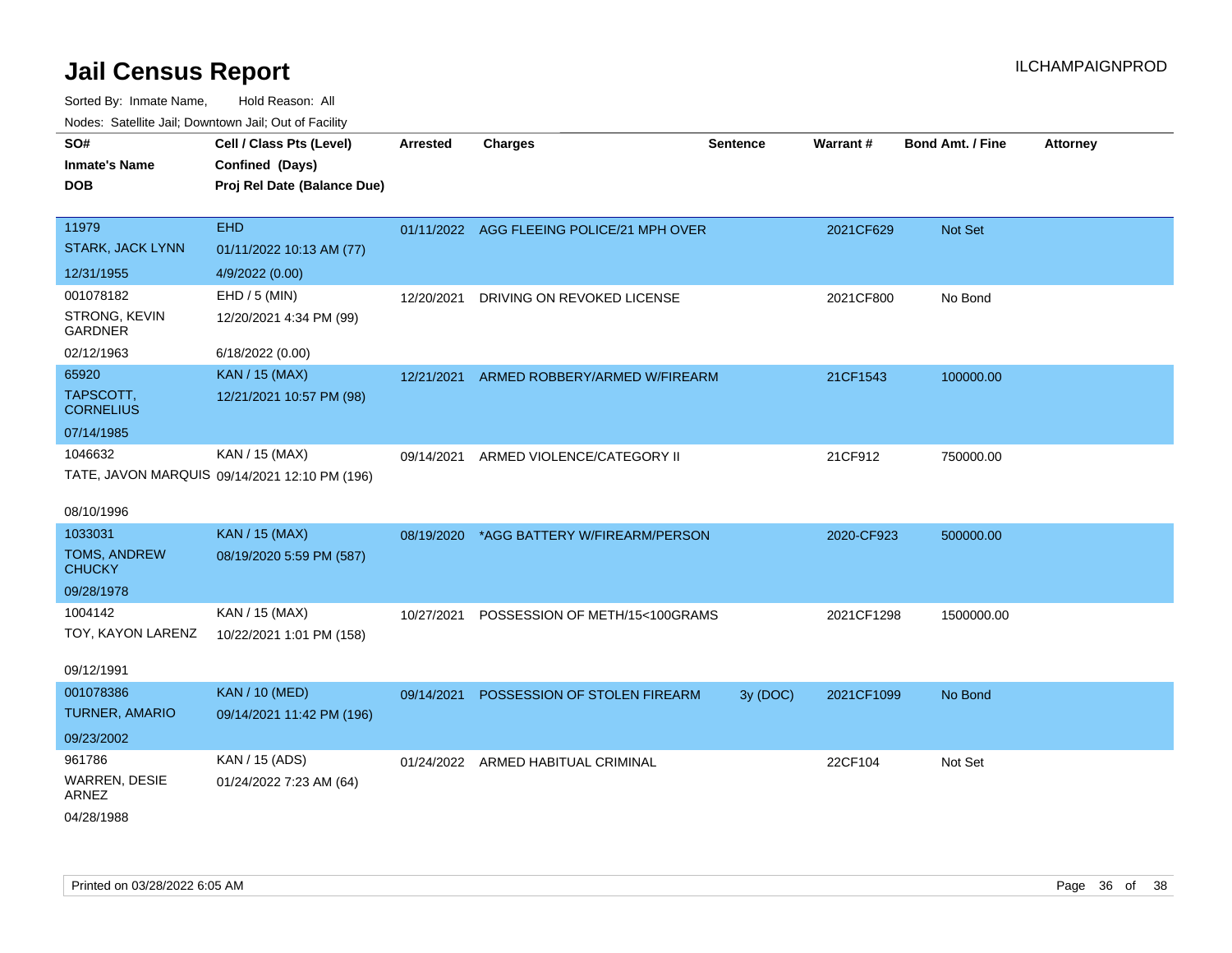# Jail Census Report

ILCHAMPAIGNPROD

Sorted By: Inmate Name, Hold Reason: All

Nodes: Satellite Jail; Downtown Jail; Out of Facility

| SO# / Inmate's Name / DOB | Cell / Class Pts (Level) / Confined (Days) / Proj Rel Date (Balance Due) | Arrested | Charges | Sentence | Warrant # | Bond Amt. / Fine | Attorney |
|---|---|---|---|---|---|---|---|
| 11979<br>STARK, JACK LYNN<br>12/31/1955 | EHD<br>01/11/2022 10:13 AM (77)<br>4/9/2022 (0.00) | 01/11/2022 | AGG FLEEING POLICE/21 MPH OVER | | 2021CF629 | Not Set | |
| 001078182<br>STRONG, KEVIN GARDNER<br>02/12/1963 | EHD / 5 (MIN)<br>12/20/2021 4:34 PM (99)<br>6/18/2022 (0.00) | 12/20/2021 | DRIVING ON REVOKED LICENSE | | 2021CF800 | No Bond | |
| 65920<br>TAPSCOTT, CORNELIUS<br>07/14/1985 | KAN / 15 (MAX)<br>12/21/2021 10:57 PM (98) | 12/21/2021 | ARMED ROBBERY/ARMED W/FIREARM | | 21CF1543 | 100000.00 | |
| 1046632<br>TATE, JAVON MARQUIS<br>08/10/1996 | KAN / 15 (MAX)<br>09/14/2021 12:10 PM (196) | 09/14/2021 | ARMED VIOLENCE/CATEGORY II | | 21CF912 | 750000.00 | |
| 1033031<br>TOMS, ANDREW CHUCKY<br>09/28/1978 | KAN / 15 (MAX)<br>08/19/2020 5:59 PM (587) | 08/19/2020 | *AGG BATTERY W/FIREARM/PERSON | | 2020-CF923 | 500000.00 | |
| 1004142<br>TOY, KAYON LARENZ<br>09/12/1991 | KAN / 15 (MAX)<br>10/22/2021 1:01 PM (158) | 10/27/2021 | POSSESSION OF METH/15<100GRAMS | | 2021CF1298 | 1500000.00 | |
| 001078386<br>TURNER, AMARIO<br>09/23/2002 | KAN / 10 (MED)<br>09/14/2021 11:42 PM (196) | 09/14/2021 | POSSESSION OF STOLEN FIREARM | 3y (DOC) | 2021CF1099 | No Bond | |
| 961786<br>WARREN, DESIE ARNEZ<br>04/28/1988 | KAN / 15 (ADS)<br>01/24/2022 7:23 AM (64) | 01/24/2022 | ARMED HABITUAL CRIMINAL | | 22CF104 | Not Set | |

Printed on 03/28/2022 6:05 AM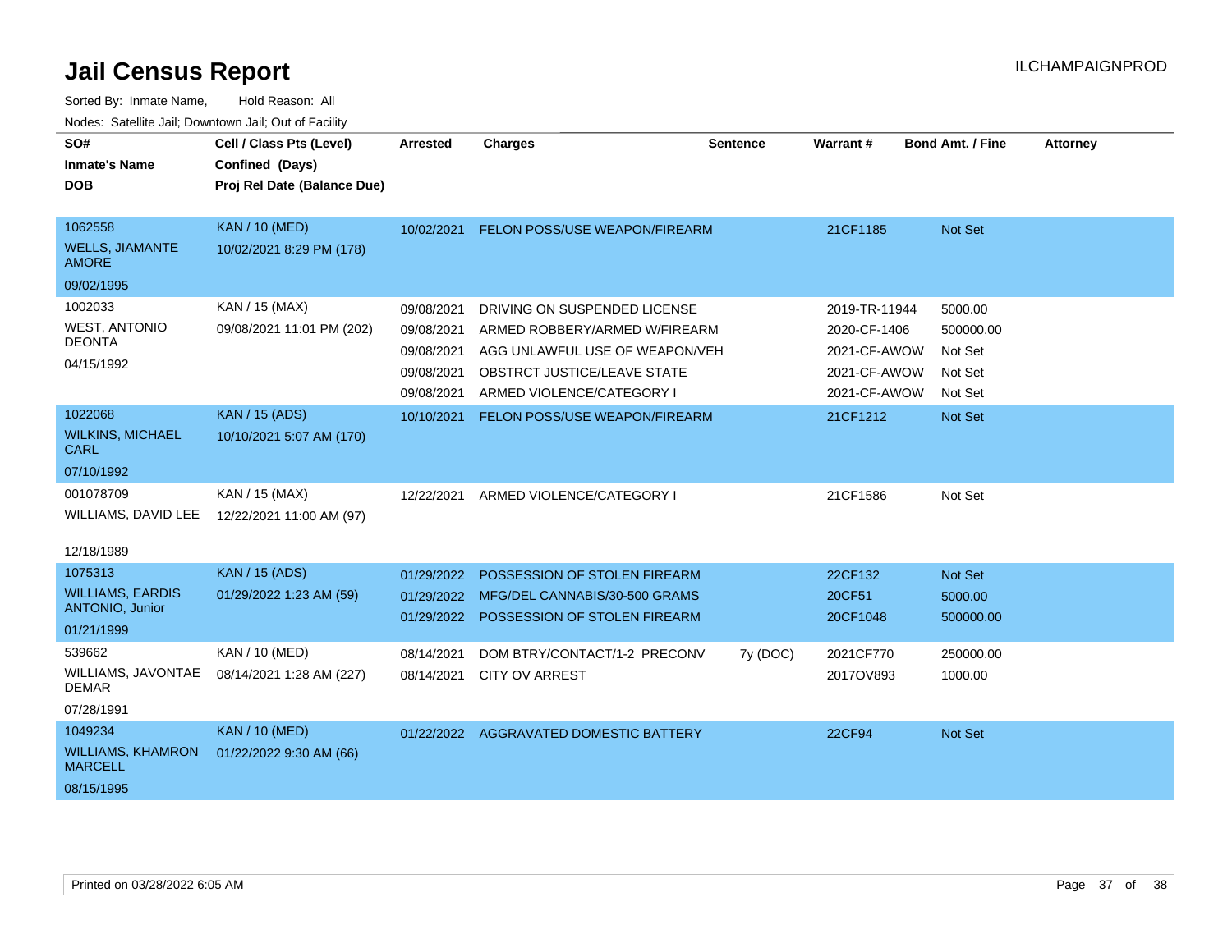# Jail Census Report

ILCHAMPAIGNPROD

Sorted By: Inmate Name, Hold Reason: All

Nodes: Satellite Jail; Downtown Jail; Out of Facility

| SO# / Inmate's Name / DOB | Cell / Class Pts (Level) / Confined (Days) / Proj Rel Date (Balance Due) | Arrested | Charges | Sentence | Warrant # | Bond Amt. / Fine | Attorney |
|---|---|---|---|---|---|---|---|
| 1062558<br>WELLS, JIAMANTE AMORE<br>09/02/1995 | KAN / 10 (MED)<br>10/02/2021 8:29 PM (178) | 10/02/2021 | FELON POSS/USE WEAPON/FIREARM | | 21CF1185 | Not Set | |
| 1002033<br>WEST, ANTONIO DEONTA<br>04/15/1992 | KAN / 15 (MAX)<br>09/08/2021 11:01 PM (202) | 09/08/2021 | DRIVING ON SUSPENDED LICENSE | | 2019-TR-11944 | 5000.00 | |
| | | 09/08/2021 | ARMED ROBBERY/ARMED W/FIREARM | | 2020-CF-1406 | 500000.00 | |
| | | 09/08/2021 | AGG UNLAWFUL USE OF WEAPON/VEH | | 2021-CF-AWOW | Not Set | |
| | | 09/08/2021 | OBSTRCT JUSTICE/LEAVE STATE | | 2021-CF-AWOW | Not Set | |
| | | 09/08/2021 | ARMED VIOLENCE/CATEGORY I | | 2021-CF-AWOW | Not Set | |
| 1022068<br>WILKINS, MICHAEL CARL<br>07/10/1992 | KAN / 15 (ADS)<br>10/10/2021 5:07 AM (170) | 10/10/2021 | FELON POSS/USE WEAPON/FIREARM | | 21CF1212 | Not Set | |
| 001078709<br>WILLIAMS, DAVID LEE<br>12/18/1989 | KAN / 15 (MAX)<br>12/22/2021 11:00 AM (97) | 12/22/2021 | ARMED VIOLENCE/CATEGORY I | | 21CF1586 | Not Set | |
| 1075313<br>WILLIAMS, EARDIS ANTONIO, Junior<br>01/21/1999 | KAN / 15 (ADS)<br>01/29/2022 1:23 AM (59) | 01/29/2022 | POSSESSION OF STOLEN FIREARM | | 22CF132 | Not Set | |
| | | 01/29/2022 | MFG/DEL CANNABIS/30-500 GRAMS | | 20CF51 | 5000.00 | |
| | | 01/29/2022 | POSSESSION OF STOLEN FIREARM | | 20CF1048 | 500000.00 | |
| 539662<br>WILLIAMS, JAVONTAE DEMAR<br>07/28/1991 | KAN / 10 (MED)<br>08/14/2021 1:28 AM (227) | 08/14/2021 | DOM BTRY/CONTACT/1-2 PRECONV | 7y (DOC) | 2021CF770 | 250000.00 | |
| | | 08/14/2021 | CITY OV ARREST | | 2017OV893 | 1000.00 | |
| 1049234<br>WILLIAMS, KHAMRON MARCELL<br>08/15/1995 | KAN / 10 (MED)<br>01/22/2022 9:30 AM (66) | 01/22/2022 | AGGRAVATED DOMESTIC BATTERY | | 22CF94 | Not Set | |

Printed on 03/28/2022 6:05 AM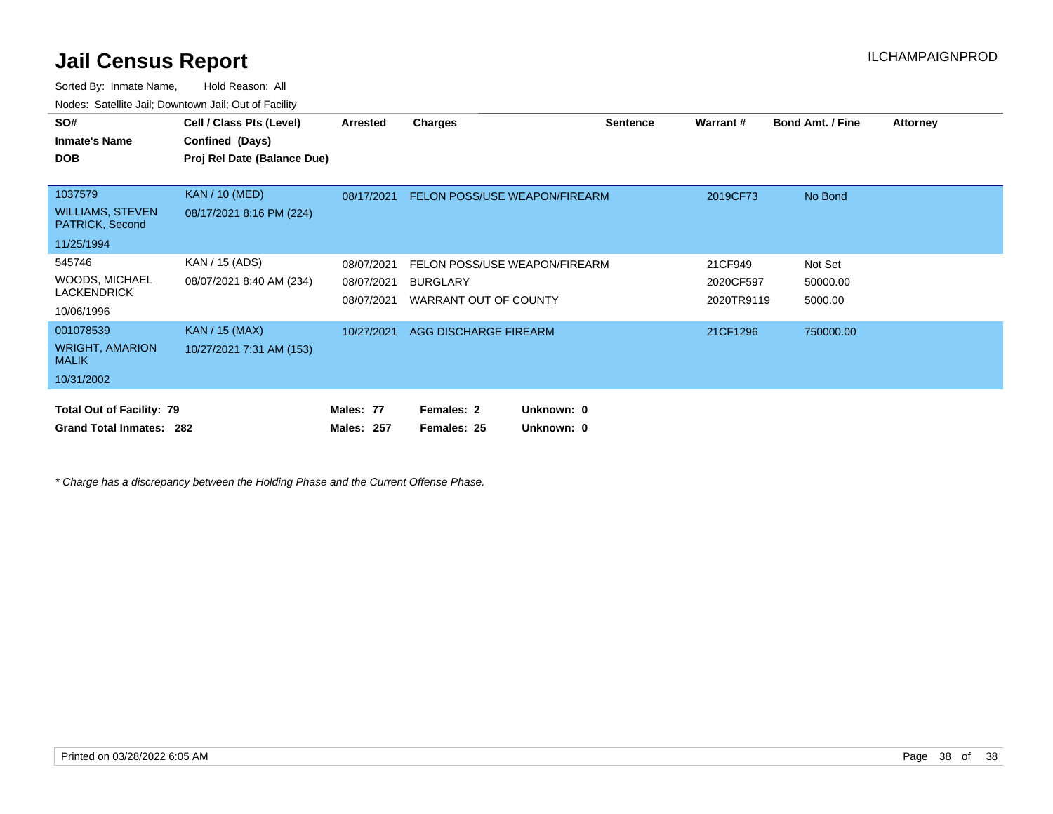# Jail Census Report

ILCHAMPAIGNPROD

Sorted By: Inmate Name, Hold Reason: All

Nodes: Satellite Jail; Downtown Jail; Out of Facility

| SO# / Inmate's Name / DOB | Cell / Class Pts (Level) / Confined (Days) / Proj Rel Date (Balance Due) | Arrested | Charges | Sentence | Warrant # | Bond Amt. / Fine | Attorney |
|---|---|---|---|---|---|---|---|
| 1037579<br>WILLIAMS, STEVEN PATRICK, Second<br>11/25/1994 | KAN / 10 (MED)<br>08/17/2021 8:16 PM (224) | 08/17/2021 | FELON POSS/USE WEAPON/FIREARM | | 2019CF73 | No Bond | |
| 545746<br>WOODS, MICHAEL LACKENDRICK<br>10/06/1996 | KAN / 15 (ADS)<br>08/07/2021 8:40 AM (234) | 08/07/2021 | FELON POSS/USE WEAPON/FIREARM | | 21CF949 | Not Set | |
| | | 08/07/2021 | BURGLARY | | 2020CF597 | 50000.00 | |
| | | 08/07/2021 | WARRANT OUT OF COUNTY | | 2020TR9119 | 5000.00 | |
| 001078539<br>WRIGHT, AMARION MALIK<br>10/31/2002 | KAN / 15 (MAX)<br>10/27/2021 7:31 AM (153) | 10/27/2021 | AGG DISCHARGE FIREARM | | 21CF1296 | 750000.00 | |

| | | | |
|---|---|---|---|
| **Total Out of Facility: 79** | **Males: 77** | **Females: 2** | **Unknown: 0** |
| **Grand Total Inmates: 282** | **Males: 257** | **Females: 25** | **Unknown: 0** |

*\* Charge has a discrepancy between the Holding Phase and the Current Offense Phase.*

Printed on 03/28/2022 6:05 AM